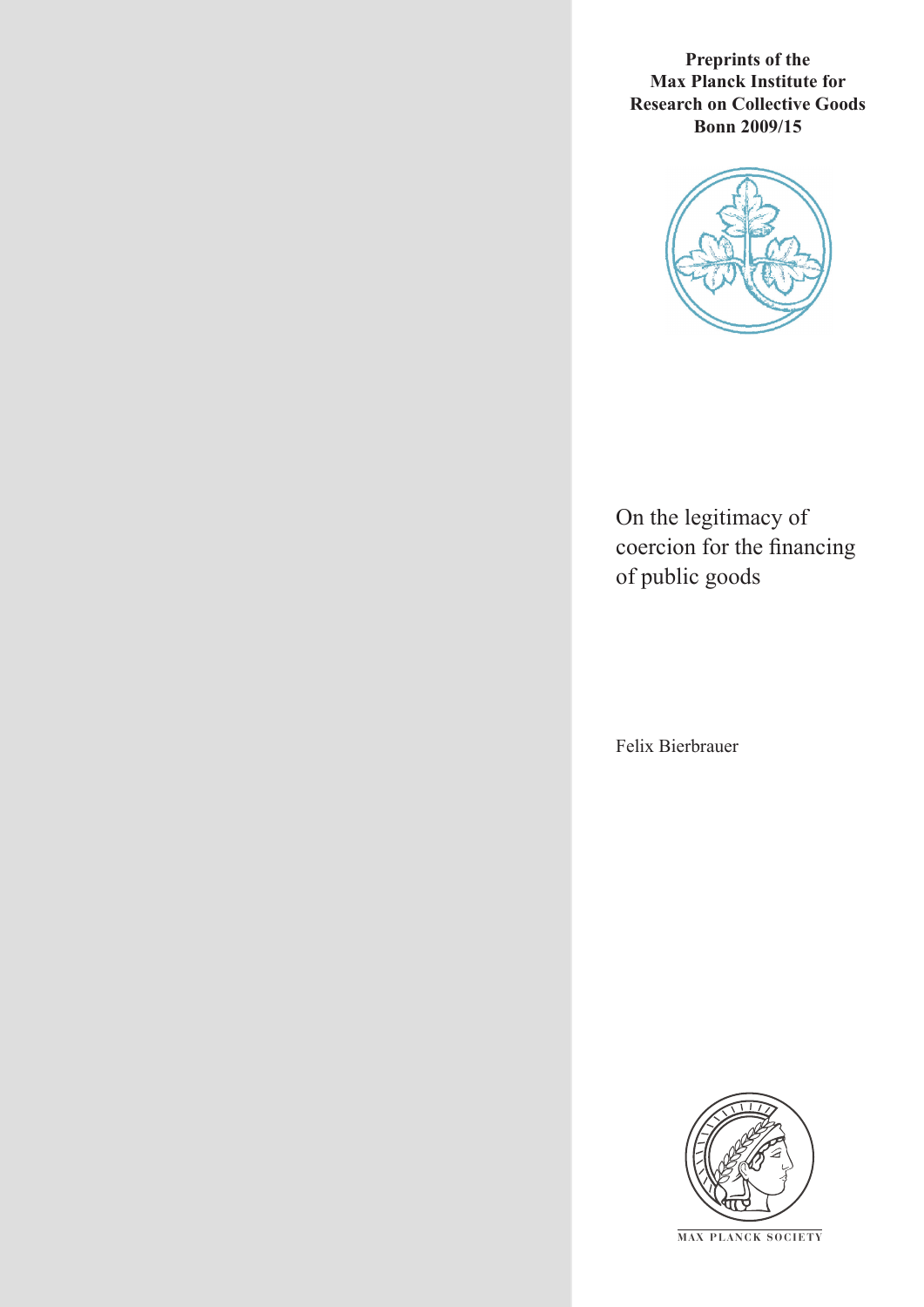**Preprints of the Max Planck Institute for Research on Collective Goods Bonn 2009/15**

# On the legitimacy of coercion for the financing of public goods

Felix Bierbrauer

MAX PLANCK SOCIETY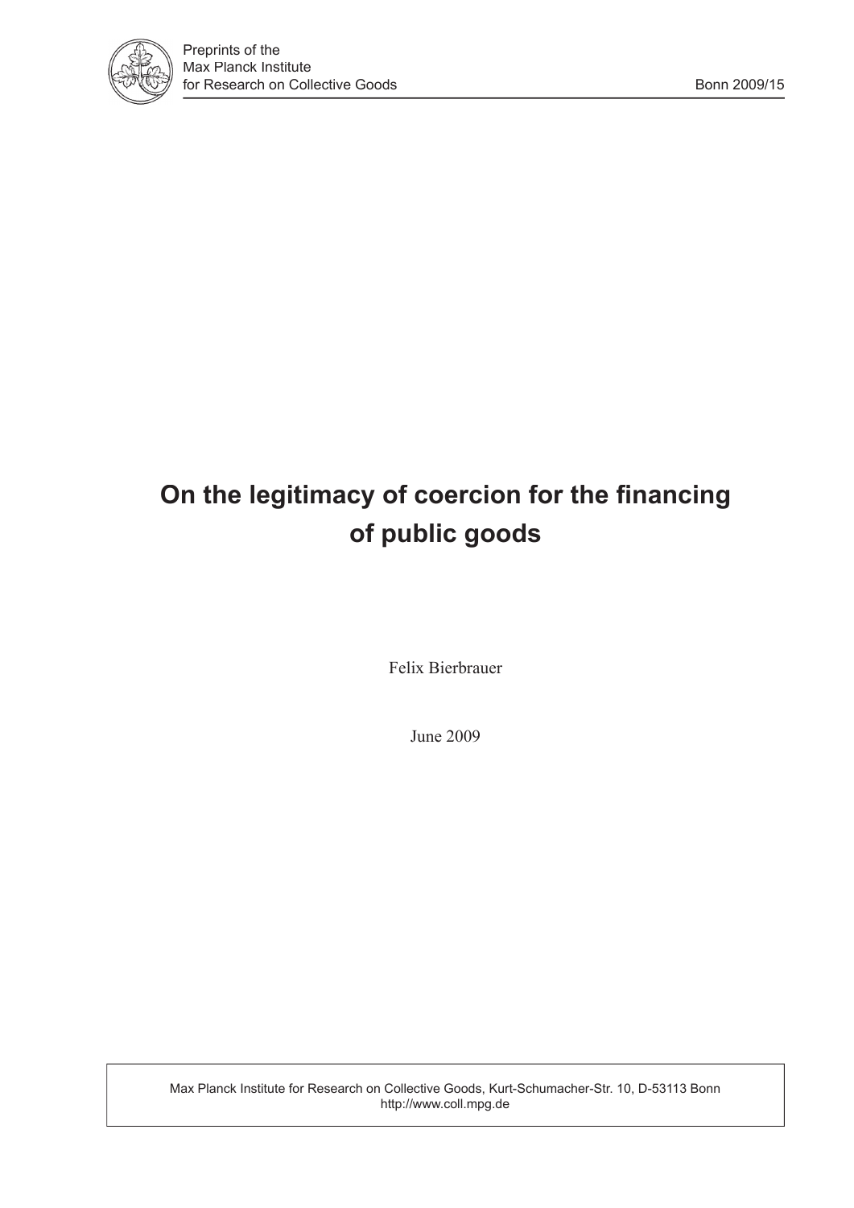# On the legitimacy of coercion for the financing of public goods

Felix Bierbrauer

June 2009

Max Planck Institute for Research on Collective Goods, Kurt-Schumacher-Str. 10, D-53113 Bonn
http://www.coll.mpg.de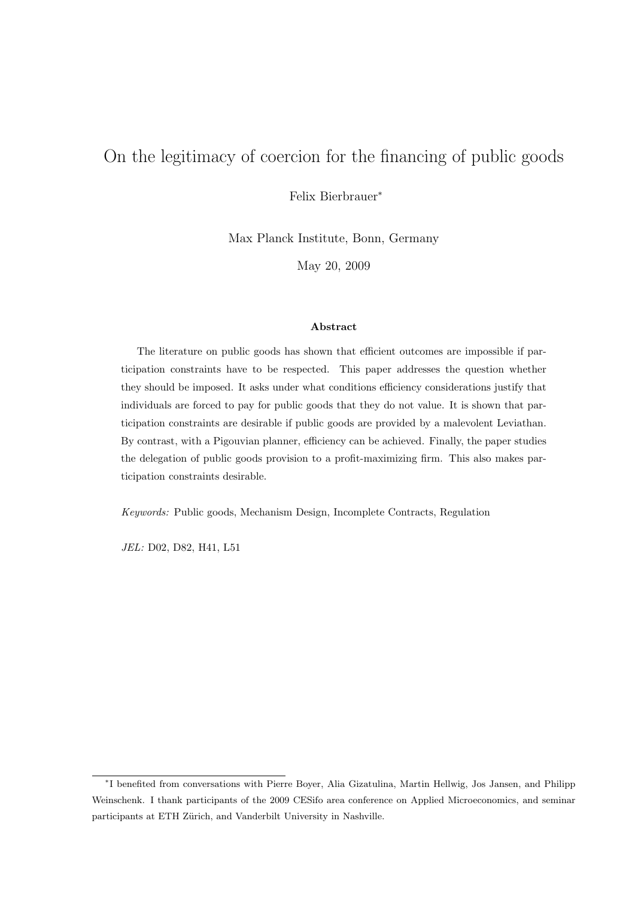# On the legitimacy of coercion for the financing of public goods

Felix Bierbrauer*

Max Planck Institute, Bonn, Germany

May 20, 2009

**Abstract**

The literature on public goods has shown that efficient outcomes are impossible if participation constraints have to be respected. This paper addresses the question whether they should be imposed. It asks under what conditions efficiency considerations justify that individuals are forced to pay for public goods that they do not value. It is shown that participation constraints are desirable if public goods are provided by a malevolent Leviathan. By contrast, with a Pigouvian planner, efficiency can be achieved. Finally, the paper studies the delegation of public goods provision to a profit-maximizing firm. This also makes participation constraints desirable.

*Keywords:* Public goods, Mechanism Design, Incomplete Contracts, Regulation

*JEL:* D02, D82, H41, L51

---

*I benefited from conversations with Pierre Boyer, Alia Gizatulina, Martin Hellwig, Jos Jansen, and Philipp Weinschenk. I thank participants of the 2009 CESifo area conference on Applied Microeconomics, and seminar participants at ETH Zürich, and Vanderbilt University in Nashville.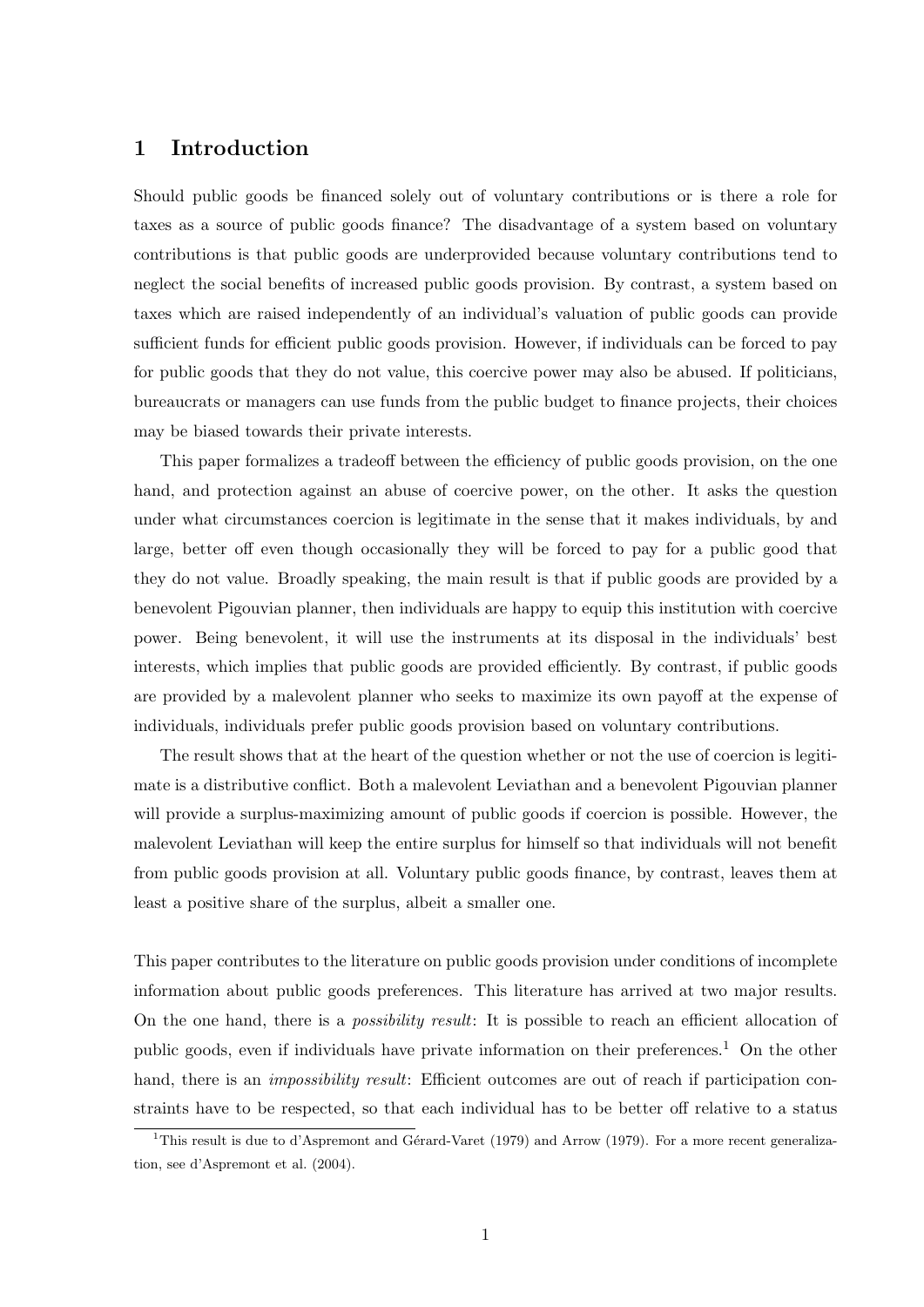# 1 Introduction

Should public goods be financed solely out of voluntary contributions or is there a role for taxes as a source of public goods finance? The disadvantage of a system based on voluntary contributions is that public goods are underprovided because voluntary contributions tend to neglect the social benefits of increased public goods provision. By contrast, a system based on taxes which are raised independently of an individual's valuation of public goods can provide sufficient funds for efficient public goods provision. However, if individuals can be forced to pay for public goods that they do not value, this coercive power may also be abused. If politicians, bureaucrats or managers can use funds from the public budget to finance projects, their choices may be biased towards their private interests.

This paper formalizes a tradeoff between the efficiency of public goods provision, on the one hand, and protection against an abuse of coercive power, on the other. It asks the question under what circumstances coercion is legitimate in the sense that it makes individuals, by and large, better off even though occasionally they will be forced to pay for a public good that they do not value. Broadly speaking, the main result is that if public goods are provided by a benevolent Pigouvian planner, then individuals are happy to equip this institution with coercive power. Being benevolent, it will use the instruments at its disposal in the individuals' best interests, which implies that public goods are provided efficiently. By contrast, if public goods are provided by a malevolent planner who seeks to maximize its own payoff at the expense of individuals, individuals prefer public goods provision based on voluntary contributions.

The result shows that at the heart of the question whether or not the use of coercion is legitimate is a distributive conflict. Both a malevolent Leviathan and a benevolent Pigouvian planner will provide a surplus-maximizing amount of public goods if coercion is possible. However, the malevolent Leviathan will keep the entire surplus for himself so that individuals will not benefit from public goods provision at all. Voluntary public goods finance, by contrast, leaves them at least a positive share of the surplus, albeit a smaller one.

This paper contributes to the literature on public goods provision under conditions of incomplete information about public goods preferences. This literature has arrived at two major results. On the one hand, there is a *possibility result*: It is possible to reach an efficient allocation of public goods, even if individuals have private information on their preferences.[1] On the other hand, there is an *impossibility result*: Efficient outcomes are out of reach if participation constraints have to be respected, so that each individual has to be better off relative to a status

[1] This result is due to d'Aspremont and Gérard-Varet (1979) and Arrow (1979). For a more recent generalization, see d'Aspremont et al. (2004).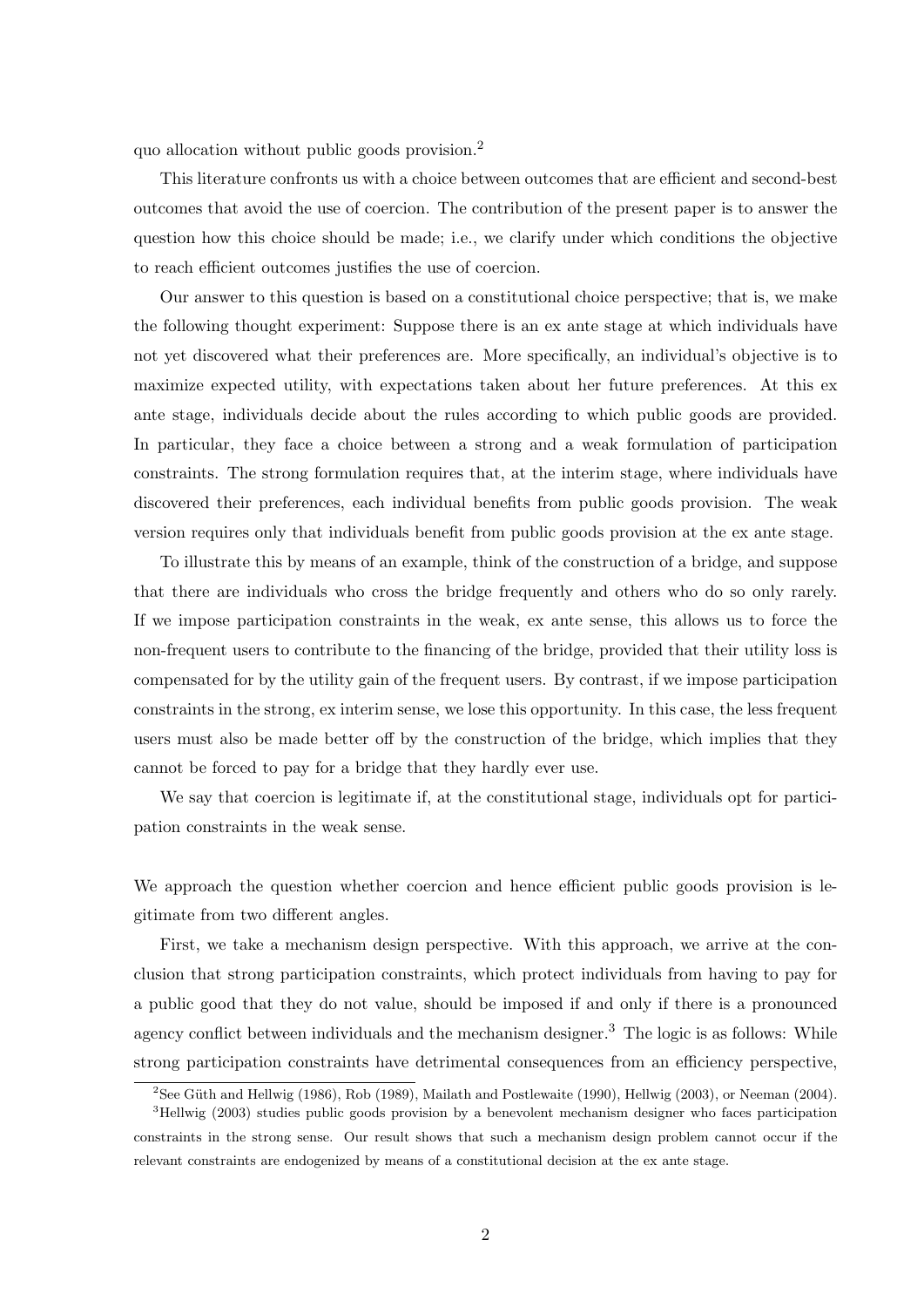quo allocation without public goods provision.[2]

This literature confronts us with a choice between outcomes that are efficient and second-best outcomes that avoid the use of coercion. The contribution of the present paper is to answer the question how this choice should be made; i.e., we clarify under which conditions the objective to reach efficient outcomes justifies the use of coercion.

Our answer to this question is based on a constitutional choice perspective; that is, we make the following thought experiment: Suppose there is an ex ante stage at which individuals have not yet discovered what their preferences are. More specifically, an individual's objective is to maximize expected utility, with expectations taken about her future preferences. At this ex ante stage, individuals decide about the rules according to which public goods are provided. In particular, they face a choice between a strong and a weak formulation of participation constraints. The strong formulation requires that, at the interim stage, where individuals have discovered their preferences, each individual benefits from public goods provision. The weak version requires only that individuals benefit from public goods provision at the ex ante stage.

To illustrate this by means of an example, think of the construction of a bridge, and suppose that there are individuals who cross the bridge frequently and others who do so only rarely. If we impose participation constraints in the weak, ex ante sense, this allows us to force the non-frequent users to contribute to the financing of the bridge, provided that their utility loss is compensated for by the utility gain of the frequent users. By contrast, if we impose participation constraints in the strong, ex interim sense, we lose this opportunity. In this case, the less frequent users must also be made better off by the construction of the bridge, which implies that they cannot be forced to pay for a bridge that they hardly ever use.

We say that coercion is legitimate if, at the constitutional stage, individuals opt for participation constraints in the weak sense.

We approach the question whether coercion and hence efficient public goods provision is legitimate from two different angles.

First, we take a mechanism design perspective. With this approach, we arrive at the conclusion that strong participation constraints, which protect individuals from having to pay for a public good that they do not value, should be imposed if and only if there is a pronounced agency conflict between individuals and the mechanism designer.[3] The logic is as follows: While strong participation constraints have detrimental consequences from an efficiency perspective,

[2] See Güth and Hellwig (1986), Rob (1989), Mailath and Postlewaite (1990), Hellwig (2003), or Neeman (2004).

[3] Hellwig (2003) studies public goods provision by a benevolent mechanism designer who faces participation constraints in the strong sense. Our result shows that such a mechanism design problem cannot occur if the relevant constraints are endogenized by means of a constitutional decision at the ex ante stage.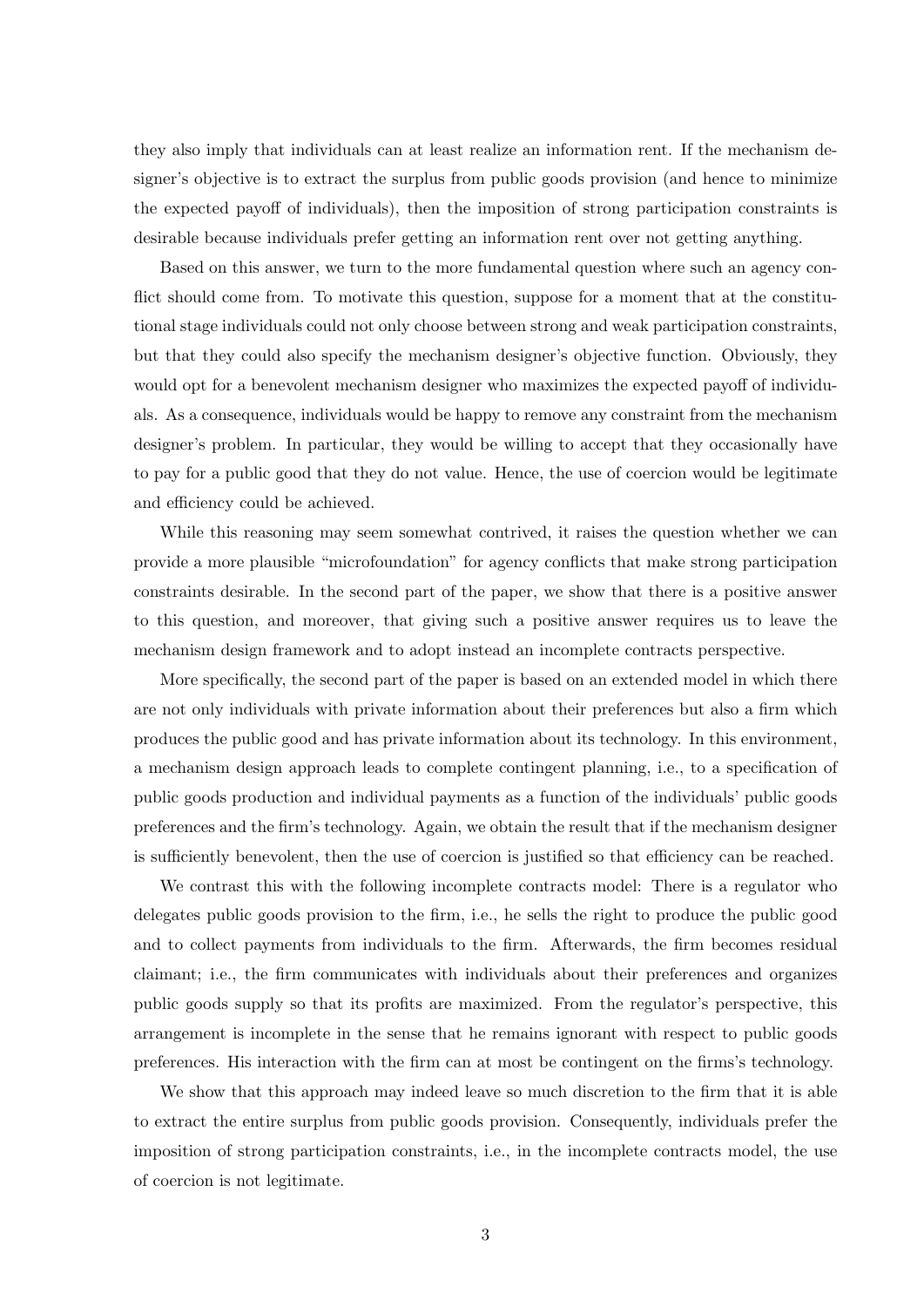they also imply that individuals can at least realize an information rent. If the mechanism designer's objective is to extract the surplus from public goods provision (and hence to minimize the expected payoff of individuals), then the imposition of strong participation constraints is desirable because individuals prefer getting an information rent over not getting anything.

Based on this answer, we turn to the more fundamental question where such an agency conflict should come from. To motivate this question, suppose for a moment that at the constitutional stage individuals could not only choose between strong and weak participation constraints, but that they could also specify the mechanism designer's objective function. Obviously, they would opt for a benevolent mechanism designer who maximizes the expected payoff of individuals. As a consequence, individuals would be happy to remove any constraint from the mechanism designer's problem. In particular, they would be willing to accept that they occasionally have to pay for a public good that they do not value. Hence, the use of coercion would be legitimate and efficiency could be achieved.

While this reasoning may seem somewhat contrived, it raises the question whether we can provide a more plausible "microfoundation" for agency conflicts that make strong participation constraints desirable. In the second part of the paper, we show that there is a positive answer to this question, and moreover, that giving such a positive answer requires us to leave the mechanism design framework and to adopt instead an incomplete contracts perspective.

More specifically, the second part of the paper is based on an extended model in which there are not only individuals with private information about their preferences but also a firm which produces the public good and has private information about its technology. In this environment, a mechanism design approach leads to complete contingent planning, i.e., to a specification of public goods production and individual payments as a function of the individuals' public goods preferences and the firm's technology. Again, we obtain the result that if the mechanism designer is sufficiently benevolent, then the use of coercion is justified so that efficiency can be reached.

We contrast this with the following incomplete contracts model: There is a regulator who delegates public goods provision to the firm, i.e., he sells the right to produce the public good and to collect payments from individuals to the firm. Afterwards, the firm becomes residual claimant; i.e., the firm communicates with individuals about their preferences and organizes public goods supply so that its profits are maximized. From the regulator's perspective, this arrangement is incomplete in the sense that he remains ignorant with respect to public goods preferences. His interaction with the firm can at most be contingent on the firms's technology.

We show that this approach may indeed leave so much discretion to the firm that it is able to extract the entire surplus from public goods provision. Consequently, individuals prefer the imposition of strong participation constraints, i.e., in the incomplete contracts model, the use of coercion is not legitimate.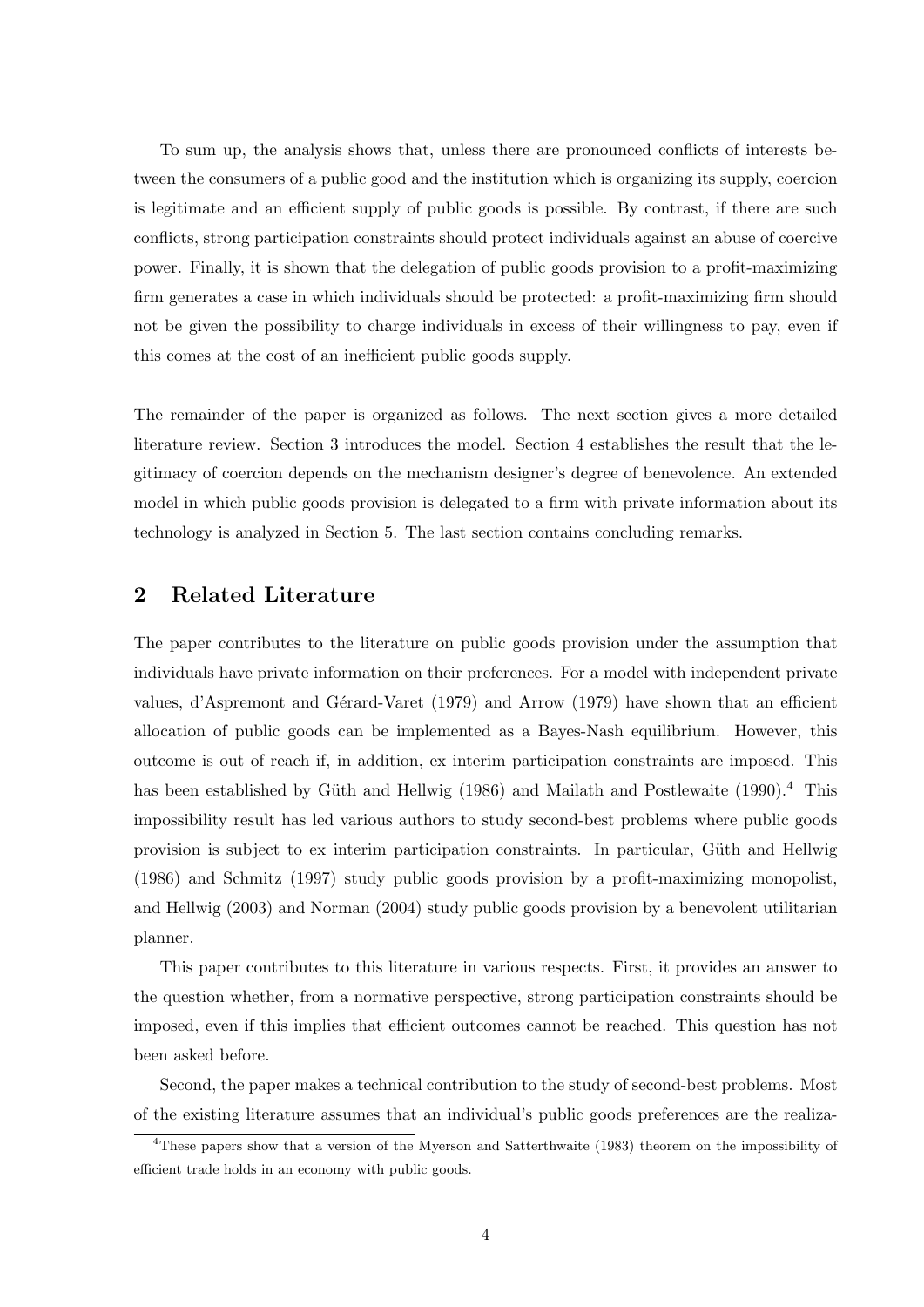To sum up, the analysis shows that, unless there are pronounced conflicts of interests between the consumers of a public good and the institution which is organizing its supply, coercion is legitimate and an efficient supply of public goods is possible. By contrast, if there are such conflicts, strong participation constraints should protect individuals against an abuse of coercive power. Finally, it is shown that the delegation of public goods provision to a profit-maximizing firm generates a case in which individuals should be protected: a profit-maximizing firm should not be given the possibility to charge individuals in excess of their willingness to pay, even if this comes at the cost of an inefficient public goods supply.

The remainder of the paper is organized as follows. The next section gives a more detailed literature review. Section 3 introduces the model. Section 4 establishes the result that the legitimacy of coercion depends on the mechanism designer's degree of benevolence. An extended model in which public goods provision is delegated to a firm with private information about its technology is analyzed in Section 5. The last section contains concluding remarks.

## 2 Related Literature

The paper contributes to the literature on public goods provision under the assumption that individuals have private information on their preferences. For a model with independent private values, d'Aspremont and Gérard-Varet (1979) and Arrow (1979) have shown that an efficient allocation of public goods can be implemented as a Bayes-Nash equilibrium. However, this outcome is out of reach if, in addition, ex interim participation constraints are imposed. This has been established by Güth and Hellwig (1986) and Mailath and Postlewaite (1990).[4] This impossibility result has led various authors to study second-best problems where public goods provision is subject to ex interim participation constraints. In particular, Güth and Hellwig (1986) and Schmitz (1997) study public goods provision by a profit-maximizing monopolist, and Hellwig (2003) and Norman (2004) study public goods provision by a benevolent utilitarian planner.

This paper contributes to this literature in various respects. First, it provides an answer to the question whether, from a normative perspective, strong participation constraints should be imposed, even if this implies that efficient outcomes cannot be reached. This question has not been asked before.

Second, the paper makes a technical contribution to the study of second-best problems. Most of the existing literature assumes that an individual's public goods preferences are the realiza-

[4] These papers show that a version of the Myerson and Satterthwaite (1983) theorem on the impossibility of efficient trade holds in an economy with public goods.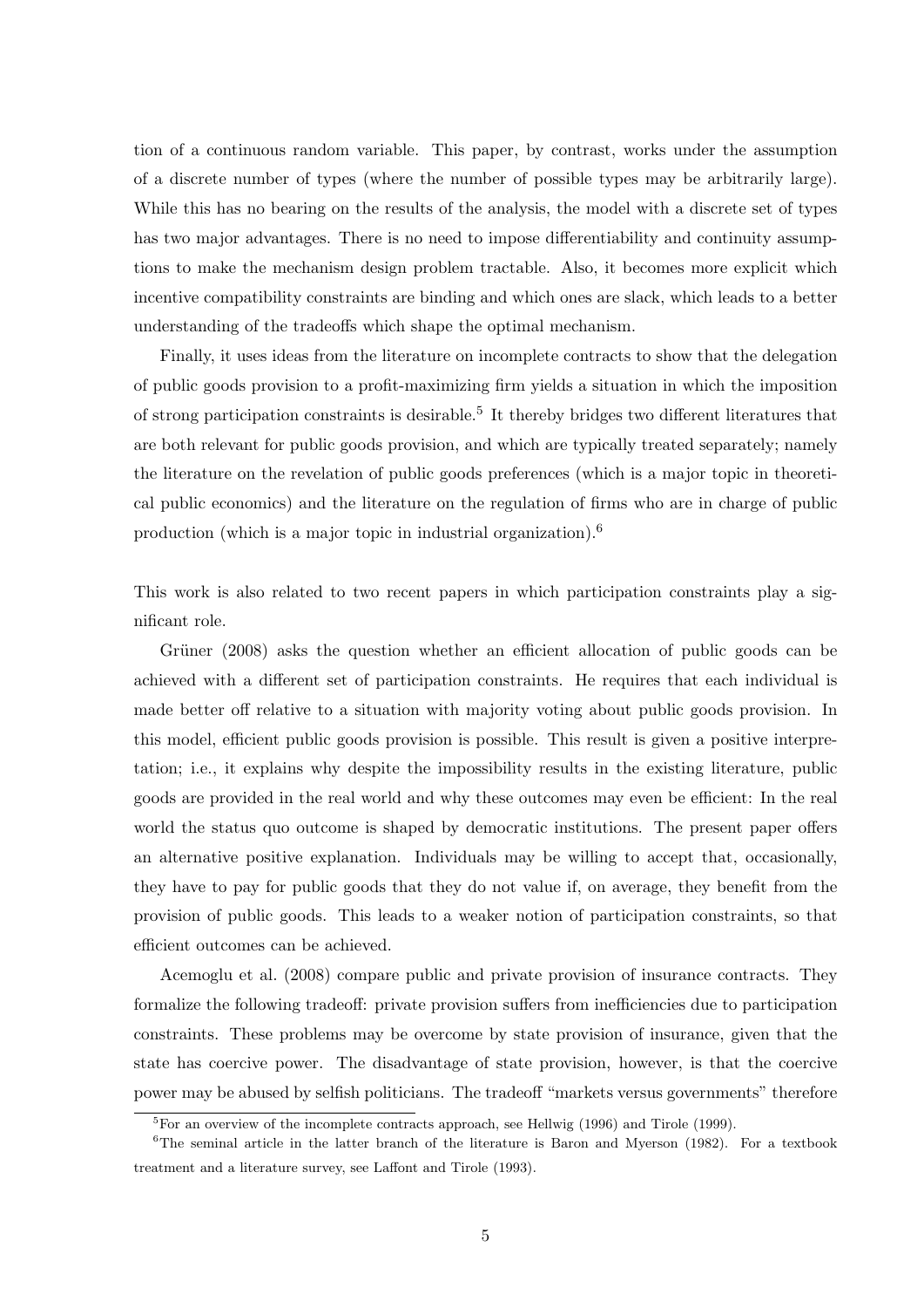tion of a continuous random variable. This paper, by contrast, works under the assumption of a discrete number of types (where the number of possible types may be arbitrarily large). While this has no bearing on the results of the analysis, the model with a discrete set of types has two major advantages. There is no need to impose differentiability and continuity assumptions to make the mechanism design problem tractable. Also, it becomes more explicit which incentive compatibility constraints are binding and which ones are slack, which leads to a better understanding of the tradeoffs which shape the optimal mechanism.

Finally, it uses ideas from the literature on incomplete contracts to show that the delegation of public goods provision to a profit-maximizing firm yields a situation in which the imposition of strong participation constraints is desirable.[5] It thereby bridges two different literatures that are both relevant for public goods provision, and which are typically treated separately; namely the literature on the revelation of public goods preferences (which is a major topic in theoretical public economics) and the literature on the regulation of firms who are in charge of public production (which is a major topic in industrial organization).[6]

This work is also related to two recent papers in which participation constraints play a significant role.

Grüner (2008) asks the question whether an efficient allocation of public goods can be achieved with a different set of participation constraints. He requires that each individual is made better off relative to a situation with majority voting about public goods provision. In this model, efficient public goods provision is possible. This result is given a positive interpretation; i.e., it explains why despite the impossibility results in the existing literature, public goods are provided in the real world and why these outcomes may even be efficient: In the real world the status quo outcome is shaped by democratic institutions. The present paper offers an alternative positive explanation. Individuals may be willing to accept that, occasionally, they have to pay for public goods that they do not value if, on average, they benefit from the provision of public goods. This leads to a weaker notion of participation constraints, so that efficient outcomes can be achieved.

Acemoglu et al. (2008) compare public and private provision of insurance contracts. They formalize the following tradeoff: private provision suffers from inefficiencies due to participation constraints. These problems may be overcome by state provision of insurance, given that the state has coercive power. The disadvantage of state provision, however, is that the coercive power may be abused by selfish politicians. The tradeoff "markets versus governments" therefore

[5] For an overview of the incomplete contracts approach, see Hellwig (1996) and Tirole (1999).

[6] The seminal article in the latter branch of the literature is Baron and Myerson (1982). For a textbook treatment and a literature survey, see Laffont and Tirole (1993).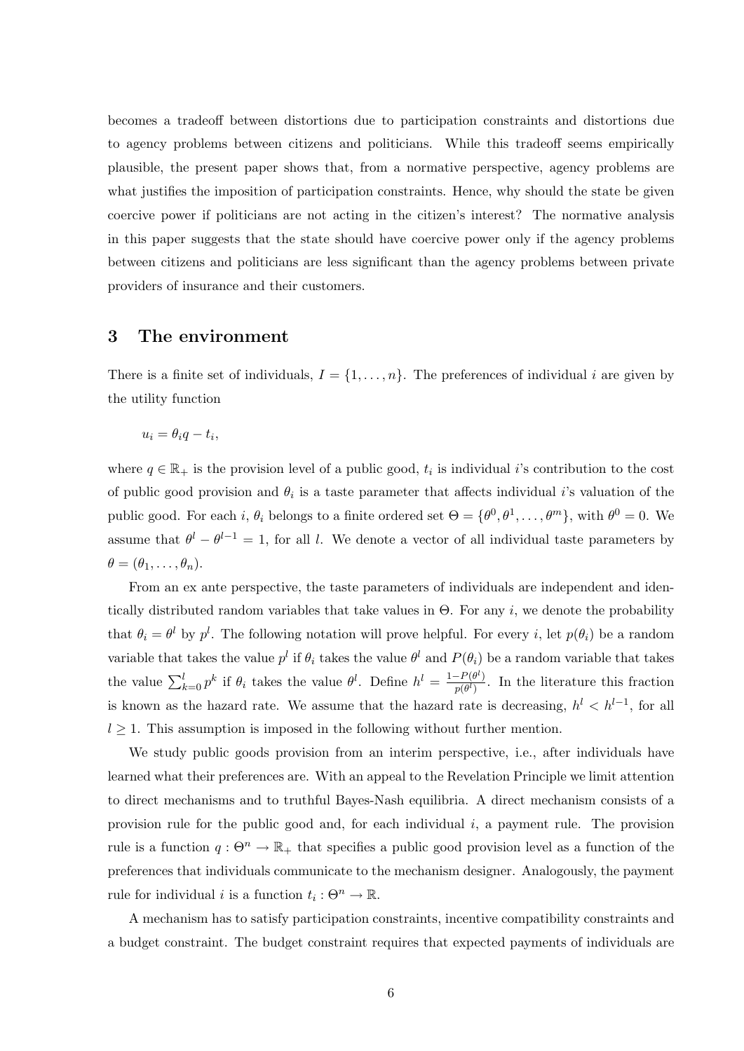becomes a tradeoff between distortions due to participation constraints and distortions due to agency problems between citizens and politicians. While this tradeoff seems empirically plausible, the present paper shows that, from a normative perspective, agency problems are what justifies the imposition of participation constraints. Hence, why should the state be given coercive power if politicians are not acting in the citizen's interest? The normative analysis in this paper suggests that the state should have coercive power only if the agency problems between citizens and politicians are less significant than the agency problems between private providers of insurance and their customers.

## 3 The environment

There is a finite set of individuals, $I = \{1, \ldots, n\}$. The preferences of individual $i$ are given by the utility function

$$u_i = \theta_i q - t_i,$$

where $q \in \mathbb{R}_+$ is the provision level of a public good, $t_i$ is individual $i$'s contribution to the cost of public good provision and $\theta_i$ is a taste parameter that affects individual $i$'s valuation of the public good. For each $i$, $\theta_i$ belongs to a finite ordered set $\Theta = \{\theta^0, \theta^1, \ldots, \theta^m\}$, with $\theta^0 = 0$. We assume that $\theta^l - \theta^{l-1} = 1$, for all $l$. We denote a vector of all individual taste parameters by $\theta = (\theta_1, \ldots, \theta_n)$.

From an ex ante perspective, the taste parameters of individuals are independent and identically distributed random variables that take values in $\Theta$. For any $i$, we denote the probability that $\theta_i = \theta^l$ by $p^l$. The following notation will prove helpful. For every $i$, let $p(\theta_i)$ be a random variable that takes the value $p^l$ if $\theta_i$ takes the value $\theta^l$ and $P(\theta_i)$ be a random variable that takes the value $\sum_{k=0}^{l} p^k$ if $\theta_i$ takes the value $\theta^l$. Define $h^l = \frac{1-P(\theta^l)}{p(\theta^l)}$. In the literature this fraction is known as the hazard rate. We assume that the hazard rate is decreasing, $h^l < h^{l-1}$, for all $l \geq 1$. This assumption is imposed in the following without further mention.

We study public goods provision from an interim perspective, i.e., after individuals have learned what their preferences are. With an appeal to the Revelation Principle we limit attention to direct mechanisms and to truthful Bayes-Nash equilibria. A direct mechanism consists of a provision rule for the public good and, for each individual $i$, a payment rule. The provision rule is a function $q : \Theta^n \to \mathbb{R}_+$ that specifies a public good provision level as a function of the preferences that individuals communicate to the mechanism designer. Analogously, the payment rule for individual $i$ is a function $t_i : \Theta^n \to \mathbb{R}$.

A mechanism has to satisfy participation constraints, incentive compatibility constraints and a budget constraint. The budget constraint requires that expected payments of individuals are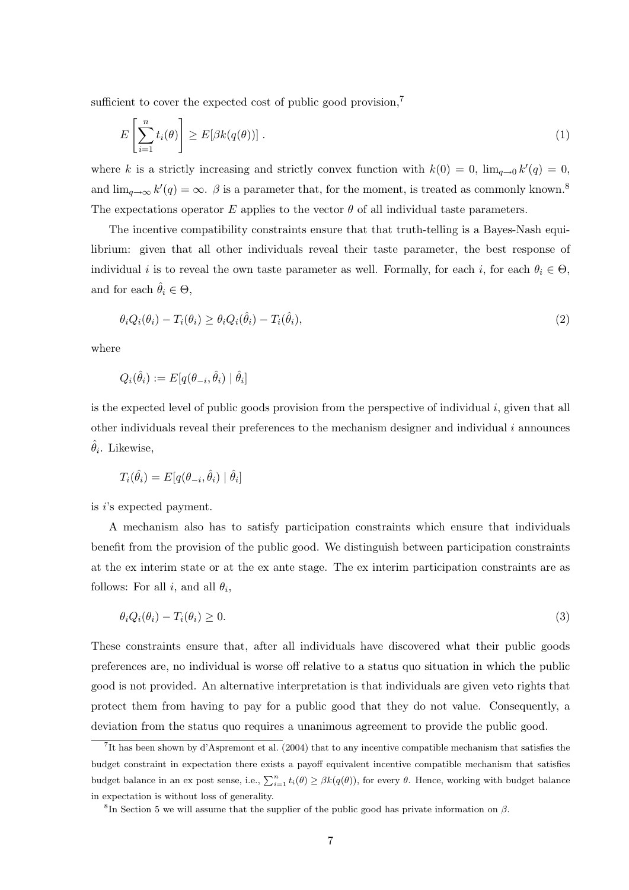sufficient to cover the expected cost of public good provision,[7]

$$E\left[\sum_{i=1}^{n} t_i(\theta)\right] \geq E[\beta k(q(\theta))] \; . \tag{1}$$

where $k$ is a strictly increasing and strictly convex function with $k(0) = 0$, $\lim_{q\to 0} k'(q) = 0$, and $\lim_{q\to\infty} k'(q) = \infty$. $\beta$ is a parameter that, for the moment, is treated as commonly known.[8] The expectations operator $E$ applies to the vector $\theta$ of all individual taste parameters.

The incentive compatibility constraints ensure that that truth-telling is a Bayes-Nash equilibrium: given that all other individuals reveal their taste parameter, the best response of individual $i$ is to reveal the own taste parameter as well. Formally, for each $i$, for each $\theta_i \in \Theta$, and for each $\hat{\theta}_i \in \Theta$,

$$\theta_i Q_i(\theta_i) - T_i(\theta_i) \geq \theta_i Q_i(\hat{\theta}_i) - T_i(\hat{\theta}_i), \tag{2}$$

where

$$Q_i(\hat{\theta}_i) := E[q(\theta_{-i}, \hat{\theta}_i) \mid \hat{\theta}_i]$$

is the expected level of public goods provision from the perspective of individual $i$, given that all other individuals reveal their preferences to the mechanism designer and individual $i$ announces $\hat{\theta}_i$. Likewise,

$$T_i(\hat{\theta}_i) = E[q(\theta_{-i}, \hat{\theta}_i) \mid \hat{\theta}_i]$$

is $i$'s expected payment.

A mechanism also has to satisfy participation constraints which ensure that individuals benefit from the provision of the public good. We distinguish between participation constraints at the ex interim state or at the ex ante stage. The ex interim participation constraints are as follows: For all $i$, and all $\theta_i$,

$$\theta_i Q_i(\theta_i) - T_i(\theta_i) \geq 0. \tag{3}$$

These constraints ensure that, after all individuals have discovered what their public goods preferences are, no individual is worse off relative to a status quo situation in which the public good is not provided. An alternative interpretation is that individuals are given veto rights that protect them from having to pay for a public good that they do not value. Consequently, a deviation from the status quo requires a unanimous agreement to provide the public good.

---

[7] It has been shown by d'Aspremont et al. (2004) that to any incentive compatible mechanism that satisfies the budget constraint in expectation there exists a payoff equivalent incentive compatible mechanism that satisfies budget balance in an ex post sense, i.e., $\sum_{i=1}^{n} t_i(\theta) \geq \beta k(q(\theta))$, for every $\theta$. Hence, working with budget balance in expectation is without loss of generality.

[8] In Section 5 we will assume that the supplier of the public good has private information on $\beta$.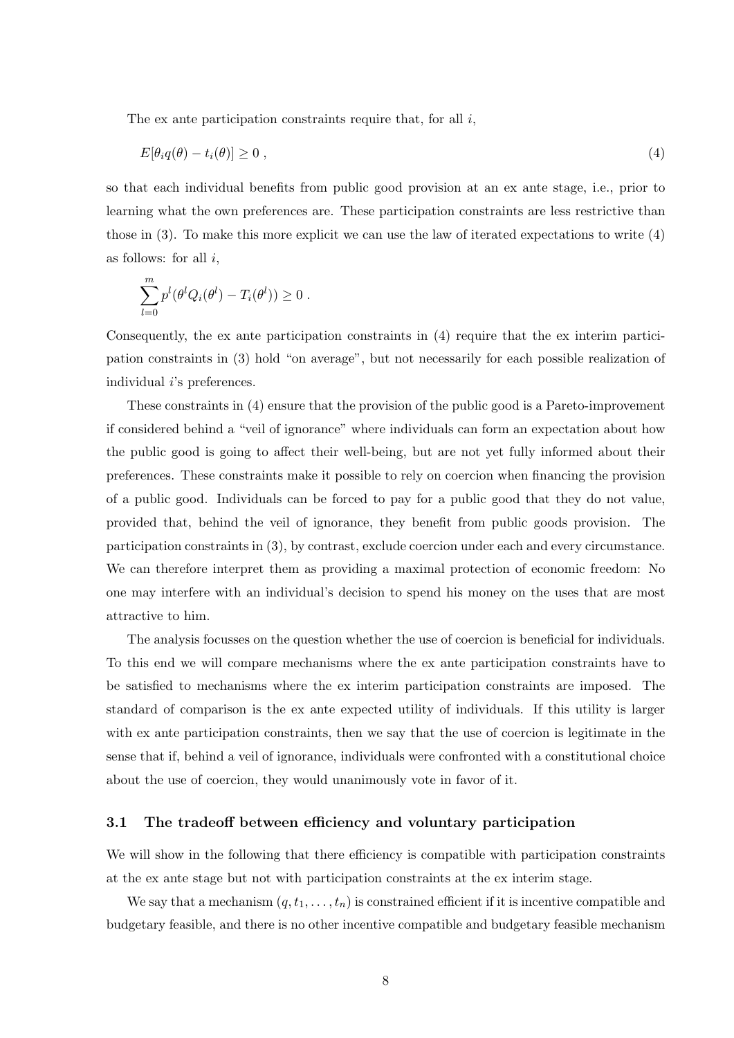The ex ante participation constraints require that, for all $i$,

$$E[\theta_i q(\theta) - t_i(\theta)] \geq 0 \,, \tag{4}$$

so that each individual benefits from public good provision at an ex ante stage, i.e., prior to learning what the own preferences are. These participation constraints are less restrictive than those in (3). To make this more explicit we can use the law of iterated expectations to write (4) as follows: for all $i$,

$$\sum_{l=0}^{m} p^l(\theta^l Q_i(\theta^l) - T_i(\theta^l)) \geq 0 \,.$$

Consequently, the ex ante participation constraints in (4) require that the ex interim participation constraints in (3) hold "on average", but not necessarily for each possible realization of individual $i$'s preferences.

These constraints in (4) ensure that the provision of the public good is a Pareto-improvement if considered behind a "veil of ignorance" where individuals can form an expectation about how the public good is going to affect their well-being, but are not yet fully informed about their preferences. These constraints make it possible to rely on coercion when financing the provision of a public good. Individuals can be forced to pay for a public good that they do not value, provided that, behind the veil of ignorance, they benefit from public goods provision. The participation constraints in (3), by contrast, exclude coercion under each and every circumstance. We can therefore interpret them as providing a maximal protection of economic freedom: No one may interfere with an individual's decision to spend his money on the uses that are most attractive to him.

The analysis focusses on the question whether the use of coercion is beneficial for individuals. To this end we will compare mechanisms where the ex ante participation constraints have to be satisfied to mechanisms where the ex interim participation constraints are imposed. The standard of comparison is the ex ante expected utility of individuals. If this utility is larger with ex ante participation constraints, then we say that the use of coercion is legitimate in the sense that if, behind a veil of ignorance, individuals were confronted with a constitutional choice about the use of coercion, they would unanimously vote in favor of it.

### 3.1 The tradeoff between efficiency and voluntary participation

We will show in the following that there efficiency is compatible with participation constraints at the ex ante stage but not with participation constraints at the ex interim stage.

We say that a mechanism $(q, t_1, \ldots, t_n)$ is constrained efficient if it is incentive compatible and budgetary feasible, and there is no other incentive compatible and budgetary feasible mechanism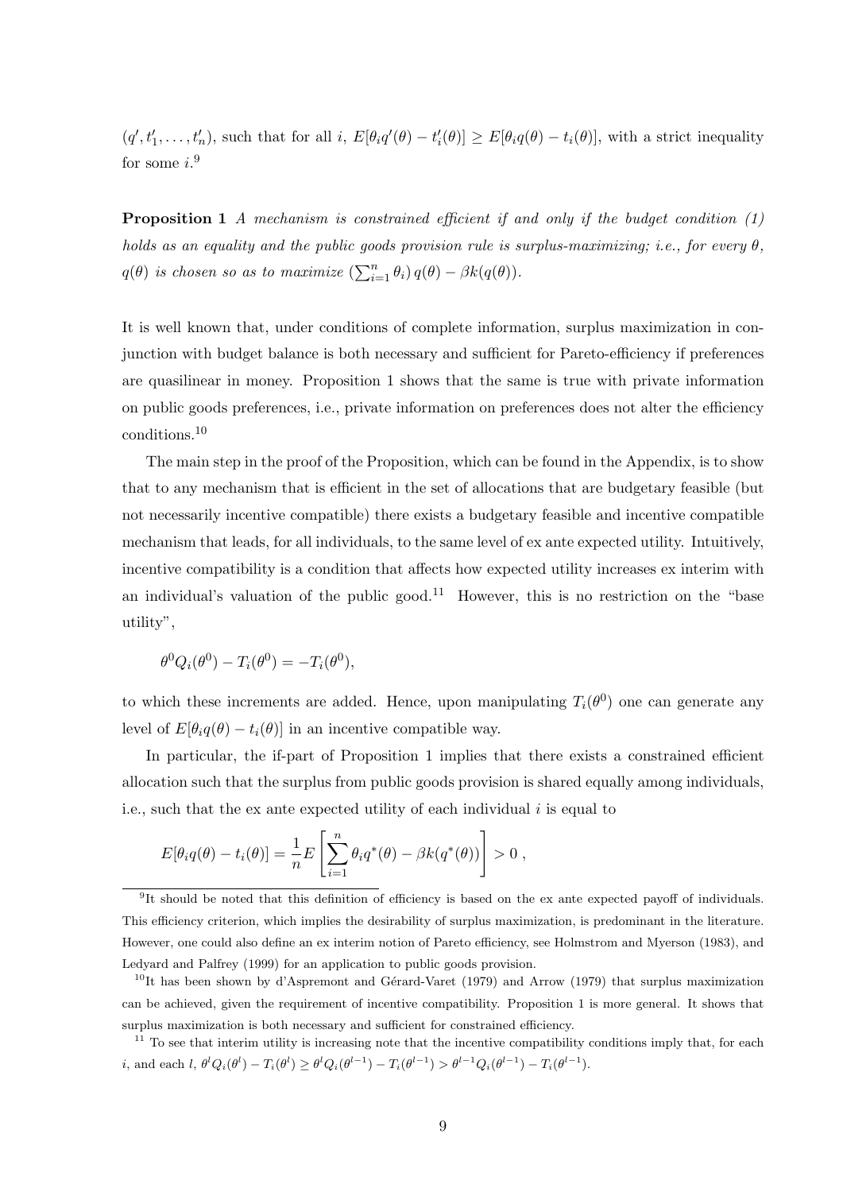$(q', t'_1, \ldots, t'_n)$, such that for all $i$, $E[\theta_i q'(\theta) - t'_i(\theta)] \geq E[\theta_i q(\theta) - t_i(\theta)]$, with a strict inequality for some $i$.[9]

**Proposition 1** *A mechanism is constrained efficient if and only if the budget condition (1) holds as an equality and the public goods provision rule is surplus-maximizing; i.e., for every $\theta$, $q(\theta)$ is chosen so as to maximize $\left(\sum_{i=1}^n \theta_i\right) q(\theta) - \beta k(q(\theta))$.*

It is well known that, under conditions of complete information, surplus maximization in conjunction with budget balance is both necessary and sufficient for Pareto-efficiency if preferences are quasilinear in money. Proposition 1 shows that the same is true with private information on public goods preferences, i.e., private information on preferences does not alter the efficiency conditions.[10]

The main step in the proof of the Proposition, which can be found in the Appendix, is to show that to any mechanism that is efficient in the set of allocations that are budgetary feasible (but not necessarily incentive compatible) there exists a budgetary feasible and incentive compatible mechanism that leads, for all individuals, to the same level of ex ante expected utility. Intuitively, incentive compatibility is a condition that affects how expected utility increases ex interim with an individual's valuation of the public good.[11] However, this is no restriction on the "base utility",

$$\theta^0 Q_i(\theta^0) - T_i(\theta^0) = -T_i(\theta^0),$$

to which these increments are added. Hence, upon manipulating $T_i(\theta^0)$ one can generate any level of $E[\theta_i q(\theta) - t_i(\theta)]$ in an incentive compatible way.

In particular, the if-part of Proposition 1 implies that there exists a constrained efficient allocation such that the surplus from public goods provision is shared equally among individuals, i.e., such that the ex ante expected utility of each individual $i$ is equal to

$$E[\theta_i q(\theta) - t_i(\theta)] = \frac{1}{n} E\left[\sum_{i=1}^n \theta_i q^*(\theta) - \beta k(q^*(\theta))\right] > 0 \,,$$

[9] It should be noted that this definition of efficiency is based on the ex ante expected payoff of individuals. This efficiency criterion, which implies the desirability of surplus maximization, is predominant in the literature. However, one could also define an ex interim notion of Pareto efficiency, see Holmstrom and Myerson (1983), and Ledyard and Palfrey (1999) for an application to public goods provision.

[10] It has been shown by d'Aspremont and Gérard-Varet (1979) and Arrow (1979) that surplus maximization can be achieved, given the requirement of incentive compatibility. Proposition 1 is more general. It shows that surplus maximization is both necessary and sufficient for constrained efficiency.

[11] To see that interim utility is increasing note that the incentive compatibility conditions imply that, for each $i$, and each $l$, $\theta^l Q_i(\theta^l) - T_i(\theta^l) \geq \theta^l Q_i(\theta^{l-1}) - T_i(\theta^{l-1}) > \theta^{l-1} Q_i(\theta^{l-1}) - T_i(\theta^{l-1})$.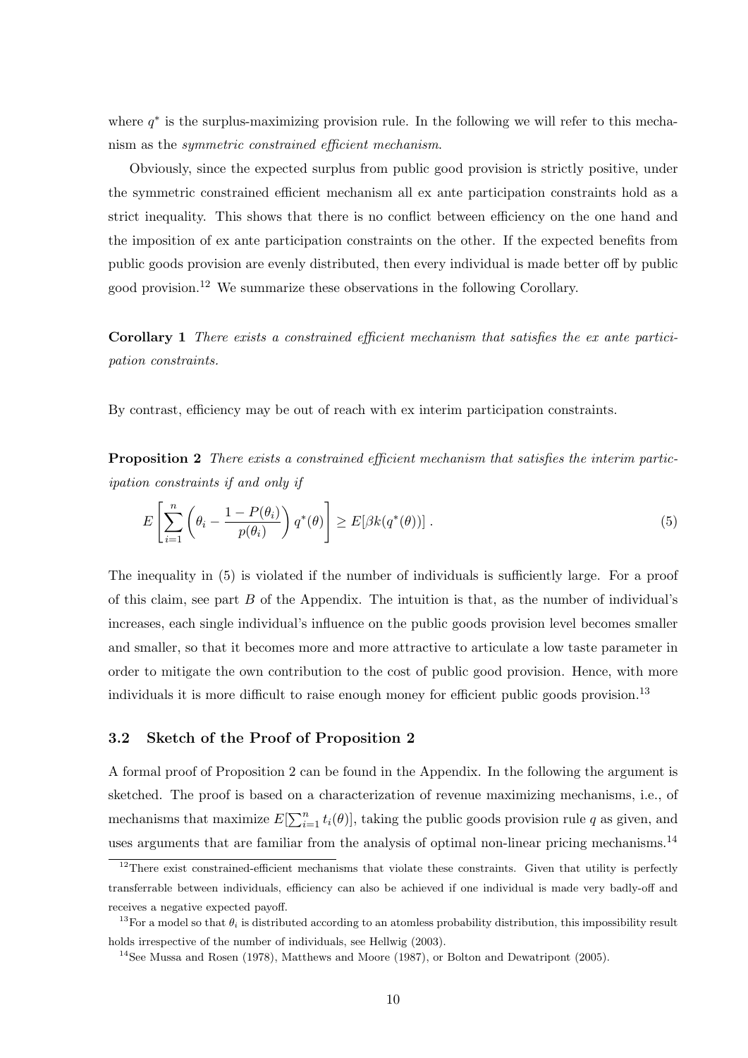where $q^*$ is the surplus-maximizing provision rule. In the following we will refer to this mechanism as the *symmetric constrained efficient mechanism*.

Obviously, since the expected surplus from public good provision is strictly positive, under the symmetric constrained efficient mechanism all ex ante participation constraints hold as a strict inequality. This shows that there is no conflict between efficiency on the one hand and the imposition of ex ante participation constraints on the other. If the expected benefits from public goods provision are evenly distributed, then every individual is made better off by public good provision.[12] We summarize these observations in the following Corollary.

**Corollary 1** *There exists a constrained efficient mechanism that satisfies the ex ante participation constraints.*

By contrast, efficiency may be out of reach with ex interim participation constraints.

**Proposition 2** *There exists a constrained efficient mechanism that satisfies the interim participation constraints if and only if*

$$E\left[\sum_{i=1}^{n}\left(\theta_i - \frac{1-P(\theta_i)}{p(\theta_i)}\right)q^*(\theta)\right] \geq E[\beta k(q^*(\theta))]\,. \tag{5}$$

The inequality in (5) is violated if the number of individuals is sufficiently large. For a proof of this claim, see part $B$ of the Appendix. The intuition is that, as the number of individual's increases, each single individual's influence on the public goods provision level becomes smaller and smaller, so that it becomes more and more attractive to articulate a low taste parameter in order to mitigate the own contribution to the cost of public good provision. Hence, with more individuals it is more difficult to raise enough money for efficient public goods provision.[13]

### 3.2 Sketch of the Proof of Proposition 2

A formal proof of Proposition 2 can be found in the Appendix. In the following the argument is sketched. The proof is based on a characterization of revenue maximizing mechanisms, i.e., of mechanisms that maximize $E[\sum_{i=1}^{n} t_i(\theta)]$, taking the public goods provision rule $q$ as given, and uses arguments that are familiar from the analysis of optimal non-linear pricing mechanisms.[14]

---

[12] There exist constrained-efficient mechanisms that violate these constraints. Given that utility is perfectly transferrable between individuals, efficiency can also be achieved if one individual is made very badly-off and receives a negative expected payoff.

[13] For a model so that $\theta_i$ is distributed according to an atomless probability distribution, this impossibility result holds irrespective of the number of individuals, see Hellwig (2003).

[14] See Mussa and Rosen (1978), Matthews and Moore (1987), or Bolton and Dewatripont (2005).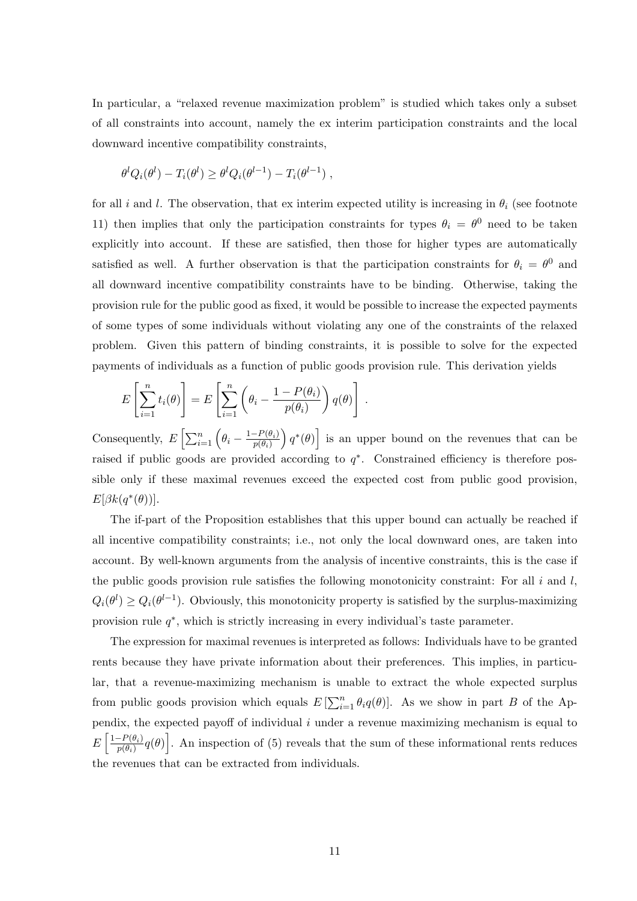In particular, a "relaxed revenue maximization problem" is studied which takes only a subset of all constraints into account, namely the ex interim participation constraints and the local downward incentive compatibility constraints,

$$\theta^l Q_i(\theta^l) - T_i(\theta^l) \geq \theta^l Q_i(\theta^{l-1}) - T_i(\theta^{l-1}) ,$$

for all $i$ and $l$. The observation, that ex interim expected utility is increasing in $\theta_i$ (see footnote 11) then implies that only the participation constraints for types $\theta_i = \theta^0$ need to be taken explicitly into account. If these are satisfied, then those for higher types are automatically satisfied as well. A further observation is that the participation constraints for $\theta_i = \theta^0$ and all downward incentive compatibility constraints have to be binding. Otherwise, taking the provision rule for the public good as fixed, it would be possible to increase the expected payments of some types of some individuals without violating any one of the constraints of the relaxed problem. Given this pattern of binding constraints, it is possible to solve for the expected payments of individuals as a function of public goods provision rule. This derivation yields

$$E\left[\sum_{i=1}^{n} t_i(\theta)\right] = E\left[\sum_{i=1}^{n}\left(\theta_i - \frac{1-P(\theta_i)}{p(\theta_i)}\right) q(\theta)\right] .$$

Consequently, $E\left[\sum_{i=1}^{n}\left(\theta_i - \frac{1-P(\theta_i)}{p(\theta_i)}\right) q^*(\theta)\right]$ is an upper bound on the revenues that can be raised if public goods are provided according to $q^*$. Constrained efficiency is therefore possible only if these maximal revenues exceed the expected cost from public good provision, $E[\beta k(q^*(\theta))]$.

The if-part of the Proposition establishes that this upper bound can actually be reached if all incentive compatibility constraints; i.e., not only the local downward ones, are taken into account. By well-known arguments from the analysis of incentive constraints, this is the case if the public goods provision rule satisfies the following monotonicity constraint: For all $i$ and $l$, $Q_i(\theta^l) \geq Q_i(\theta^{l-1})$. Obviously, this monotonicity property is satisfied by the surplus-maximizing provision rule $q^*$, which is strictly increasing in every individual's taste parameter.

The expression for maximal revenues is interpreted as follows: Individuals have to be granted rents because they have private information about their preferences. This implies, in particular, that a revenue-maximizing mechanism is unable to extract the whole expected surplus from public goods provision which equals $E\left[\sum_{i=1}^{n}\theta_i q(\theta)\right]$. As we show in part $B$ of the Appendix, the expected payoff of individual $i$ under a revenue maximizing mechanism is equal to $E\left[\frac{1-P(\theta_i)}{p(\theta_i)} q(\theta)\right]$. An inspection of (5) reveals that the sum of these informational rents reduces the revenues that can be extracted from individuals.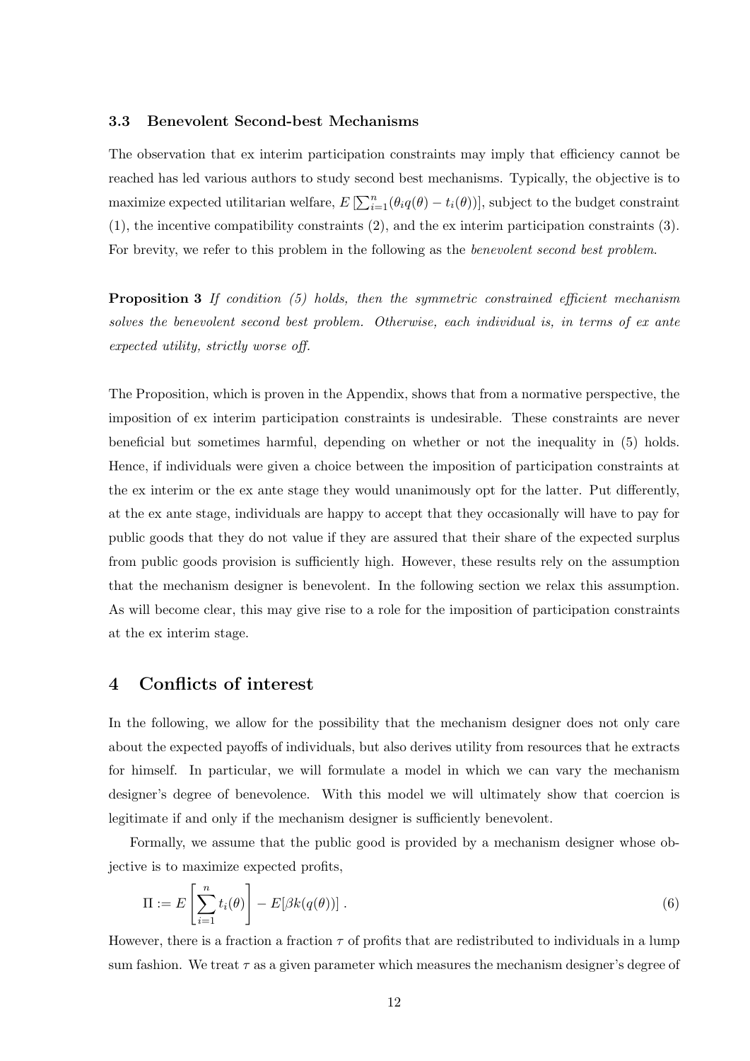### 3.3 Benevolent Second-best Mechanisms

The observation that ex interim participation constraints may imply that efficiency cannot be reached has led various authors to study second best mechanisms. Typically, the objective is to maximize expected utilitarian welfare, $E\left[\sum_{i=1}^{n}(\theta_i q(\theta) - t_i(\theta))\right]$, subject to the budget constraint (1), the incentive compatibility constraints (2), and the ex interim participation constraints (3). For brevity, we refer to this problem in the following as the *benevolent second best problem*.

**Proposition 3** *If condition (5) holds, then the symmetric constrained efficient mechanism solves the benevolent second best problem. Otherwise, each individual is, in terms of ex ante expected utility, strictly worse off.*

The Proposition, which is proven in the Appendix, shows that from a normative perspective, the imposition of ex interim participation constraints is undesirable. These constraints are never beneficial but sometimes harmful, depending on whether or not the inequality in (5) holds. Hence, if individuals were given a choice between the imposition of participation constraints at the ex interim or the ex ante stage they would unanimously opt for the latter. Put differently, at the ex ante stage, individuals are happy to accept that they occasionally will have to pay for public goods that they do not value if they are assured that their share of the expected surplus from public goods provision is sufficiently high. However, these results rely on the assumption that the mechanism designer is benevolent. In the following section we relax this assumption. As will become clear, this may give rise to a role for the imposition of participation constraints at the ex interim stage.

## 4 Conflicts of interest

In the following, we allow for the possibility that the mechanism designer does not only care about the expected payoffs of individuals, but also derives utility from resources that he extracts for himself. In particular, we will formulate a model in which we can vary the mechanism designer's degree of benevolence. With this model we will ultimately show that coercion is legitimate if and only if the mechanism designer is sufficiently benevolent.

Formally, we assume that the public good is provided by a mechanism designer whose objective is to maximize expected profits,

$$\Pi := E\left[\sum_{i=1}^{n} t_i(\theta)\right] - E[\beta k(q(\theta))] \ . \tag{6}$$

However, there is a fraction a fraction $\tau$ of profits that are redistributed to individuals in a lump sum fashion. We treat $\tau$ as a given parameter which measures the mechanism designer's degree of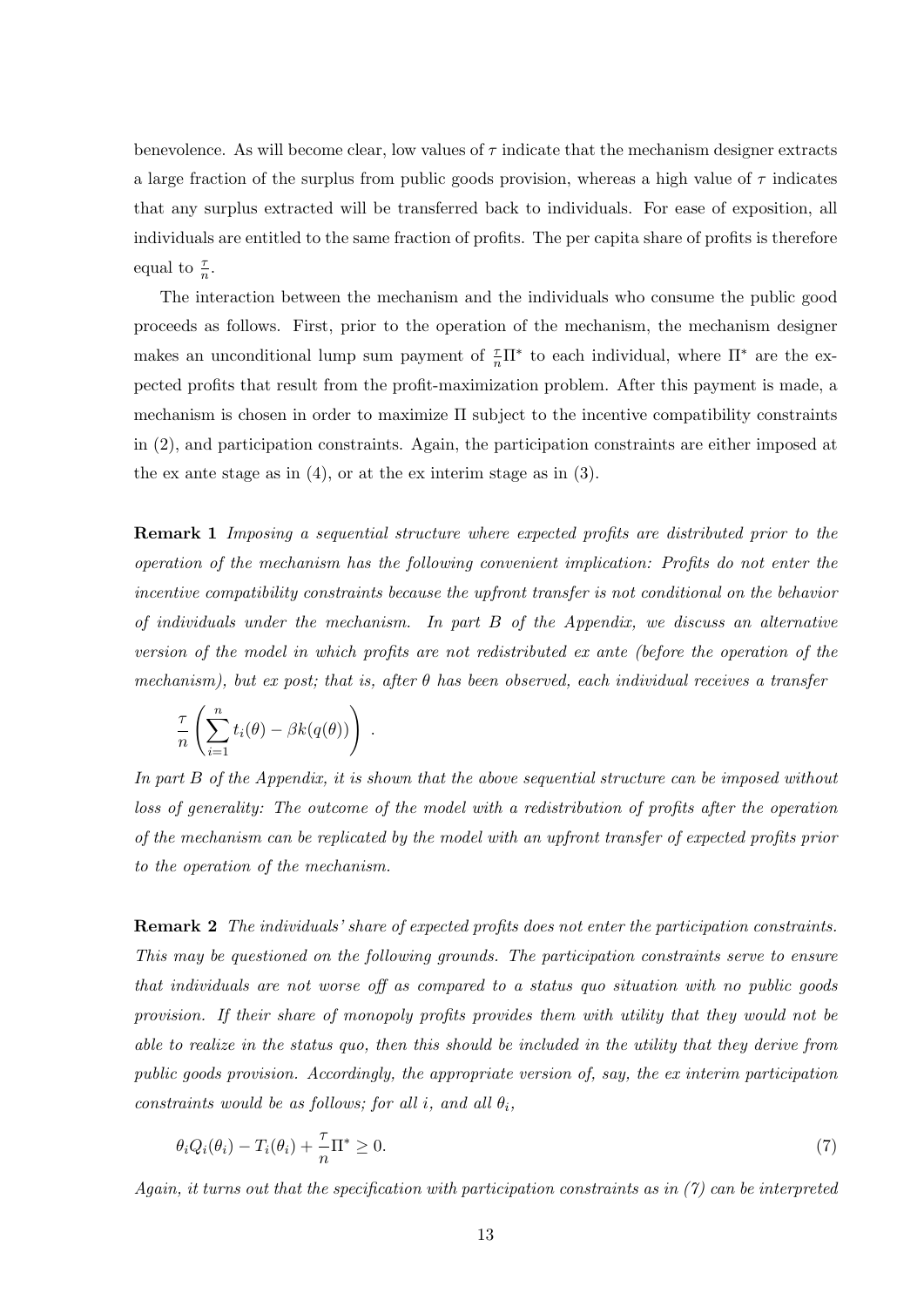benevolence. As will become clear, low values of $\tau$ indicate that the mechanism designer extracts a large fraction of the surplus from public goods provision, whereas a high value of $\tau$ indicates that any surplus extracted will be transferred back to individuals. For ease of exposition, all individuals are entitled to the same fraction of profits. The per capita share of profits is therefore equal to $\frac{\tau}{n}$.

The interaction between the mechanism and the individuals who consume the public good proceeds as follows. First, prior to the operation of the mechanism, the mechanism designer makes an unconditional lump sum payment of $\frac{\tau}{n}\Pi^*$ to each individual, where $\Pi^*$ are the expected profits that result from the profit-maximization problem. After this payment is made, a mechanism is chosen in order to maximize $\Pi$ subject to the incentive compatibility constraints in (2), and participation constraints. Again, the participation constraints are either imposed at the ex ante stage as in (4), or at the ex interim stage as in (3).

**Remark 1** *Imposing a sequential structure where expected profits are distributed prior to the operation of the mechanism has the following convenient implication: Profits do not enter the incentive compatibility constraints because the upfront transfer is not conditional on the behavior of individuals under the mechanism. In part B of the Appendix, we discuss an alternative version of the model in which profits are not redistributed ex ante (before the operation of the mechanism), but ex post; that is, after $\theta$ has been observed, each individual receives a transfer*

$$\frac{\tau}{n}\left(\sum_{i=1}^{n} t_i(\theta) - \beta k(q(\theta))\right) .$$

*In part B of the Appendix, it is shown that the above sequential structure can be imposed without loss of generality: The outcome of the model with a redistribution of profits after the operation of the mechanism can be replicated by the model with an upfront transfer of expected profits prior to the operation of the mechanism.*

**Remark 2** *The individuals' share of expected profits does not enter the participation constraints. This may be questioned on the following grounds. The participation constraints serve to ensure that individuals are not worse off as compared to a status quo situation with no public goods provision. If their share of monopoly profits provides them with utility that they would not be able to realize in the status quo, then this should be included in the utility that they derive from public goods provision. Accordingly, the appropriate version of, say, the ex interim participation constraints would be as follows; for all $i$, and all $\theta_i$,*

$$\theta_i Q_i(\theta_i) - T_i(\theta_i) + \frac{\tau}{n}\Pi^* \geq 0. \tag{7}$$

*Again, it turns out that the specification with participation constraints as in (7) can be interpreted*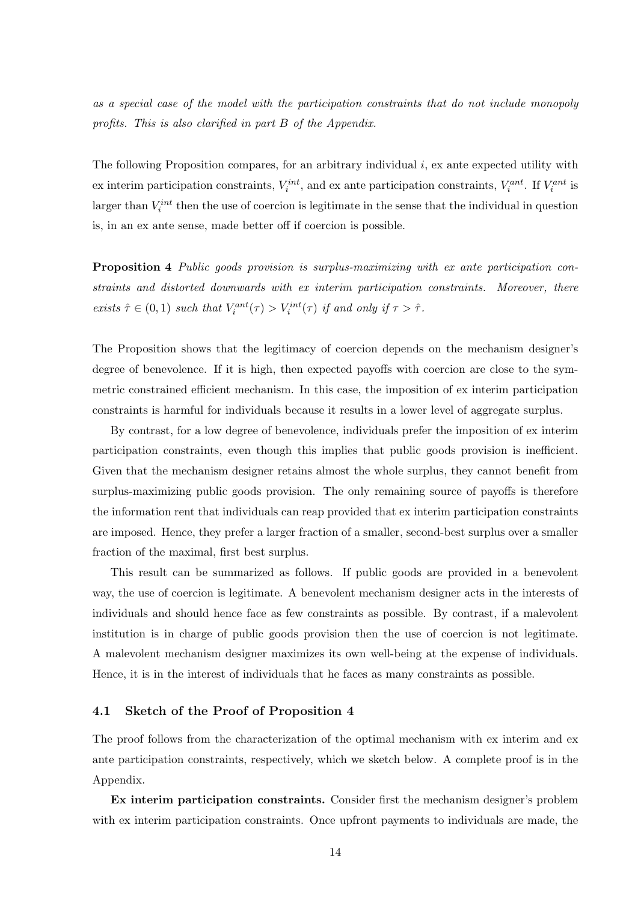*as a special case of the model with the participation constraints that do not include monopoly profits. This is also clarified in part B of the Appendix.*

The following Proposition compares, for an arbitrary individual $i$, ex ante expected utility with ex interim participation constraints, $V_i^{int}$, and ex ante participation constraints, $V_i^{ant}$. If $V_i^{ant}$ is larger than $V_i^{int}$ then the use of coercion is legitimate in the sense that the individual in question is, in an ex ante sense, made better off if coercion is possible.

**Proposition 4** *Public goods provision is surplus-maximizing with ex ante participation constraints and distorted downwards with ex interim participation constraints. Moreover, there exists $\hat{\tau} \in (0,1)$ such that $V_i^{ant}(\tau) > V_i^{int}(\tau)$ if and only if $\tau > \hat{\tau}$.*

The Proposition shows that the legitimacy of coercion depends on the mechanism designer's degree of benevolence. If it is high, then expected payoffs with coercion are close to the symmetric constrained efficient mechanism. In this case, the imposition of ex interim participation constraints is harmful for individuals because it results in a lower level of aggregate surplus.

By contrast, for a low degree of benevolence, individuals prefer the imposition of ex interim participation constraints, even though this implies that public goods provision is inefficient. Given that the mechanism designer retains almost the whole surplus, they cannot benefit from surplus-maximizing public goods provision. The only remaining source of payoffs is therefore the information rent that individuals can reap provided that ex interim participation constraints are imposed. Hence, they prefer a larger fraction of a smaller, second-best surplus over a smaller fraction of the maximal, first best surplus.

This result can be summarized as follows. If public goods are provided in a benevolent way, the use of coercion is legitimate. A benevolent mechanism designer acts in the interests of individuals and should hence face as few constraints as possible. By contrast, if a malevolent institution is in charge of public goods provision then the use of coercion is not legitimate. A malevolent mechanism designer maximizes its own well-being at the expense of individuals. Hence, it is in the interest of individuals that he faces as many constraints as possible.

### 4.1 Sketch of the Proof of Proposition 4

The proof follows from the characterization of the optimal mechanism with ex interim and ex ante participation constraints, respectively, which we sketch below. A complete proof is in the Appendix.

**Ex interim participation constraints.** Consider first the mechanism designer's problem with ex interim participation constraints. Once upfront payments to individuals are made, the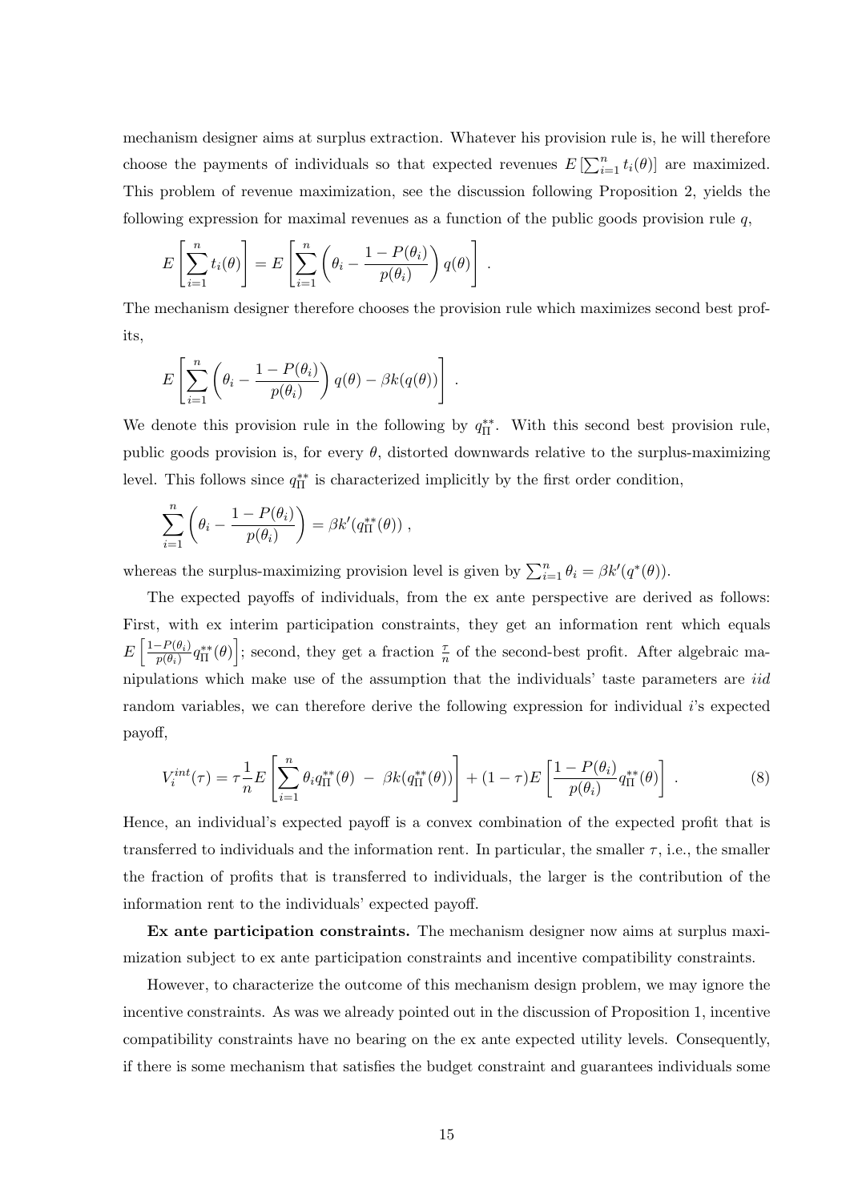mechanism designer aims at surplus extraction. Whatever his provision rule is, he will therefore choose the payments of individuals so that expected revenues $E\left[\sum_{i=1}^{n} t_i(\theta)\right]$ are maximized. This problem of revenue maximization, see the discussion following Proposition 2, yields the following expression for maximal revenues as a function of the public goods provision rule $q$,

$$E\left[\sum_{i=1}^{n} t_i(\theta)\right] = E\left[\sum_{i=1}^{n}\left(\theta_i - \frac{1-P(\theta_i)}{p(\theta_i)}\right) q(\theta)\right] .$$

The mechanism designer therefore chooses the provision rule which maximizes second best profits,

$$E\left[\sum_{i=1}^{n}\left(\theta_i - \frac{1-P(\theta_i)}{p(\theta_i)}\right) q(\theta) - \beta k(q(\theta))\right] .$$

We denote this provision rule in the following by $q_{\Pi}^{**}$. With this second best provision rule, public goods provision is, for every $\theta$, distorted downwards relative to the surplus-maximizing level. This follows since $q_{\Pi}^{**}$ is characterized implicitly by the first order condition,

$$\sum_{i=1}^{n}\left(\theta_i - \frac{1-P(\theta_i)}{p(\theta_i)}\right) = \beta k'(q_{\Pi}^{**}(\theta)) ,$$

whereas the surplus-maximizing provision level is given by $\sum_{i=1}^{n} \theta_i = \beta k'(q^{*}(\theta))$.

The expected payoffs of individuals, from the ex ante perspective are derived as follows: First, with ex interim participation constraints, they get an information rent which equals $E\left[\frac{1-P(\theta_i)}{p(\theta_i)} q_{\Pi}^{**}(\theta)\right]$; second, they get a fraction $\frac{\tau}{n}$ of the second-best profit. After algebraic manipulations which make use of the assumption that the individuals' taste parameters are *iid* random variables, we can therefore derive the following expression for individual $i$'s expected payoff,

$$V_i^{int}(\tau) = \tau \frac{1}{n} E\left[\sum_{i=1}^{n} \theta_i q_{\Pi}^{**}(\theta) \ - \ \beta k(q_{\Pi}^{**}(\theta))\right] + (1-\tau) E\left[\frac{1-P(\theta_i)}{p(\theta_i)} q_{\Pi}^{**}(\theta)\right] . \tag{8}$$

Hence, an individual's expected payoff is a convex combination of the expected profit that is transferred to individuals and the information rent. In particular, the smaller $\tau$, i.e., the smaller the fraction of profits that is transferred to individuals, the larger is the contribution of the information rent to the individuals' expected payoff.

**Ex ante participation constraints.** The mechanism designer now aims at surplus maximization subject to ex ante participation constraints and incentive compatibility constraints.

However, to characterize the outcome of this mechanism design problem, we may ignore the incentive constraints. As was we already pointed out in the discussion of Proposition 1, incentive compatibility constraints have no bearing on the ex ante expected utility levels. Consequently, if there is some mechanism that satisfies the budget constraint and guarantees individuals some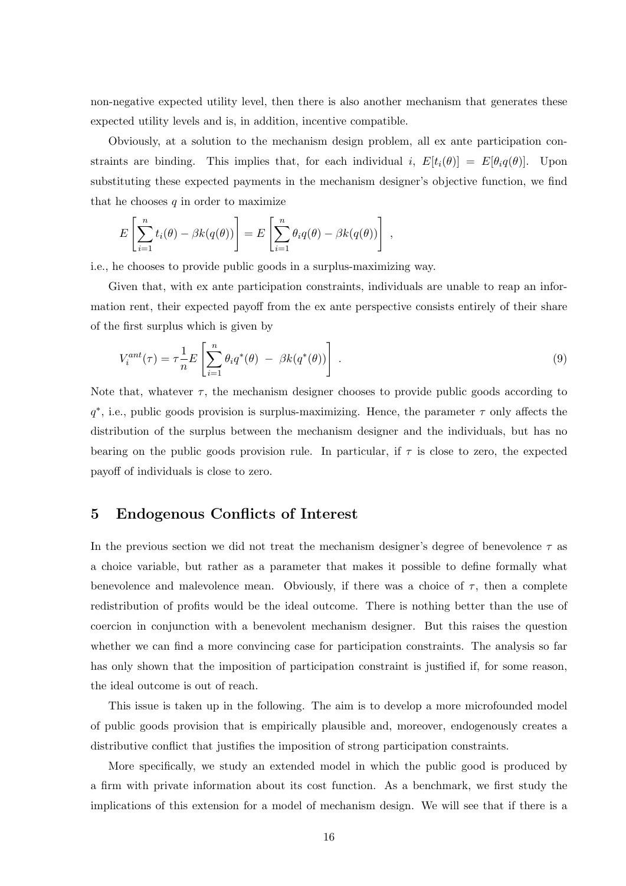non-negative expected utility level, then there is also another mechanism that generates these expected utility levels and is, in addition, incentive compatible.

Obviously, at a solution to the mechanism design problem, all ex ante participation constraints are binding. This implies that, for each individual $i$, $E[t_i(\theta)] = E[\theta_i q(\theta)]$. Upon substituting these expected payments in the mechanism designer's objective function, we find that he chooses $q$ in order to maximize

$$E\left[\sum_{i=1}^{n} t_i(\theta) - \beta k(q(\theta))\right] = E\left[\sum_{i=1}^{n} \theta_i q(\theta) - \beta k(q(\theta))\right] ,$$

i.e., he chooses to provide public goods in a surplus-maximizing way.

Given that, with ex ante participation constraints, individuals are unable to reap an information rent, their expected payoff from the ex ante perspective consists entirely of their share of the first surplus which is given by

$$V_i^{ant}(\tau) = \tau \frac{1}{n} E\left[\sum_{i=1}^{n} \theta_i q^*(\theta) \; - \; \beta k(q^*(\theta))\right] . \tag{9}$$

Note that, whatever $\tau$, the mechanism designer chooses to provide public goods according to $q^*$, i.e., public goods provision is surplus-maximizing. Hence, the parameter $\tau$ only affects the distribution of the surplus between the mechanism designer and the individuals, but has no bearing on the public goods provision rule. In particular, if $\tau$ is close to zero, the expected payoff of individuals is close to zero.

## 5 Endogenous Conflicts of Interest

In the previous section we did not treat the mechanism designer's degree of benevolence $\tau$ as a choice variable, but rather as a parameter that makes it possible to define formally what benevolence and malevolence mean. Obviously, if there was a choice of $\tau$, then a complete redistribution of profits would be the ideal outcome. There is nothing better than the use of coercion in conjunction with a benevolent mechanism designer. But this raises the question whether we can find a more convincing case for participation constraints. The analysis so far has only shown that the imposition of participation constraint is justified if, for some reason, the ideal outcome is out of reach.

This issue is taken up in the following. The aim is to develop a more microfounded model of public goods provision that is empirically plausible and, moreover, endogenously creates a distributive conflict that justifies the imposition of strong participation constraints.

More specifically, we study an extended model in which the public good is produced by a firm with private information about its cost function. As a benchmark, we first study the implications of this extension for a model of mechanism design. We will see that if there is a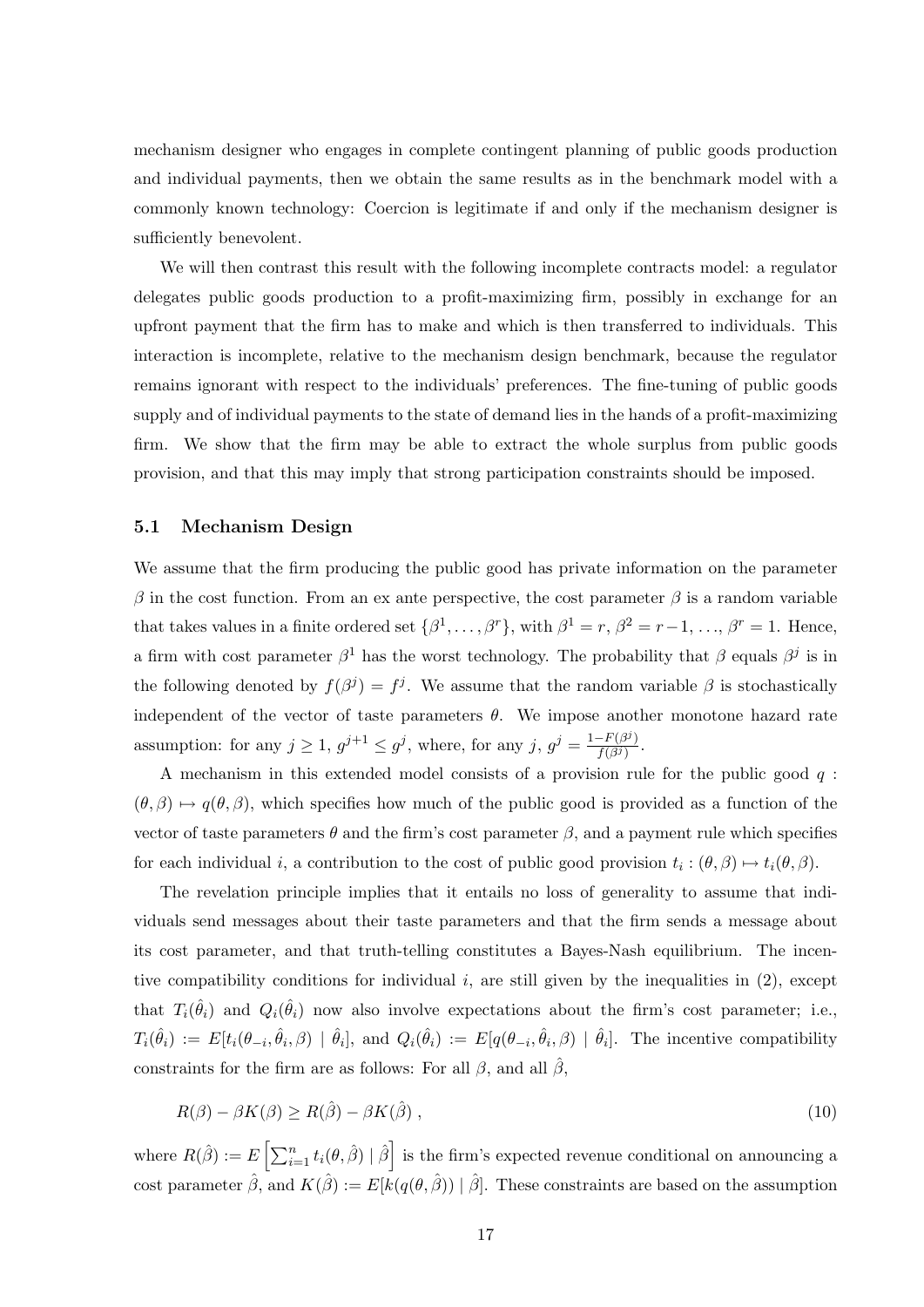mechanism designer who engages in complete contingent planning of public goods production and individual payments, then we obtain the same results as in the benchmark model with a commonly known technology: Coercion is legitimate if and only if the mechanism designer is sufficiently benevolent.

We will then contrast this result with the following incomplete contracts model: a regulator delegates public goods production to a profit-maximizing firm, possibly in exchange for an upfront payment that the firm has to make and which is then transferred to individuals. This interaction is incomplete, relative to the mechanism design benchmark, because the regulator remains ignorant with respect to the individuals' preferences. The fine-tuning of public goods supply and of individual payments to the state of demand lies in the hands of a profit-maximizing firm. We show that the firm may be able to extract the whole surplus from public goods provision, and that this may imply that strong participation constraints should be imposed.

### 5.1 Mechanism Design

We assume that the firm producing the public good has private information on the parameter $\beta$ in the cost function. From an ex ante perspective, the cost parameter $\beta$ is a random variable that takes values in a finite ordered set $\{\beta^1, \ldots, \beta^r\}$, with $\beta^1 = r$, $\beta^2 = r-1$, ..., $\beta^r = 1$. Hence, a firm with cost parameter $\beta^1$ has the worst technology. The probability that $\beta$ equals $\beta^j$ is in the following denoted by $f(\beta^j) = f^j$. We assume that the random variable $\beta$ is stochastically independent of the vector of taste parameters $\theta$. We impose another monotone hazard rate assumption: for any $j \geq 1$, $g^{j+1} \leq g^j$, where, for any $j$, $g^j = \frac{1-F(\beta^j)}{f(\beta^j)}$.

A mechanism in this extended model consists of a provision rule for the public good $q : (\theta, \beta) \mapsto q(\theta, \beta)$, which specifies how much of the public good is provided as a function of the vector of taste parameters $\theta$ and the firm's cost parameter $\beta$, and a payment rule which specifies for each individual $i$, a contribution to the cost of public good provision $t_i : (\theta, \beta) \mapsto t_i(\theta, \beta)$.

The revelation principle implies that it entails no loss of generality to assume that individuals send messages about their taste parameters and that the firm sends a message about its cost parameter, and that truth-telling constitutes a Bayes-Nash equilibrium. The incentive compatibility conditions for individual $i$, are still given by the inequalities in (2), except that $T_i(\hat{\theta}_i)$ and $Q_i(\hat{\theta}_i)$ now also involve expectations about the firm's cost parameter; i.e., $T_i(\hat{\theta}_i) := E[t_i(\theta_{-i}, \hat{\theta}_i, \beta) \mid \hat{\theta}_i]$, and $Q_i(\hat{\theta}_i) := E[q(\theta_{-i}, \hat{\theta}_i, \beta) \mid \hat{\theta}_i]$. The incentive compatibility constraints for the firm are as follows: For all $\beta$, and all $\hat{\beta}$,

$$R(\beta) - \beta K(\beta) \geq R(\hat{\beta}) - \beta K(\hat{\beta}) \, , \tag{10}$$

where $R(\hat{\beta}) := E\left[\sum_{i=1}^{n} t_i(\theta, \hat{\beta}) \mid \hat{\beta}\right]$ is the firm's expected revenue conditional on announcing a cost parameter $\hat{\beta}$, and $K(\hat{\beta}) := E[k(q(\theta, \hat{\beta})) \mid \hat{\beta}]$. These constraints are based on the assumption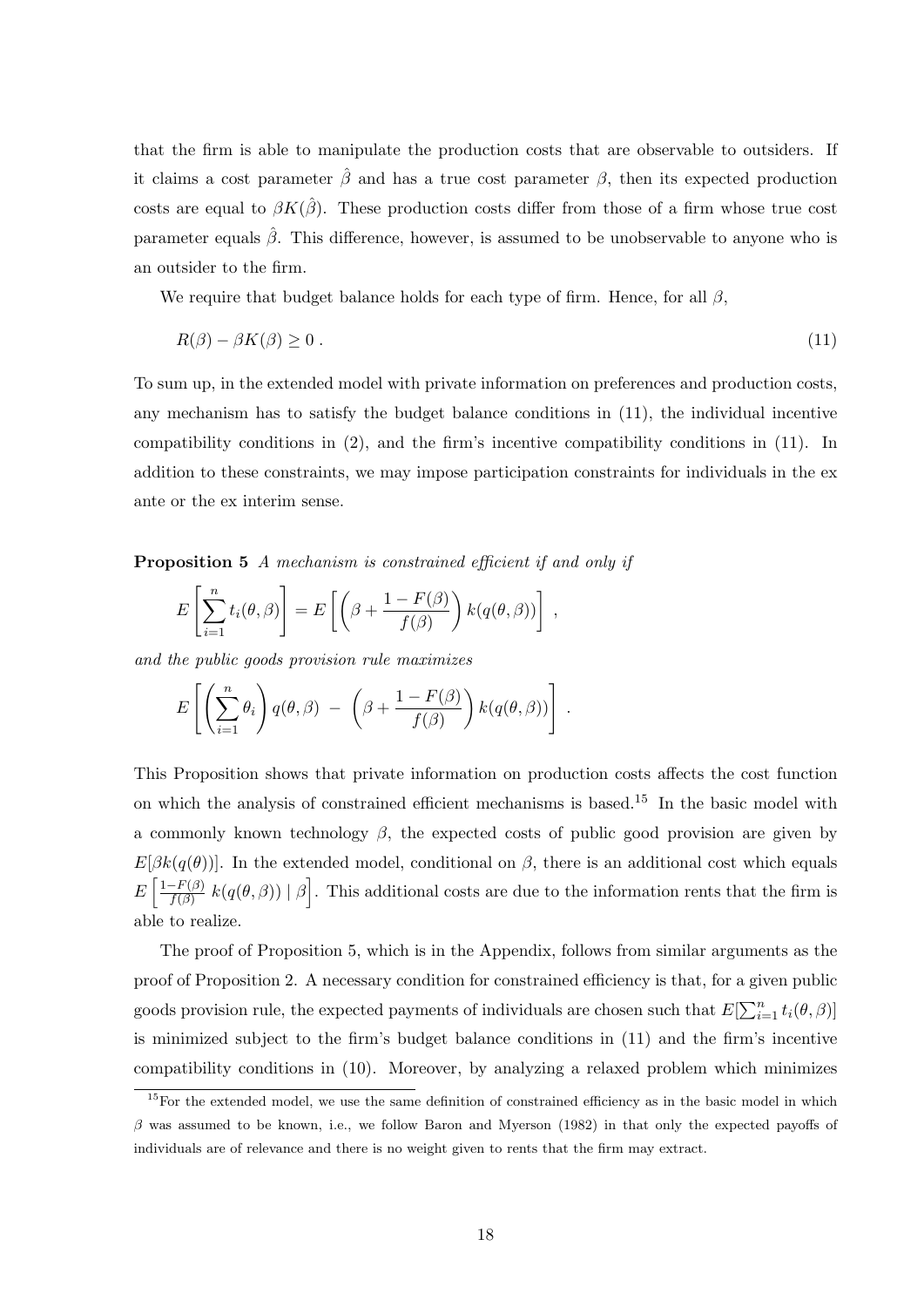that the firm is able to manipulate the production costs that are observable to outsiders. If it claims a cost parameter $\hat{\beta}$ and has a true cost parameter $\beta$, then its expected production costs are equal to $\beta K(\hat{\beta})$. These production costs differ from those of a firm whose true cost parameter equals $\hat{\beta}$. This difference, however, is assumed to be unobservable to anyone who is an outsider to the firm.

We require that budget balance holds for each type of firm. Hence, for all $\beta$,

$$R(\beta) - \beta K(\beta) \geq 0 \, . \tag{11}$$

To sum up, in the extended model with private information on preferences and production costs, any mechanism has to satisfy the budget balance conditions in (11), the individual incentive compatibility conditions in (2), and the firm's incentive compatibility conditions in (11). In addition to these constraints, we may impose participation constraints for individuals in the ex ante or the ex interim sense.

**Proposition 5** *A mechanism is constrained efficient if and only if*

$$E\left[\sum_{i=1}^{n} t_i(\theta, \beta)\right] = E\left[\left(\beta + \frac{1-F(\beta)}{f(\beta)}\right) k(q(\theta, \beta))\right] \, ,$$

*and the public goods provision rule maximizes*

$$E\left[\left(\sum_{i=1}^{n} \theta_i\right) q(\theta, \beta) \; - \; \left(\beta + \frac{1-F(\beta)}{f(\beta)}\right) k(q(\theta, \beta))\right] \, .$$

This Proposition shows that private information on production costs affects the cost function on which the analysis of constrained efficient mechanisms is based.[15] In the basic model with a commonly known technology $\beta$, the expected costs of public good provision are given by $E[\beta k(q(\theta))]$. In the extended model, conditional on $\beta$, there is an additional cost which equals $E\left[\frac{1-F(\beta)}{f(\beta)} \; k(q(\theta, \beta)) \mid \beta\right]$. This additional costs are due to the information rents that the firm is able to realize.

The proof of Proposition 5, which is in the Appendix, follows from similar arguments as the proof of Proposition 2. A necessary condition for constrained efficiency is that, for a given public goods provision rule, the expected payments of individuals are chosen such that $E[\sum_{i=1}^{n} t_i(\theta, \beta)]$ is minimized subject to the firm's budget balance conditions in (11) and the firm's incentive compatibility conditions in (10). Moreover, by analyzing a relaxed problem which minimizes

[15] For the extended model, we use the same definition of constrained efficiency as in the basic model in which $\beta$ was assumed to be known, i.e., we follow Baron and Myerson (1982) in that only the expected payoffs of individuals are of relevance and there is no weight given to rents that the firm may extract.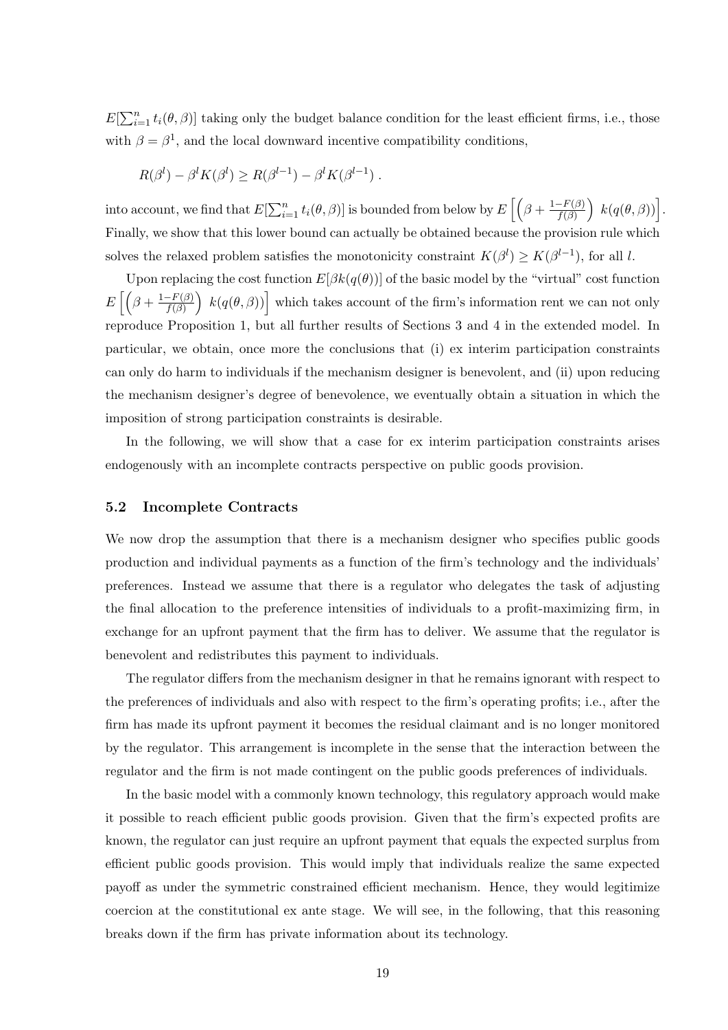$E[\sum_{i=1}^{n} t_i(\theta, \beta)]$ taking only the budget balance condition for the least efficient firms, i.e., those with $\beta = \beta^1$, and the local downward incentive compatibility conditions,

$$R(\beta^l) - \beta^l K(\beta^l) \geq R(\beta^{l-1}) - \beta^l K(\beta^{l-1}) \; .$$

into account, we find that $E[\sum_{i=1}^{n} t_i(\theta, \beta)]$ is bounded from below by $E\left[\left(\beta + \frac{1-F(\beta)}{f(\beta)}\right)\ k(q(\theta, \beta))\right]$. Finally, we show that this lower bound can actually be obtained because the provision rule which solves the relaxed problem satisfies the monotonicity constraint $K(\beta^l) \geq K(\beta^{l-1})$, for all $l$.

Upon replacing the cost function $E[\beta k(q(\theta))]$ of the basic model by the "virtual" cost function $E\left[\left(\beta + \frac{1-F(\beta)}{f(\beta)}\right)\ k(q(\theta, \beta))\right]$ which takes account of the firm's information rent we can not only reproduce Proposition 1, but all further results of Sections 3 and 4 in the extended model. In particular, we obtain, once more the conclusions that (i) ex interim participation constraints can only do harm to individuals if the mechanism designer is benevolent, and (ii) upon reducing the mechanism designer's degree of benevolence, we eventually obtain a situation in which the imposition of strong participation constraints is desirable.

In the following, we will show that a case for ex interim participation constraints arises endogenously with an incomplete contracts perspective on public goods provision.

### 5.2 Incomplete Contracts

We now drop the assumption that there is a mechanism designer who specifies public goods production and individual payments as a function of the firm's technology and the individuals' preferences. Instead we assume that there is a regulator who delegates the task of adjusting the final allocation to the preference intensities of individuals to a profit-maximizing firm, in exchange for an upfront payment that the firm has to deliver. We assume that the regulator is benevolent and redistributes this payment to individuals.

The regulator differs from the mechanism designer in that he remains ignorant with respect to the preferences of individuals and also with respect to the firm's operating profits; i.e., after the firm has made its upfront payment it becomes the residual claimant and is no longer monitored by the regulator. This arrangement is incomplete in the sense that the interaction between the regulator and the firm is not made contingent on the public goods preferences of individuals.

In the basic model with a commonly known technology, this regulatory approach would make it possible to reach efficient public goods provision. Given that the firm's expected profits are known, the regulator can just require an upfront payment that equals the expected surplus from efficient public goods provision. This would imply that individuals realize the same expected payoff as under the symmetric constrained efficient mechanism. Hence, they would legitimize coercion at the constitutional ex ante stage. We will see, in the following, that this reasoning breaks down if the firm has private information about its technology.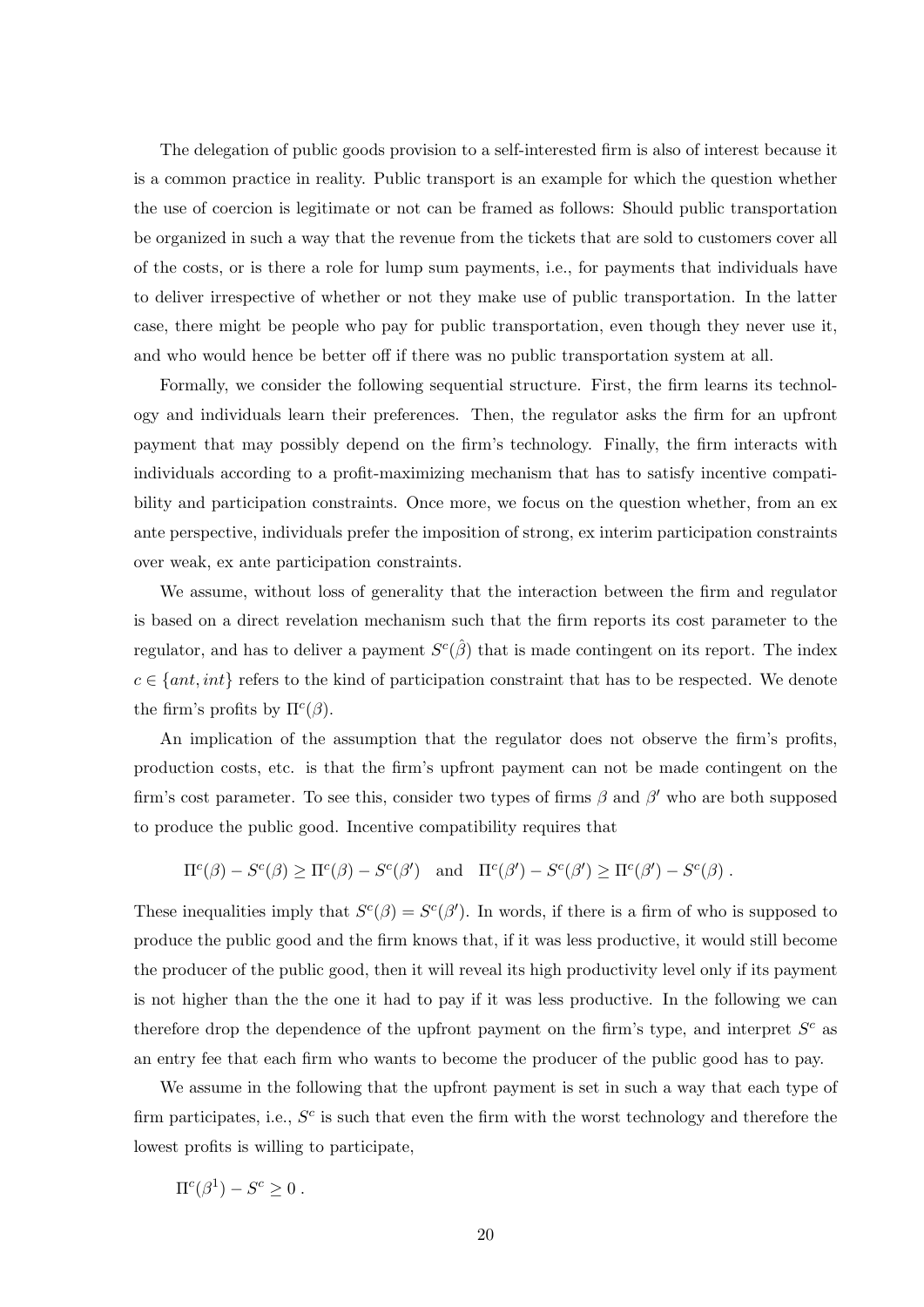The delegation of public goods provision to a self-interested firm is also of interest because it is a common practice in reality. Public transport is an example for which the question whether the use of coercion is legitimate or not can be framed as follows: Should public transportation be organized in such a way that the revenue from the tickets that are sold to customers cover all of the costs, or is there a role for lump sum payments, i.e., for payments that individuals have to deliver irrespective of whether or not they make use of public transportation. In the latter case, there might be people who pay for public transportation, even though they never use it, and who would hence be better off if there was no public transportation system at all.

Formally, we consider the following sequential structure. First, the firm learns its technology and individuals learn their preferences. Then, the regulator asks the firm for an upfront payment that may possibly depend on the firm's technology. Finally, the firm interacts with individuals according to a profit-maximizing mechanism that has to satisfy incentive compatibility and participation constraints. Once more, we focus on the question whether, from an ex ante perspective, individuals prefer the imposition of strong, ex interim participation constraints over weak, ex ante participation constraints.

We assume, without loss of generality that the interaction between the firm and regulator is based on a direct revelation mechanism such that the firm reports its cost parameter to the regulator, and has to deliver a payment $S^c(\hat{\beta})$ that is made contingent on its report. The index $c \in \{ant, int\}$ refers to the kind of participation constraint that has to be respected. We denote the firm's profits by $\Pi^c(\beta)$.

An implication of the assumption that the regulator does not observe the firm's profits, production costs, etc. is that the firm's upfront payment can not be made contingent on the firm's cost parameter. To see this, consider two types of firms $\beta$ and $\beta'$ who are both supposed to produce the public good. Incentive compatibility requires that

$$\Pi^c(\beta) - S^c(\beta) \geq \Pi^c(\beta) - S^c(\beta') \quad \text{and} \quad \Pi^c(\beta') - S^c(\beta') \geq \Pi^c(\beta') - S^c(\beta) \, .$$

These inequalities imply that $S^c(\beta) = S^c(\beta')$. In words, if there is a firm of who is supposed to produce the public good and the firm knows that, if it was less productive, it would still become the producer of the public good, then it will reveal its high productivity level only if its payment is not higher than the the one it had to pay if it was less productive. In the following we can therefore drop the dependence of the upfront payment on the firm's type, and interpret $S^c$ as an entry fee that each firm who wants to become the producer of the public good has to pay.

We assume in the following that the upfront payment is set in such a way that each type of firm participates, i.e., $S^c$ is such that even the firm with the worst technology and therefore the lowest profits is willing to participate,

$$\Pi^c(\beta^1) - S^c \geq 0 \, .$$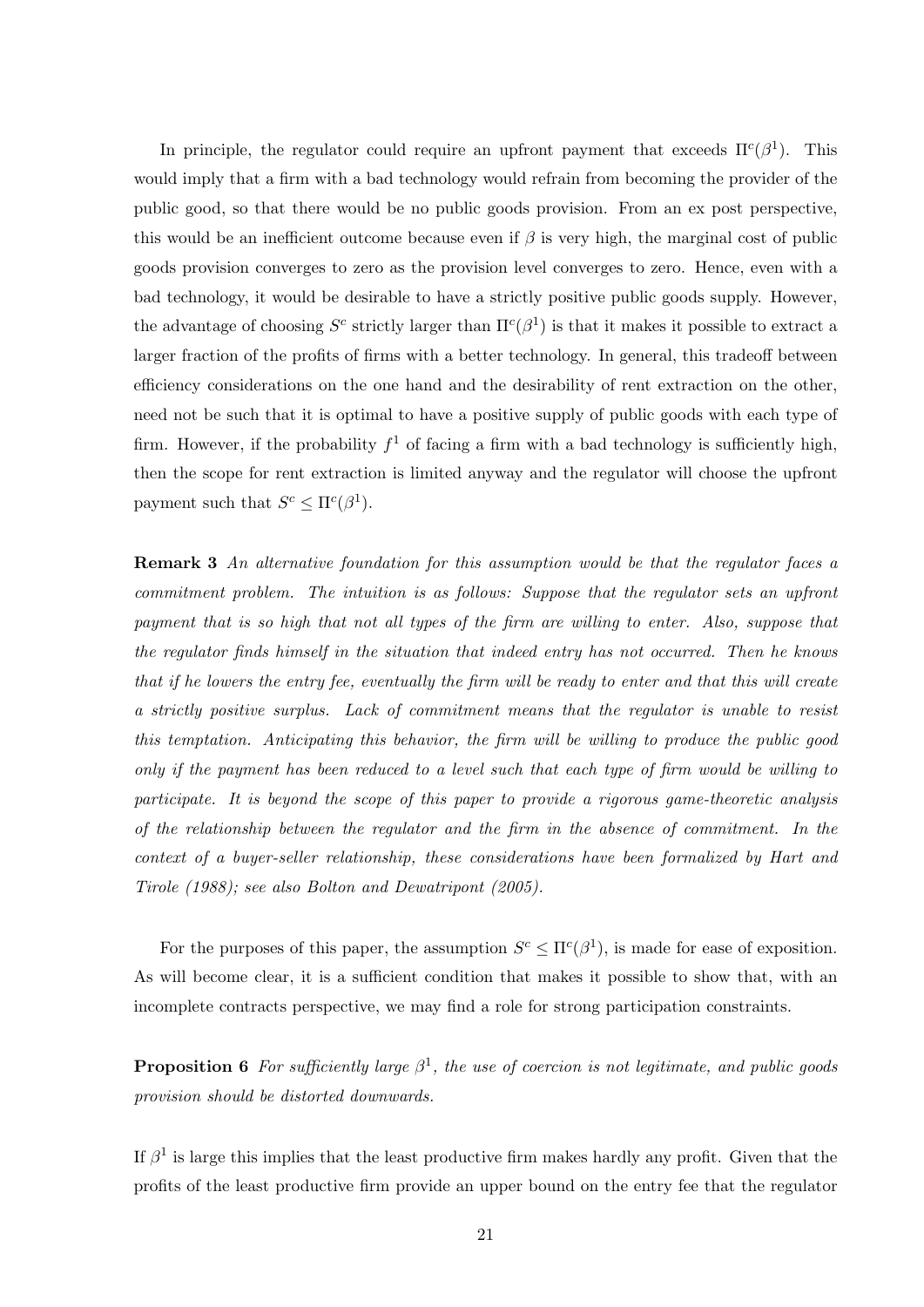In principle, the regulator could require an upfront payment that exceeds $\Pi^c(\beta^1)$. This would imply that a firm with a bad technology would refrain from becoming the provider of the public good, so that there would be no public goods provision. From an ex post perspective, this would be an inefficient outcome because even if $\beta$ is very high, the marginal cost of public goods provision converges to zero as the provision level converges to zero. Hence, even with a bad technology, it would be desirable to have a strictly positive public goods supply. However, the advantage of choosing $S^c$ strictly larger than $\Pi^c(\beta^1)$ is that it makes it possible to extract a larger fraction of the profits of firms with a better technology. In general, this tradeoff between efficiency considerations on the one hand and the desirability of rent extraction on the other, need not be such that it is optimal to have a positive supply of public goods with each type of firm. However, if the probability $f^1$ of facing a firm with a bad technology is sufficiently high, then the scope for rent extraction is limited anyway and the regulator will choose the upfront payment such that $S^c \leq \Pi^c(\beta^1)$.

**Remark 3** *An alternative foundation for this assumption would be that the regulator faces a commitment problem. The intuition is as follows: Suppose that the regulator sets an upfront payment that is so high that not all types of the firm are willing to enter. Also, suppose that the regulator finds himself in the situation that indeed entry has not occurred. Then he knows that if he lowers the entry fee, eventually the firm will be ready to enter and that this will create a strictly positive surplus. Lack of commitment means that the regulator is unable to resist this temptation. Anticipating this behavior, the firm will be willing to produce the public good only if the payment has been reduced to a level such that each type of firm would be willing to participate. It is beyond the scope of this paper to provide a rigorous game-theoretic analysis of the relationship between the regulator and the firm in the absence of commitment. In the context of a buyer-seller relationship, these considerations have been formalized by Hart and Tirole (1988); see also Bolton and Dewatripont (2005).*

For the purposes of this paper, the assumption $S^c \leq \Pi^c(\beta^1)$, is made for ease of exposition. As will become clear, it is a sufficient condition that makes it possible to show that, with an incomplete contracts perspective, we may find a role for strong participation constraints.

**Proposition 6** *For sufficiently large $\beta^1$, the use of coercion is not legitimate, and public goods provision should be distorted downwards.*

If $\beta^1$ is large this implies that the least productive firm makes hardly any profit. Given that the profits of the least productive firm provide an upper bound on the entry fee that the regulator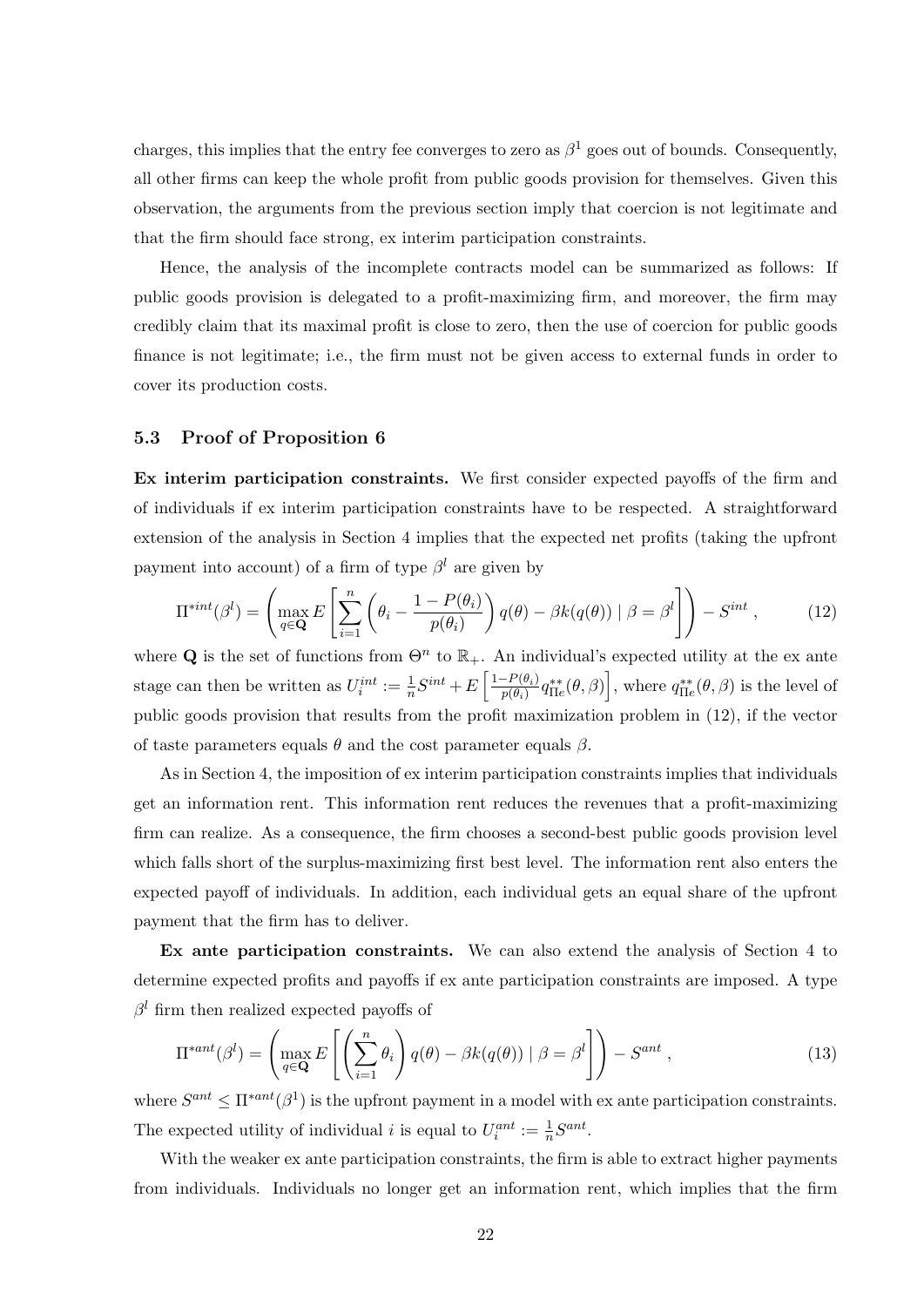charges, this implies that the entry fee converges to zero as $\beta^1$ goes out of bounds. Consequently, all other firms can keep the whole profit from public goods provision for themselves. Given this observation, the arguments from the previous section imply that coercion is not legitimate and that the firm should face strong, ex interim participation constraints.

Hence, the analysis of the incomplete contracts model can be summarized as follows: If public goods provision is delegated to a profit-maximizing firm, and moreover, the firm may credibly claim that its maximal profit is close to zero, then the use of coercion for public goods finance is not legitimate; i.e., the firm must not be given access to external funds in order to cover its production costs.

### 5.3 Proof of Proposition 6

**Ex interim participation constraints.** We first consider expected payoffs of the firm and of individuals if ex interim participation constraints have to be respected. A straightforward extension of the analysis in Section 4 implies that the expected net profits (taking the upfront payment into account) of a firm of type $\beta^l$ are given by

$$\Pi^{*int}(\beta^l) = \left( \max_{q \in \mathbf{Q}} E\left[ \sum_{i=1}^{n} \left( \theta_i - \frac{1 - P(\theta_i)}{p(\theta_i)} \right) q(\theta) - \beta k(q(\theta)) \mid \beta = \beta^l \right] \right) - S^{int} \,, \tag{12}$$

where $\mathbf{Q}$ is the set of functions from $\Theta^n$ to $\mathbb{R}_+$. An individual's expected utility at the ex ante stage can then be written as $U_i^{int} := \frac{1}{n} S^{int} + E\left[ \frac{1-P(\theta_i)}{p(\theta_i)} q^{**}_{\Pi e}(\theta, \beta) \right]$, where $q^{**}_{\Pi e}(\theta, \beta)$ is the level of public goods provision that results from the profit maximization problem in (12), if the vector of taste parameters equals $\theta$ and the cost parameter equals $\beta$.

As in Section 4, the imposition of ex interim participation constraints implies that individuals get an information rent. This information rent reduces the revenues that a profit-maximizing firm can realize. As a consequence, the firm chooses a second-best public goods provision level which falls short of the surplus-maximizing first best level. The information rent also enters the expected payoff of individuals. In addition, each individual gets an equal share of the upfront payment that the firm has to deliver.

**Ex ante participation constraints.** We can also extend the analysis of Section 4 to determine expected profits and payoffs if ex ante participation constraints are imposed. A type $\beta^l$ firm then realized expected payoffs of

$$\Pi^{*ant}(\beta^l) = \left( \max_{q \in \mathbf{Q}} E\left[ \left( \sum_{i=1}^{n} \theta_i \right) q(\theta) - \beta k(q(\theta)) \mid \beta = \beta^l \right] \right) - S^{ant} \,, \tag{13}$$

where $S^{ant} \leq \Pi^{*ant}(\beta^1)$ is the upfront payment in a model with ex ante participation constraints. The expected utility of individual $i$ is equal to $U_i^{ant} := \frac{1}{n} S^{ant}$.

With the weaker ex ante participation constraints, the firm is able to extract higher payments from individuals. Individuals no longer get an information rent, which implies that the firm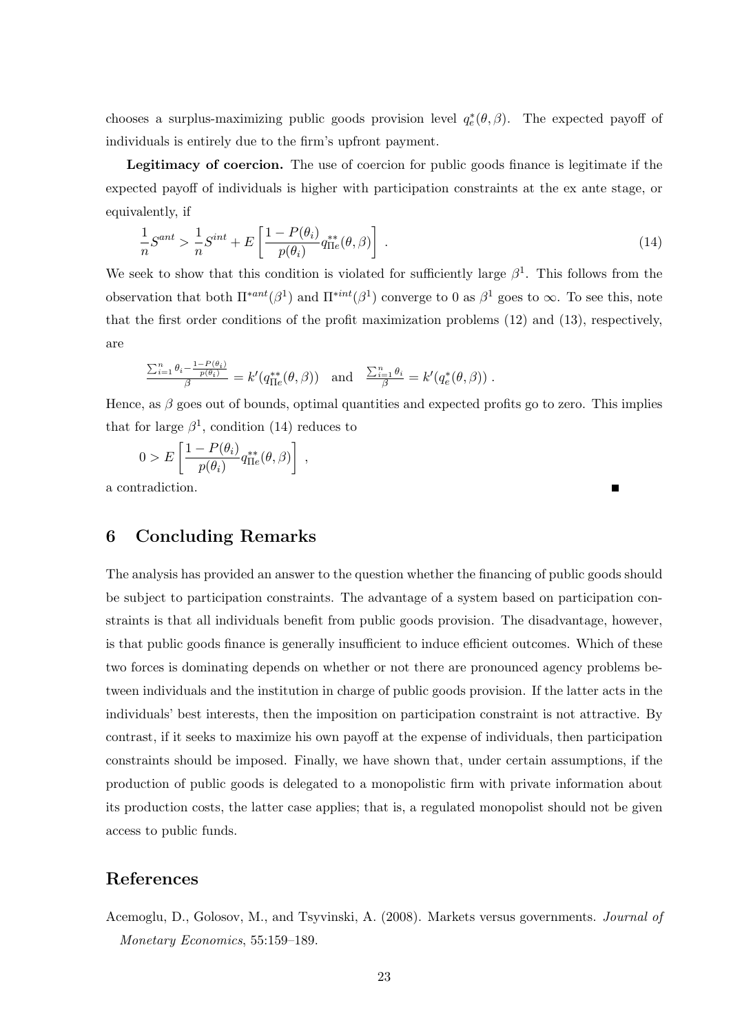chooses a surplus-maximizing public goods provision level $q_e^*(\theta, \beta)$. The expected payoff of individuals is entirely due to the firm's upfront payment.

**Legitimacy of coercion.** The use of coercion for public goods finance is legitimate if the expected payoff of individuals is higher with participation constraints at the ex ante stage, or equivalently, if

$$\frac{1}{n} S^{ant} > \frac{1}{n} S^{int} + E\left[\frac{1 - P(\theta_i)}{p(\theta_i)} q_{\Pi e}^{**}(\theta, \beta)\right] . \tag{14}$$

We seek to show that this condition is violated for sufficiently large $\beta^1$. This follows from the observation that both $\Pi^{*ant}(\beta^1)$ and $\Pi^{*int}(\beta^1)$ converge to 0 as $\beta^1$ goes to $\infty$. To see this, note that the first order conditions of the profit maximization problems (12) and (13), respectively, are

$$\frac{\sum_{i=1}^n \theta_i - \frac{1-P(\theta_i)}{p(\theta_i)}}{\beta} = k'(q_{\Pi e}^{**}(\theta, \beta)) \quad \text{and} \quad \frac{\sum_{i=1}^n \theta_i}{\beta} = k'(q_e^*(\theta, \beta)) .$$

Hence, as $\beta$ goes out of bounds, optimal quantities and expected profits go to zero. This implies that for large $\beta^1$, condition (14) reduces to

$$0 > E\left[\frac{1 - P(\theta_i)}{p(\theta_i)} q_{\Pi e}^{**}(\theta, \beta)\right] ,$$

a contradiction. ■

## 6 Concluding Remarks

The analysis has provided an answer to the question whether the financing of public goods should be subject to participation constraints. The advantage of a system based on participation constraints is that all individuals benefit from public goods provision. The disadvantage, however, is that public goods finance is generally insufficient to induce efficient outcomes. Which of these two forces is dominating depends on whether or not there are pronounced agency problems between individuals and the institution in charge of public goods provision. If the latter acts in the individuals' best interests, then the imposition on participation constraint is not attractive. By contrast, if it seeks to maximize his own payoff at the expense of individuals, then participation constraints should be imposed. Finally, we have shown that, under certain assumptions, if the production of public goods is delegated to a monopolistic firm with private information about its production costs, the latter case applies; that is, a regulated monopolist should not be given access to public funds.

## References

Acemoglu, D., Golosov, M., and Tsyvinski, A. (2008). Markets versus governments. *Journal of Monetary Economics*, 55:159–189.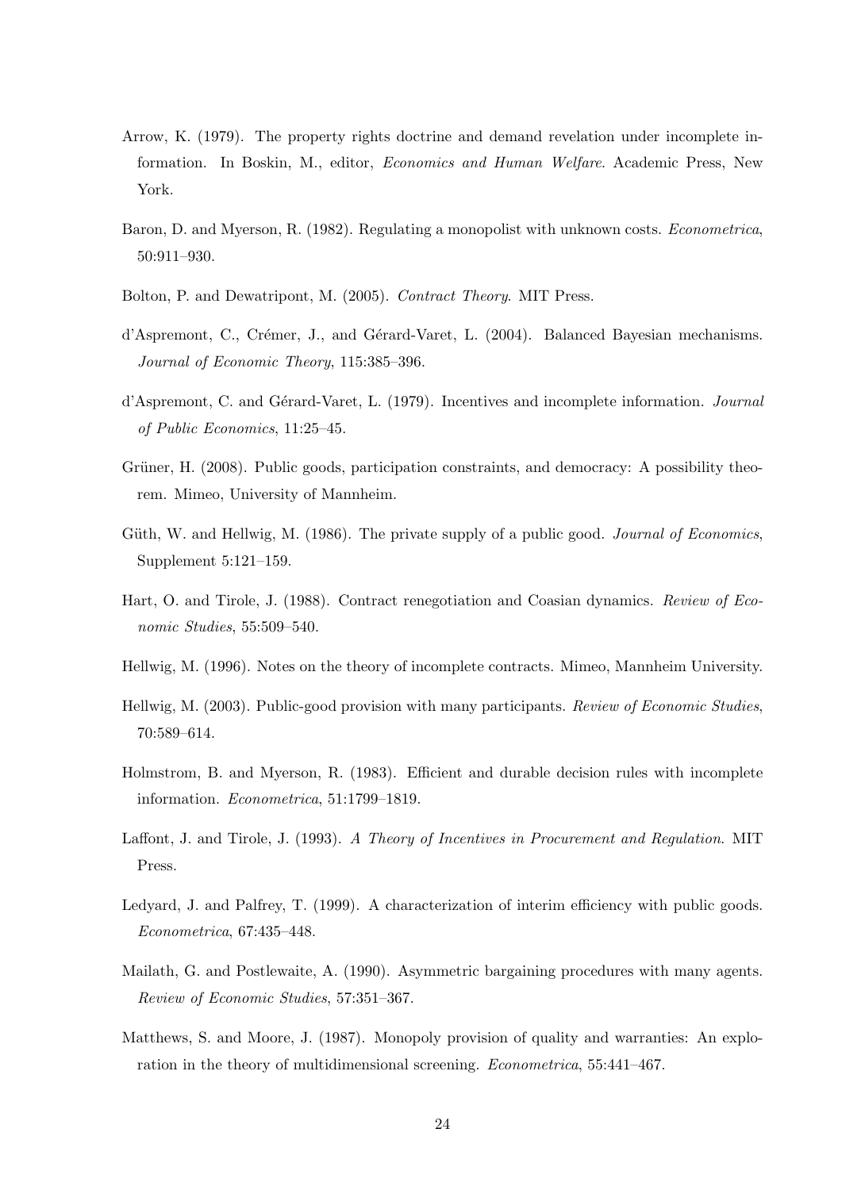Arrow, K. (1979). The property rights doctrine and demand revelation under incomplete information. In Boskin, M., editor, *Economics and Human Welfare*. Academic Press, New York.

Baron, D. and Myerson, R. (1982). Regulating a monopolist with unknown costs. *Econometrica*, 50:911–930.

Bolton, P. and Dewatripont, M. (2005). *Contract Theory*. MIT Press.

d'Aspremont, C., Crémer, J., and Gérard-Varet, L. (2004). Balanced Bayesian mechanisms. *Journal of Economic Theory*, 115:385–396.

d'Aspremont, C. and Gérard-Varet, L. (1979). Incentives and incomplete information. *Journal of Public Economics*, 11:25–45.

Grüner, H. (2008). Public goods, participation constraints, and democracy: A possibility theorem. Mimeo, University of Mannheim.

Güth, W. and Hellwig, M. (1986). The private supply of a public good. *Journal of Economics*, Supplement 5:121–159.

Hart, O. and Tirole, J. (1988). Contract renegotiation and Coasian dynamics. *Review of Economic Studies*, 55:509–540.

Hellwig, M. (1996). Notes on the theory of incomplete contracts. Mimeo, Mannheim University.

Hellwig, M. (2003). Public-good provision with many participants. *Review of Economic Studies*, 70:589–614.

Holmstrom, B. and Myerson, R. (1983). Efficient and durable decision rules with incomplete information. *Econometrica*, 51:1799–1819.

Laffont, J. and Tirole, J. (1993). *A Theory of Incentives in Procurement and Regulation*. MIT Press.

Ledyard, J. and Palfrey, T. (1999). A characterization of interim efficiency with public goods. *Econometrica*, 67:435–448.

Mailath, G. and Postlewaite, A. (1990). Asymmetric bargaining procedures with many agents. *Review of Economic Studies*, 57:351–367.

Matthews, S. and Moore, J. (1987). Monopoly provision of quality and warranties: An exploration in the theory of multidimensional screening. *Econometrica*, 55:441–467.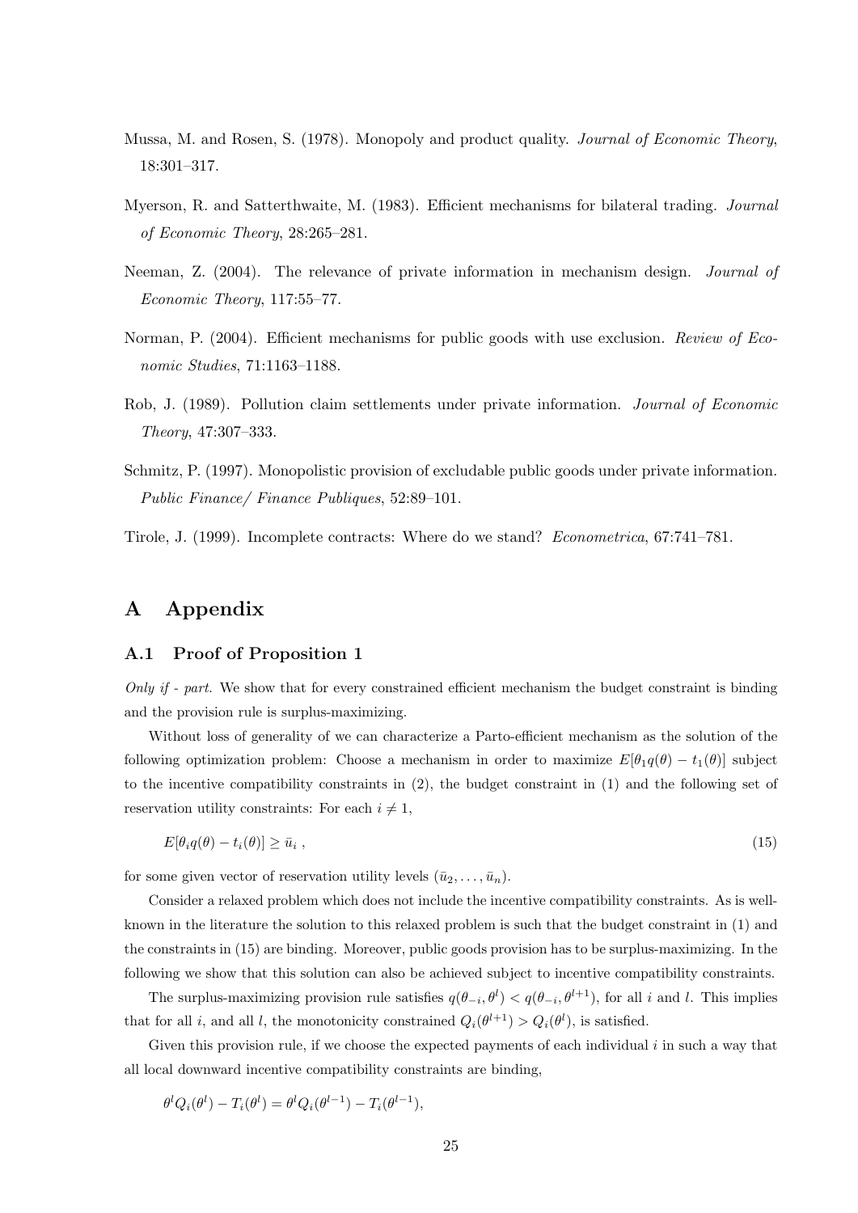Mussa, M. and Rosen, S. (1978). Monopoly and product quality. *Journal of Economic Theory*, 18:301–317.

Myerson, R. and Satterthwaite, M. (1983). Efficient mechanisms for bilateral trading. *Journal of Economic Theory*, 28:265–281.

Neeman, Z. (2004). The relevance of private information in mechanism design. *Journal of Economic Theory*, 117:55–77.

Norman, P. (2004). Efficient mechanisms for public goods with use exclusion. *Review of Economic Studies*, 71:1163–1188.

Rob, J. (1989). Pollution claim settlements under private information. *Journal of Economic Theory*, 47:307–333.

Schmitz, P. (1997). Monopolistic provision of excludable public goods under private information. *Public Finance/ Finance Publiques*, 52:89–101.

Tirole, J. (1999). Incomplete contracts: Where do we stand? *Econometrica*, 67:741–781.

# A Appendix

## A.1 Proof of Proposition 1

*Only if - part.* We show that for every constrained efficient mechanism the budget constraint is binding and the provision rule is surplus-maximizing.

Without loss of generality of we can characterize a Parto-efficient mechanism as the solution of the following optimization problem: Choose a mechanism in order to maximize $E[\theta_1 q(\theta) - t_1(\theta)]$ subject to the incentive compatibility constraints in (2), the budget constraint in (1) and the following set of reservation utility constraints: For each $i \neq 1$,

$$E[\theta_i q(\theta) - t_i(\theta)] \geq \bar{u}_i \; , \tag{15}$$

for some given vector of reservation utility levels $(\bar{u}_2, \ldots, \bar{u}_n)$.

Consider a relaxed problem which does not include the incentive compatibility constraints. As is well-known in the literature the solution to this relaxed problem is such that the budget constraint in (1) and the constraints in (15) are binding. Moreover, public goods provision has to be surplus-maximizing. In the following we show that this solution can also be achieved subject to incentive compatibility constraints.

The surplus-maximizing provision rule satisfies $q(\theta_{-i}, \theta^l) < q(\theta_{-i}, \theta^{l+1})$, for all $i$ and $l$. This implies that for all $i$, and all $l$, the monotonicity constrained $Q_i(\theta^{l+1}) > Q_i(\theta^l)$, is satisfied.

Given this provision rule, if we choose the expected payments of each individual $i$ in such a way that all local downward incentive compatibility constraints are binding,

$$\theta^l Q_i(\theta^l) - T_i(\theta^l) = \theta^l Q_i(\theta^{l-1}) - T_i(\theta^{l-1}),$$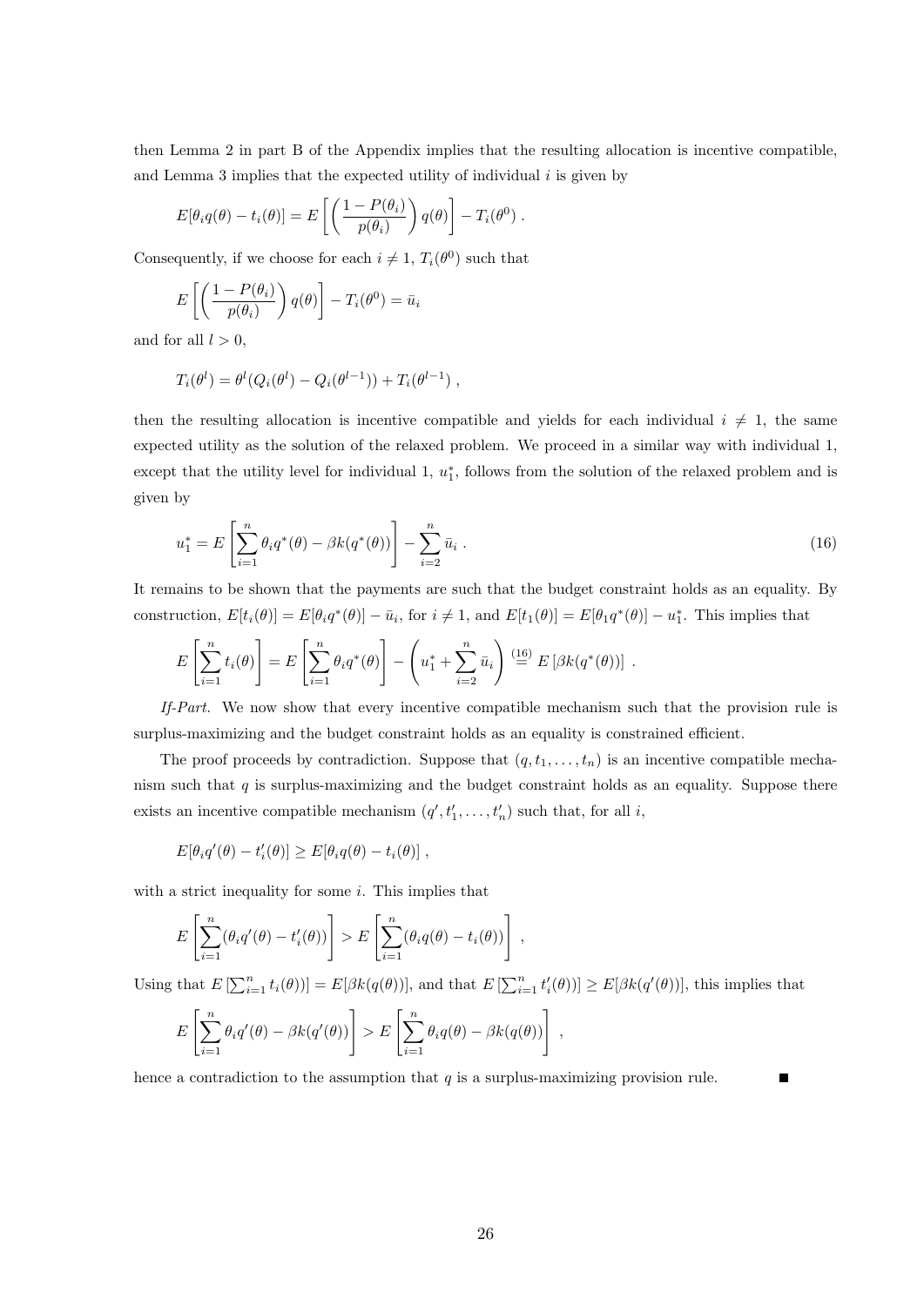then Lemma 2 in part B of the Appendix implies that the resulting allocation is incentive compatible, and Lemma 3 implies that the expected utility of individual $i$ is given by

$$E[\theta_i q(\theta) - t_i(\theta)] = E\left[\left(\frac{1 - P(\theta_i)}{p(\theta_i)}\right) q(\theta)\right] - T_i(\theta^0) .$$

Consequently, if we choose for each $i \neq 1$, $T_i(\theta^0)$ such that

$$E\left[\left(\frac{1 - P(\theta_i)}{p(\theta_i)}\right) q(\theta)\right] - T_i(\theta^0) = \bar{u}_i$$

and for all $l > 0$,

$$T_i(\theta^l) = \theta^l (Q_i(\theta^l) - Q_i(\theta^{l-1})) + T_i(\theta^{l-1}) ,$$

then the resulting allocation is incentive compatible and yields for each individual $i \neq 1$, the same expected utility as the solution of the relaxed problem. We proceed in a similar way with individual 1, except that the utility level for individual 1, $u_1^*$, follows from the solution of the relaxed problem and is given by

$$u_1^* = E\left[\sum_{i=1}^{n} \theta_i q^*(\theta) - \beta k(q^*(\theta))\right] - \sum_{i=2}^{n} \bar{u}_i . \tag{16}$$

It remains to be shown that the payments are such that the budget constraint holds as an equality. By construction, $E[t_i(\theta)] = E[\theta_i q^*(\theta)] - \bar{u}_i$, for $i \neq 1$, and $E[t_1(\theta)] = E[\theta_1 q^*(\theta)] - u_1^*$. This implies that

$$E\left[\sum_{i=1}^{n} t_i(\theta)\right] = E\left[\sum_{i=1}^{n} \theta_i q^*(\theta)\right] - \left(u_1^* + \sum_{i=2}^{n} \bar{u}_i\right) \stackrel{(16)}{=} E\left[\beta k(q^*(\theta))\right] .$$

*If-Part.* We now show that every incentive compatible mechanism such that the provision rule is surplus-maximizing and the budget constraint holds as an equality is constrained efficient.

The proof proceeds by contradiction. Suppose that $(q, t_1, \ldots, t_n)$ is an incentive compatible mechanism such that $q$ is surplus-maximizing and the budget constraint holds as an equality. Suppose there exists an incentive compatible mechanism $(q', t_1', \ldots, t_n')$ such that, for all $i$,

$$E[\theta_i q'(\theta) - t_i'(\theta)] \geq E[\theta_i q(\theta) - t_i(\theta)] ,$$

with a strict inequality for some $i$. This implies that

$$E\left[\sum_{i=1}^{n} (\theta_i q'(\theta) - t_i'(\theta))\right] > E\left[\sum_{i=1}^{n} (\theta_i q(\theta) - t_i(\theta))\right] ,$$

Using that $E\left[\sum_{i=1}^{n} t_i(\theta)\right] = E[\beta k(q(\theta))]$, and that $E\left[\sum_{i=1}^{n} t_i'(\theta)\right] \geq E[\beta k(q'(\theta))]$, this implies that

$$E\left[\sum_{i=1}^{n} \theta_i q'(\theta) - \beta k(q'(\theta))\right] > E\left[\sum_{i=1}^{n} \theta_i q(\theta) - \beta k(q(\theta))\right] ,$$

hence a contradiction to the assumption that $q$ is a surplus-maximizing provision rule. ■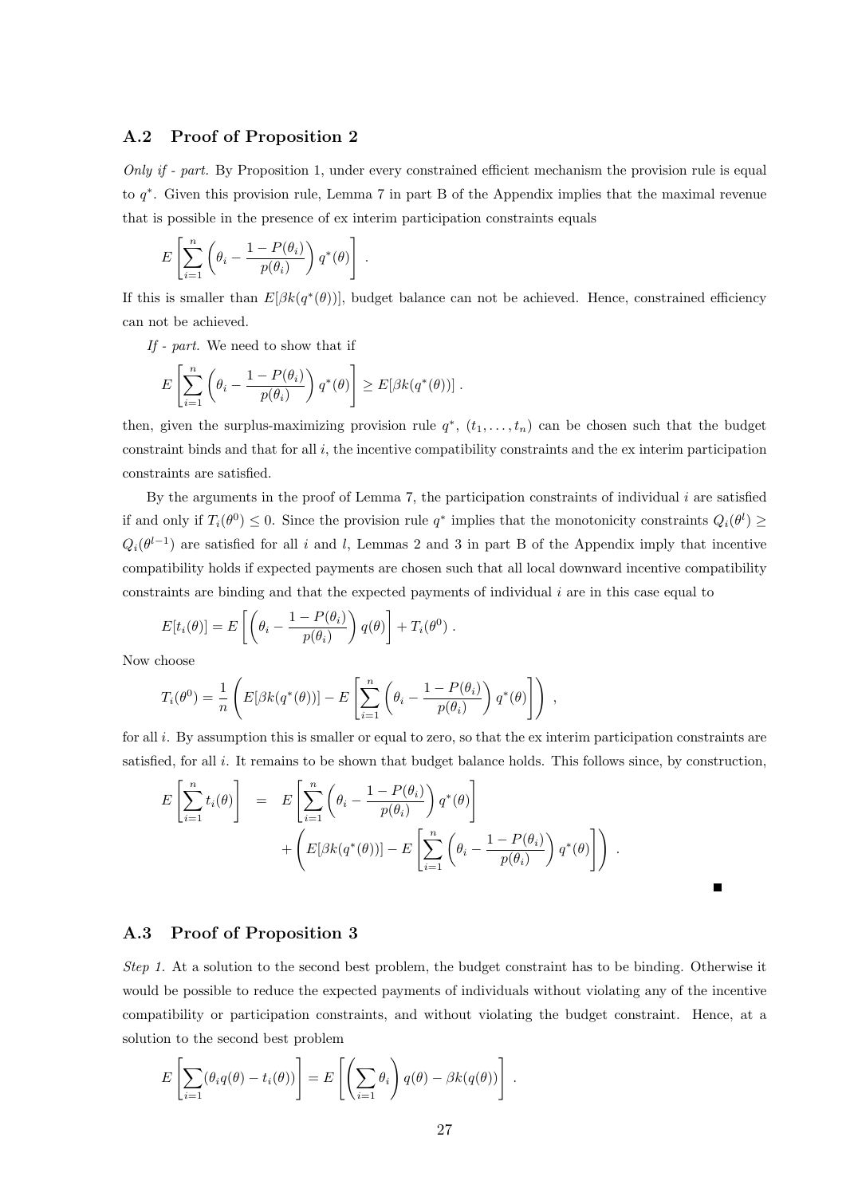### A.2 Proof of Proposition 2

*Only if - part.* By Proposition 1, under every constrained efficient mechanism the provision rule is equal to $q^*$. Given this provision rule, Lemma 7 in part B of the Appendix implies that the maximal revenue that is possible in the presence of ex interim participation constraints equals

$$E\left[\sum_{i=1}^{n}\left(\theta_i - \frac{1-P(\theta_i)}{p(\theta_i)}\right) q^*(\theta)\right] .$$

If this is smaller than $E[\beta k(q^*(\theta))]$, budget balance can not be achieved. Hence, constrained efficiency can not be achieved.

*If - part.* We need to show that if

$$E\left[\sum_{i=1}^{n}\left(\theta_i - \frac{1-P(\theta_i)}{p(\theta_i)}\right) q^*(\theta)\right] \geq E[\beta k(q^*(\theta))] .$$

then, given the surplus-maximizing provision rule $q^*$, $(t_1,\ldots,t_n)$ can be chosen such that the budget constraint binds and that for all $i$, the incentive compatibility constraints and the ex interim participation constraints are satisfied.

By the arguments in the proof of Lemma 7, the participation constraints of individual $i$ are satisfied if and only if $T_i(\theta^0) \leq 0$. Since the provision rule $q^*$ implies that the monotonicity constraints $Q_i(\theta^l) \geq Q_i(\theta^{l-1})$ are satisfied for all $i$ and $l$, Lemmas 2 and 3 in part B of the Appendix imply that incentive compatibility holds if expected payments are chosen such that all local downward incentive compatibility constraints are binding and that the expected payments of individual $i$ are in this case equal to

$$E[t_i(\theta)] = E\left[\left(\theta_i - \frac{1-P(\theta_i)}{p(\theta_i)}\right) q(\theta)\right] + T_i(\theta^0) .$$

Now choose

$$T_i(\theta^0) = \frac{1}{n}\left(E[\beta k(q^*(\theta))] - E\left[\sum_{i=1}^{n}\left(\theta_i - \frac{1-P(\theta_i)}{p(\theta_i)}\right) q^*(\theta)\right]\right) ,$$

for all $i$. By assumption this is smaller or equal to zero, so that the ex interim participation constraints are satisfied, for all $i$. It remains to be shown that budget balance holds. This follows since, by construction,

$$\begin{aligned} E\left[\sum_{i=1}^{n} t_i(\theta)\right] &= E\left[\sum_{i=1}^{n}\left(\theta_i - \frac{1-P(\theta_i)}{p(\theta_i)}\right) q^*(\theta)\right] \\ &\quad + \left(E[\beta k(q^*(\theta))] - E\left[\sum_{i=1}^{n}\left(\theta_i - \frac{1-P(\theta_i)}{p(\theta_i)}\right) q^*(\theta)\right]\right) . \end{aligned}$$

■

### A.3 Proof of Proposition 3

*Step 1.* At a solution to the second best problem, the budget constraint has to be binding. Otherwise it would be possible to reduce the expected payments of individuals without violating any of the incentive compatibility or participation constraints, and without violating the budget constraint. Hence, at a solution to the second best problem

$$E\left[\sum_{i=1}(\theta_i q(\theta) - t_i(\theta))\right] = E\left[\left(\sum_{i=1}\theta_i\right) q(\theta) - \beta k(q(\theta))\right] .$$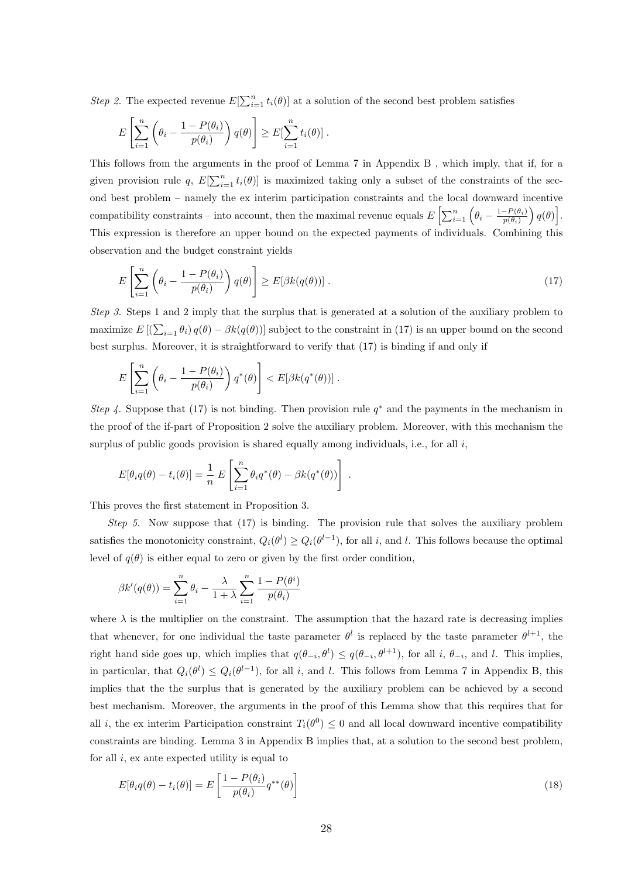*Step 2.* The expected revenue $E[\sum_{i=1}^n t_i(\theta)]$ at a solution of the second best problem satisfies

$$E\left[\sum_{i=1}^n \left(\theta_i - \frac{1-P(\theta_i)}{p(\theta_i)}\right) q(\theta)\right] \geq E[\sum_{i=1}^n t_i(\theta)] \; .$$

This follows from the arguments in the proof of Lemma 7 in Appendix B , which imply, that if, for a given provision rule $q$, $E[\sum_{i=1}^n t_i(\theta)]$ is maximized taking only a subset of the constraints of the second best problem – namely the ex interim participation constraints and the local downward incentive compatibility constraints – into account, then the maximal revenue equals $E\left[\sum_{i=1}^n \left(\theta_i - \frac{1-P(\theta_i)}{p(\theta_i)}\right) q(\theta)\right]$. This expression is therefore an upper bound on the expected payments of individuals. Combining this observation and the budget constraint yields

$$E\left[\sum_{i=1}^n \left(\theta_i - \frac{1-P(\theta_i)}{p(\theta_i)}\right) q(\theta)\right] \geq E[\beta k(q(\theta))] \; . \tag{17}$$

*Step 3.* Steps 1 and 2 imply that the surplus that is generated at a solution of the auxiliary problem to maximize $E\left[\left(\sum_{i=1} \theta_i\right) q(\theta) - \beta k(q(\theta))\right]$ subject to the constraint in (17) is an upper bound on the second best surplus. Moreover, it is straightforward to verify that (17) is binding if and only if

$$E\left[\sum_{i=1}^n \left(\theta_i - \frac{1-P(\theta_i)}{p(\theta_i)}\right) q^*(\theta)\right] < E[\beta k(q^*(\theta))] \; .$$

*Step 4.* Suppose that (17) is not binding. Then provision rule $q^*$ and the payments in the mechanism in the proof of the if-part of Proposition 2 solve the auxiliary problem. Moreover, with this mechanism the surplus of public goods provision is shared equally among individuals, i.e., for all $i$,

$$E[\theta_i q(\theta) - t_i(\theta)] = \frac{1}{n}\; E\left[\sum_{i=1}^n \theta_i q^*(\theta) - \beta k(q^*(\theta))\right] \; .$$

This proves the first statement in Proposition 3.

*Step 5.* Now suppose that (17) is binding. The provision rule that solves the auxiliary problem satisfies the monotonicity constraint, $Q_i(\theta^l) \geq Q_i(\theta^{l-1})$, for all $i$, and $l$. This follows because the optimal level of $q(\theta)$ is either equal to zero or given by the first order condition,

$$\beta k'(q(\theta)) = \sum_{i=1}^n \theta_i - \frac{\lambda}{1+\lambda} \sum_{i=1}^n \frac{1-P(\theta^i)}{p(\theta_i)}$$

where $\lambda$ is the multiplier on the constraint. The assumption that the hazard rate is decreasing implies that whenever, for one individual the taste parameter $\theta^l$ is replaced by the taste parameter $\theta^{l+1}$, the right hand side goes up, which implies that $q(\theta_{-i}, \theta^l) \leq q(\theta_{-i}, \theta^{l+1})$, for all $i$, $\theta_{-i}$, and $l$. This implies, in particular, that $Q_i(\theta^l) \leq Q_i(\theta^{l-1})$, for all $i$, and $l$. This follows from Lemma 7 in Appendix B, this implies that the the surplus that is generated by the auxiliary problem can be achieved by a second best mechanism. Moreover, the arguments in the proof of this Lemma show that this requires that for all $i$, the ex interim Participation constraint $T_i(\theta^0) \leq 0$ and all local downward incentive compatibility constraints are binding. Lemma 3 in Appendix B implies that, at a solution to the second best problem, for all $i$, ex ante expected utility is equal to

$$E[\theta_i q(\theta) - t_i(\theta)] = E\left[\frac{1-P(\theta_i)}{p(\theta_i)} q^{**}(\theta)\right] \tag{18}$$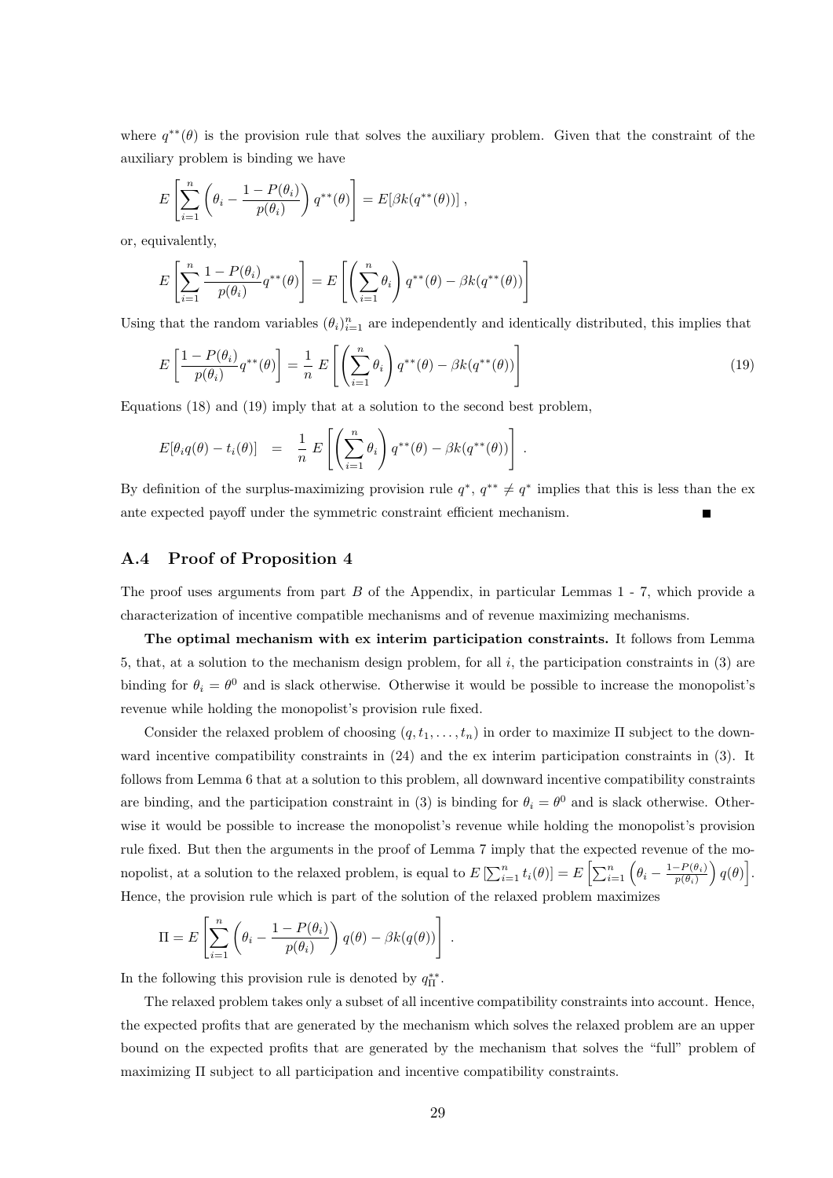where $q^{**}(\theta)$ is the provision rule that solves the auxiliary problem. Given that the constraint of the auxiliary problem is binding we have

$$E\left[\sum_{i=1}^{n}\left(\theta_i - \frac{1-P(\theta_i)}{p(\theta_i)}\right) q^{**}(\theta)\right] = E[\beta k(q^{**}(\theta))] ,$$

or, equivalently,

$$E\left[\sum_{i=1}^{n} \frac{1-P(\theta_i)}{p(\theta_i)} q^{**}(\theta)\right] = E\left[\left(\sum_{i=1}^{n}\theta_i\right) q^{**}(\theta) - \beta k(q^{**}(\theta))\right]$$

Using that the random variables $(\theta_i)_{i=1}^n$ are independently and identically distributed, this implies that

$$E\left[\frac{1-P(\theta_i)}{p(\theta_i)} q^{**}(\theta)\right] = \frac{1}{n}\, E\left[\left(\sum_{i=1}^{n}\theta_i\right) q^{**}(\theta) - \beta k(q^{**}(\theta))\right] \tag{19}$$

Equations (18) and (19) imply that at a solution to the second best problem,

$$E[\theta_i q(\theta) - t_i(\theta)] \quad = \quad \frac{1}{n}\, E\left[\left(\sum_{i=1}^{n}\theta_i\right) q^{**}(\theta) - \beta k(q^{**}(\theta))\right] .$$

By definition of the surplus-maximizing provision rule $q^*$, $q^{**} \neq q^*$ implies that this is less than the ex ante expected payoff under the symmetric constraint efficient mechanism. ■

## A.4 Proof of Proposition 4

The proof uses arguments from part *B* of the Appendix, in particular Lemmas 1 - 7, which provide a characterization of incentive compatible mechanisms and of revenue maximizing mechanisms.

**The optimal mechanism with ex interim participation constraints.** It follows from Lemma 5, that, at a solution to the mechanism design problem, for all $i$, the participation constraints in (3) are binding for $\theta_i = \theta^0$ and is slack otherwise. Otherwise it would be possible to increase the monopolist's revenue while holding the monopolist's provision rule fixed.

Consider the relaxed problem of choosing $(q, t_1, \ldots, t_n)$ in order to maximize $\Pi$ subject to the downward incentive compatibility constraints in (24) and the ex interim participation constraints in (3). It follows from Lemma 6 that at a solution to this problem, all downward incentive compatibility constraints are binding, and the participation constraint in (3) is binding for $\theta_i = \theta^0$ and is slack otherwise. Otherwise it would be possible to increase the monopolist's revenue while holding the monopolist's provision rule fixed. But then the arguments in the proof of Lemma 7 imply that the expected revenue of the monopolist, at a solution to the relaxed problem, is equal to $E\left[\sum_{i=1}^{n} t_i(\theta)\right] = E\left[\sum_{i=1}^{n}\left(\theta_i - \frac{1-P(\theta_i)}{p(\theta_i)}\right) q(\theta)\right]$. Hence, the provision rule which is part of the solution of the relaxed problem maximizes

$$\Pi = E\left[\sum_{i=1}^{n}\left(\theta_i - \frac{1-P(\theta_i)}{p(\theta_i)}\right) q(\theta) - \beta k(q(\theta))\right] .$$

In the following this provision rule is denoted by $q_{\Pi}^{**}$.

The relaxed problem takes only a subset of all incentive compatibility constraints into account. Hence, the expected profits that are generated by the mechanism which solves the relaxed problem are an upper bound on the expected profits that are generated by the mechanism that solves the "full" problem of maximizing $\Pi$ subject to all participation and incentive compatibility constraints.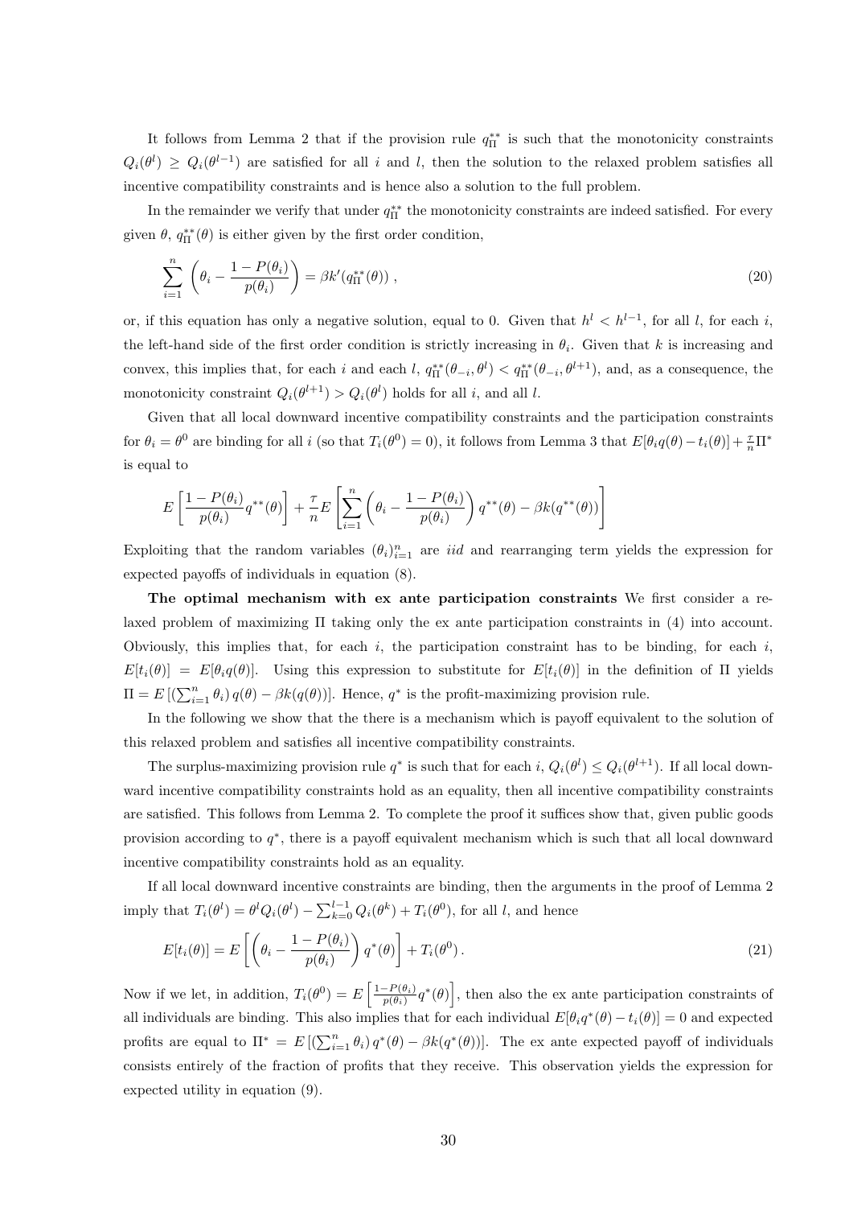It follows from Lemma 2 that if the provision rule $q^{**}_{\Pi}$ is such that the monotonicity constraints $Q_i(\theta^l) \geq Q_i(\theta^{l-1})$ are satisfied for all $i$ and $l$, then the solution to the relaxed problem satisfies all incentive compatibility constraints and is hence also a solution to the full problem.

In the remainder we verify that under $q^{**}_{\Pi}$ the monotonicity constraints are indeed satisfied. For every given $\theta$, $q^{**}_{\Pi}(\theta)$ is either given by the first order condition,

$$\sum_{i=1}^{n} \left( \theta_i - \frac{1 - P(\theta_i)}{p(\theta_i)} \right) = \beta k'(q^{**}_{\Pi}(\theta)) \,, \tag{20}$$

or, if this equation has only a negative solution, equal to 0. Given that $h^l < h^{l-1}$, for all $l$, for each $i$, the left-hand side of the first order condition is strictly increasing in $\theta_i$. Given that $k$ is increasing and convex, this implies that, for each $i$ and each $l$, $q^{**}_{\Pi}(\theta_{-i}, \theta^l) < q^{**}_{\Pi}(\theta_{-i}, \theta^{l+1})$, and, as a consequence, the monotonicity constraint $Q_i(\theta^{l+1}) > Q_i(\theta^l)$ holds for all $i$, and all $l$.

Given that all local downward incentive compatibility constraints and the participation constraints for $\theta_i = \theta^0$ are binding for all $i$ (so that $T_i(\theta^0) = 0$), it follows from Lemma 3 that $E[\theta_i q(\theta) - t_i(\theta)] + \frac{\tau}{n}\Pi^*$ is equal to

$$E\left[ \frac{1 - P(\theta_i)}{p(\theta_i)} q^{**}(\theta) \right] + \frac{\tau}{n} E\left[ \sum_{i=1}^{n} \left( \theta_i - \frac{1 - P(\theta_i)}{p(\theta_i)} \right) q^{**}(\theta) - \beta k(q^{**}(\theta)) \right]$$

Exploiting that the random variables $(\theta_i)_{i=1}^n$ are *iid* and rearranging term yields the expression for expected payoffs of individuals in equation (8).

**The optimal mechanism with ex ante participation constraints** We first consider a relaxed problem of maximizing $\Pi$ taking only the ex ante participation constraints in (4) into account. Obviously, this implies that, for each $i$, the participation constraint has to be binding, for each $i$, $E[t_i(\theta)] = E[\theta_i q(\theta)]$. Using this expression to substitute for $E[t_i(\theta)]$ in the definition of $\Pi$ yields $\Pi = E\left[ \left( \sum_{i=1}^{n} \theta_i \right) q(\theta) - \beta k(q(\theta)) \right]$. Hence, $q^*$ is the profit-maximizing provision rule.

In the following we show that the there is a mechanism which is payoff equivalent to the solution of this relaxed problem and satisfies all incentive compatibility constraints.

The surplus-maximizing provision rule $q^*$ is such that for each $i$, $Q_i(\theta^l) \leq Q_i(\theta^{l+1})$. If all local downward incentive compatibility constraints hold as an equality, then all incentive compatibility constraints are satisfied. This follows from Lemma 2. To complete the proof it suffices show that, given public goods provision according to $q^*$, there is a payoff equivalent mechanism which is such that all local downward incentive compatibility constraints hold as an equality.

If all local downward incentive constraints are binding, then the arguments in the proof of Lemma 2 imply that $T_i(\theta^l) = \theta^l Q_i(\theta^l) - \sum_{k=0}^{l-1} Q_i(\theta^k) + T_i(\theta^0)$, for all $l$, and hence

$$E[t_i(\theta)] = E\left[ \left( \theta_i - \frac{1 - P(\theta_i)}{p(\theta_i)} \right) q^*(\theta) \right] + T_i(\theta^0) \,. \tag{21}$$

Now if we let, in addition, $T_i(\theta^0) = E\left[ \frac{1 - P(\theta_i)}{p(\theta_i)} q^*(\theta) \right]$, then also the ex ante participation constraints of all individuals are binding. This also implies that for each individual $E[\theta_i q^*(\theta) - t_i(\theta)] = 0$ and expected profits are equal to $\Pi^* = E\left[ \left( \sum_{i=1}^{n} \theta_i \right) q^*(\theta) - \beta k(q^*(\theta)) \right]$. The ex ante expected payoff of individuals consists entirely of the fraction of profits that they receive. This observation yields the expression for expected utility in equation (9).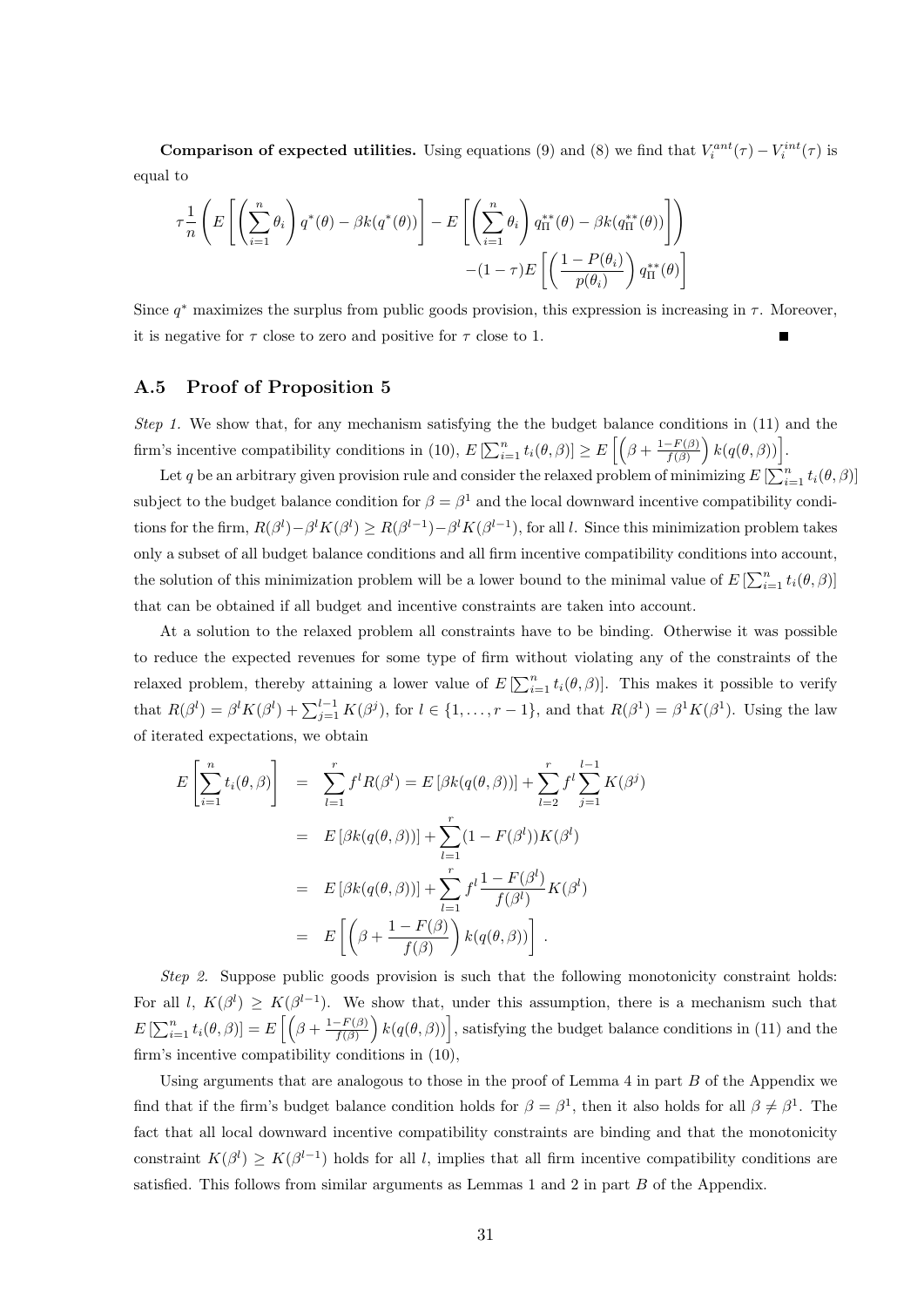**Comparison of expected utilities.** Using equations (9) and (8) we find that $V_i^{ant}(\tau) - V_i^{int}(\tau)$ is equal to

$$\tau \frac{1}{n} \left( E\left[ \left( \sum_{i=1}^{n} \theta_i \right) q^*(\theta) - \beta k(q^*(\theta)) \right] - E\left[ \left( \sum_{i=1}^{n} \theta_i \right) q_{\Pi}^{**}(\theta) - \beta k(q_{\Pi}^{**}(\theta)) \right] \right)$$
$$-(1-\tau) E\left[ \left( \frac{1 - P(\theta_i)}{p(\theta_i)} \right) q_{\Pi}^{**}(\theta) \right]$$

Since $q^*$ maximizes the surplus from public goods provision, this expression is increasing in $\tau$. Moreover, it is negative for $\tau$ close to zero and positive for $\tau$ close to 1. ■

## A.5 Proof of Proposition 5

*Step 1.* We show that, for any mechanism satisfying the the budget balance conditions in (11) and the firm's incentive compatibility conditions in (10), $E\left[\sum_{i=1}^{n} t_i(\theta, \beta)\right] \geq E\left[\left(\beta + \frac{1-F(\beta)}{f(\beta)}\right) k(q(\theta, \beta))\right]$.

Let $q$ be an arbitrary given provision rule and consider the relaxed problem of minimizing $E\left[\sum_{i=1}^{n} t_i(\theta, \beta)\right]$ subject to the budget balance condition for $\beta = \beta^1$ and the local downward incentive compatibility conditions for the firm, $R(\beta^l) - \beta^l K(\beta^l) \geq R(\beta^{l-1}) - \beta^l K(\beta^{l-1})$, for all $l$. Since this minimization problem takes only a subset of all budget balance conditions and all firm incentive compatibility conditions into account, the solution of this minimization problem will be a lower bound to the minimal value of $E\left[\sum_{i=1}^{n} t_i(\theta, \beta)\right]$ that can be obtained if all budget and incentive constraints are taken into account.

At a solution to the relaxed problem all constraints have to be binding. Otherwise it was possible to reduce the expected revenues for some type of firm without violating any of the constraints of the relaxed problem, thereby attaining a lower value of $E\left[\sum_{i=1}^{n} t_i(\theta, \beta)\right]$. This makes it possible to verify that $R(\beta^l) = \beta^l K(\beta^l) + \sum_{j=1}^{l-1} K(\beta^j)$, for $l \in \{1, \ldots, r-1\}$, and that $R(\beta^1) = \beta^1 K(\beta^1)$. Using the law of iterated expectations, we obtain

$$\begin{aligned}
E\left[\sum_{i=1}^{n} t_i(\theta, \beta)\right] &= \sum_{l=1}^{r} f^l R(\beta^l) = E\left[\beta k(q(\theta, \beta))\right] + \sum_{l=2}^{r} f^l \sum_{j=1}^{l-1} K(\beta^j) \\
&= E\left[\beta k(q(\theta, \beta))\right] + \sum_{l=1}^{r} (1 - F(\beta^l)) K(\beta^l) \\
&= E\left[\beta k(q(\theta, \beta))\right] + \sum_{l=1}^{r} f^l \frac{1 - F(\beta^l)}{f(\beta^l)} K(\beta^l) \\
&= E\left[\left(\beta + \frac{1 - F(\beta)}{f(\beta)}\right) k(q(\theta, \beta))\right].
\end{aligned}$$

*Step 2.* Suppose public goods provision is such that the following monotonicity constraint holds: For all $l$, $K(\beta^l) \geq K(\beta^{l-1})$. We show that, under this assumption, there is a mechanism such that $E\left[\sum_{i=1}^{n} t_i(\theta, \beta)\right] = E\left[\left(\beta + \frac{1-F(\beta)}{f(\beta)}\right) k(q(\theta, \beta))\right]$, satisfying the budget balance conditions in (11) and the firm's incentive compatibility conditions in (10),

Using arguments that are analogous to those in the proof of Lemma 4 in part $B$ of the Appendix we find that if the firm's budget balance condition holds for $\beta = \beta^1$, then it also holds for all $\beta \neq \beta^1$. The fact that all local downward incentive compatibility constraints are binding and that the monotonicity constraint $K(\beta^l) \geq K(\beta^{l-1})$ holds for all $l$, implies that all firm incentive compatibility conditions are satisfied. This follows from similar arguments as Lemmas 1 and 2 in part $B$ of the Appendix.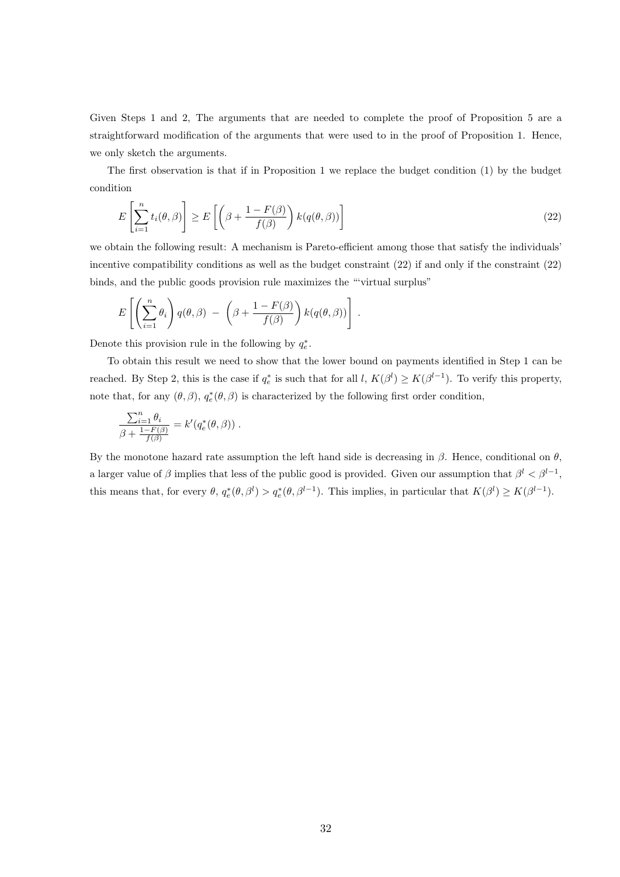Given Steps 1 and 2, The arguments that are needed to complete the proof of Proposition 5 are a straightforward modification of the arguments that were used to in the proof of Proposition 1. Hence, we only sketch the arguments.

The first observation is that if in Proposition 1 we replace the budget condition (1) by the budget condition

$$E\left[\sum_{i=1}^{n} t_i(\theta,\beta)\right] \geq E\left[\left(\beta + \frac{1-F(\beta)}{f(\beta)}\right) k(q(\theta,\beta))\right] \tag{22}$$

we obtain the following result: A mechanism is Pareto-efficient among those that satisfy the individuals' incentive compatibility conditions as well as the budget constraint (22) if and only if the constraint (22) binds, and the public goods provision rule maximizes the "'virtual surplus"

$$E\left[\left(\sum_{i=1}^{n}\theta_i\right) q(\theta,\beta) \;-\; \left(\beta + \frac{1-F(\beta)}{f(\beta)}\right) k(q(\theta,\beta))\right] .$$

Denote this provision rule in the following by $q_e^*$.

To obtain this result we need to show that the lower bound on payments identified in Step 1 can be reached. By Step 2, this is the case if $q_e^*$ is such that for all $l$, $K(\beta^l) \geq K(\beta^{l-1})$. To verify this property, note that, for any $(\theta,\beta)$, $q_e^*(\theta,\beta)$ is characterized by the following first order condition,

$$\frac{\sum_{i=1}^{n}\theta_i}{\beta + \frac{1-F(\beta)}{f(\beta)}} = k'(q_e^*(\theta,\beta)) .$$

By the monotone hazard rate assumption the left hand side is decreasing in $\beta$. Hence, conditional on $\theta$, a larger value of $\beta$ implies that less of the public good is provided. Given our assumption that $\beta^l < \beta^{l-1}$, this means that, for every $\theta$, $q_e^*(\theta,\beta^l) > q_e^*(\theta,\beta^{l-1})$. This implies, in particular that $K(\beta^l) \geq K(\beta^{l-1})$.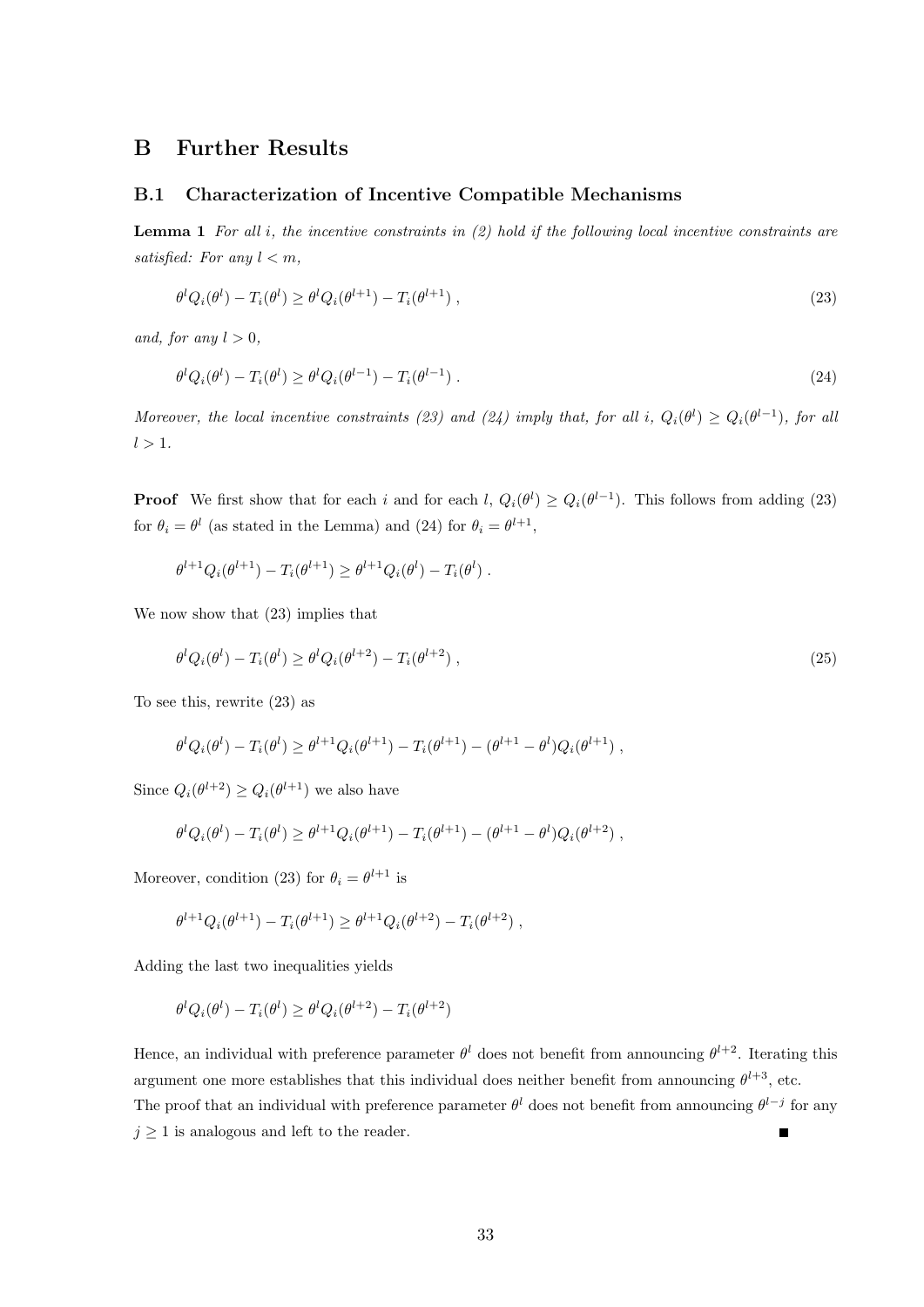# B Further Results

## B.1 Characterization of Incentive Compatible Mechanisms

**Lemma 1** *For all $i$, the incentive constraints in (2) hold if the following local incentive constraints are satisfied: For any $l < m$,*

$$\theta^l Q_i(\theta^l) - T_i(\theta^l) \geq \theta^l Q_i(\theta^{l+1}) - T_i(\theta^{l+1}) \,, \tag{23}$$

*and, for any $l > 0$,*

$$\theta^l Q_i(\theta^l) - T_i(\theta^l) \geq \theta^l Q_i(\theta^{l-1}) - T_i(\theta^{l-1}) \,. \tag{24}$$

*Moreover, the local incentive constraints (23) and (24) imply that, for all $i$, $Q_i(\theta^l) \geq Q_i(\theta^{l-1})$, for all $l > 1$.*

**Proof** We first show that for each $i$ and for each $l$, $Q_i(\theta^l) \geq Q_i(\theta^{l-1})$. This follows from adding (23) for $\theta_i = \theta^l$ (as stated in the Lemma) and (24) for $\theta_i = \theta^{l+1}$,

$$\theta^{l+1} Q_i(\theta^{l+1}) - T_i(\theta^{l+1}) \geq \theta^{l+1} Q_i(\theta^l) - T_i(\theta^l) \,.$$

We now show that (23) implies that

$$\theta^l Q_i(\theta^l) - T_i(\theta^l) \geq \theta^l Q_i(\theta^{l+2}) - T_i(\theta^{l+2}) \,, \tag{25}$$

To see this, rewrite (23) as

$$\theta^l Q_i(\theta^l) - T_i(\theta^l) \geq \theta^{l+1} Q_i(\theta^{l+1}) - T_i(\theta^{l+1}) - (\theta^{l+1} - \theta^l) Q_i(\theta^{l+1}) \,,$$

Since $Q_i(\theta^{l+2}) \geq Q_i(\theta^{l+1})$ we also have

$$\theta^l Q_i(\theta^l) - T_i(\theta^l) \geq \theta^{l+1} Q_i(\theta^{l+1}) - T_i(\theta^{l+1}) - (\theta^{l+1} - \theta^l) Q_i(\theta^{l+2}) \,,$$

Moreover, condition (23) for $\theta_i = \theta^{l+1}$ is

$$\theta^{l+1} Q_i(\theta^{l+1}) - T_i(\theta^{l+1}) \geq \theta^{l+1} Q_i(\theta^{l+2}) - T_i(\theta^{l+2}) \,,$$

Adding the last two inequalities yields

$$\theta^l Q_i(\theta^l) - T_i(\theta^l) \geq \theta^l Q_i(\theta^{l+2}) - T_i(\theta^{l+2})$$

Hence, an individual with preference parameter $\theta^l$ does not benefit from announcing $\theta^{l+2}$. Iterating this argument one more establishes that this individual does neither benefit from announcing $\theta^{l+3}$, etc.
The proof that an individual with preference parameter $\theta^l$ does not benefit from announcing $\theta^{l-j}$ for any $j \geq 1$ is analogous and left to the reader. ∎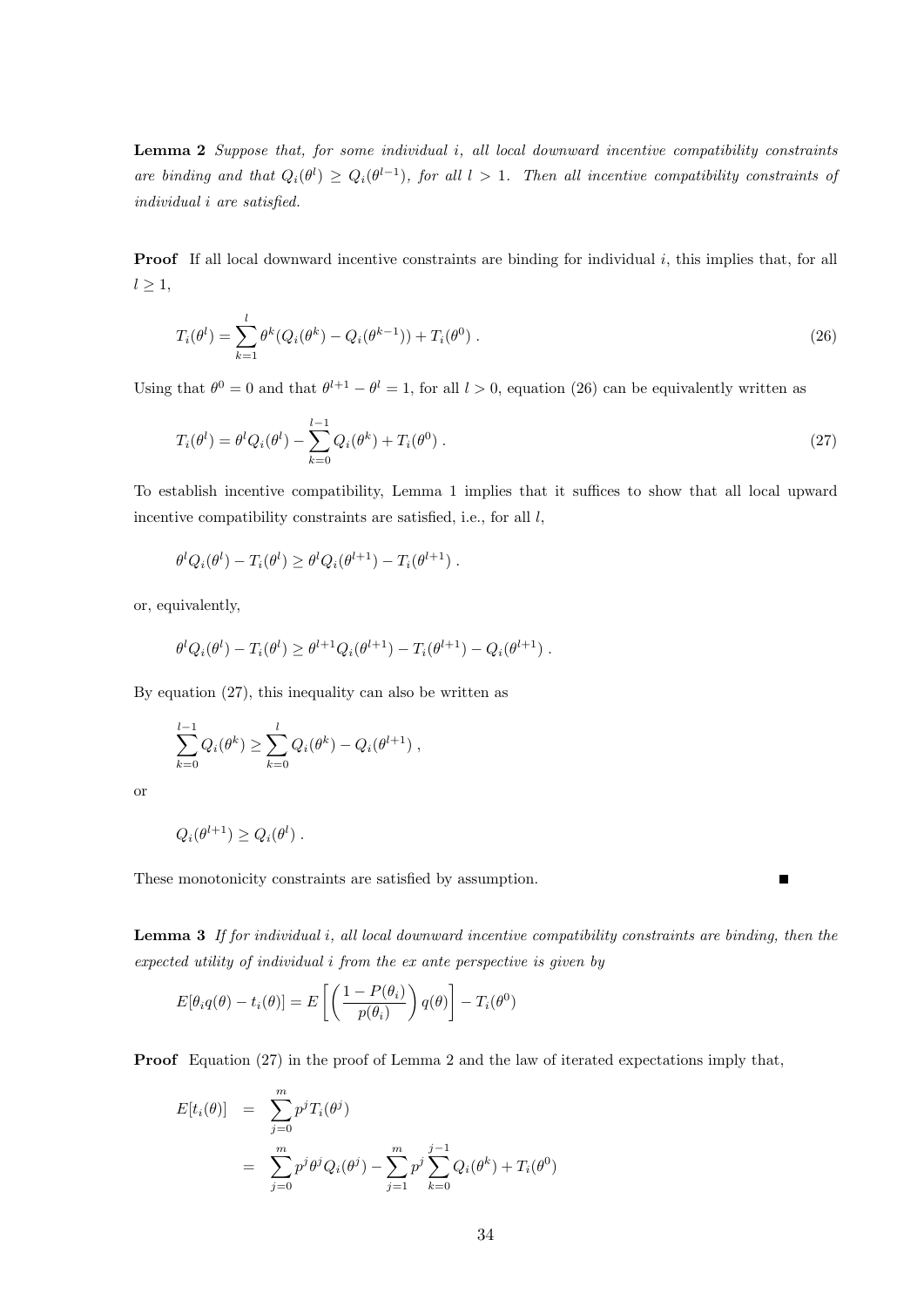**Lemma 2** *Suppose that, for some individual $i$, all local downward incentive compatibility constraints are binding and that $Q_i(\theta^l) \geq Q_i(\theta^{l-1})$, for all $l > 1$. Then all incentive compatibility constraints of individual $i$ are satisfied.*

**Proof** If all local downward incentive constraints are binding for individual $i$, this implies that, for all $l \geq 1$,

$$T_i(\theta^l) = \sum_{k=1}^{l} \theta^k (Q_i(\theta^k) - Q_i(\theta^{k-1})) + T_i(\theta^0) \, . \tag{26}$$

Using that $\theta^0 = 0$ and that $\theta^{l+1} - \theta^l = 1$, for all $l > 0$, equation (26) can be equivalently written as

$$T_i(\theta^l) = \theta^l Q_i(\theta^l) - \sum_{k=0}^{l-1} Q_i(\theta^k) + T_i(\theta^0) \, . \tag{27}$$

To establish incentive compatibility, Lemma 1 implies that it suffices to show that all local upward incentive compatibility constraints are satisfied, i.e., for all $l$,

$$\theta^l Q_i(\theta^l) - T_i(\theta^l) \geq \theta^l Q_i(\theta^{l+1}) - T_i(\theta^{l+1}) \, .$$

or, equivalently,

$$\theta^l Q_i(\theta^l) - T_i(\theta^l) \geq \theta^{l+1} Q_i(\theta^{l+1}) - T_i(\theta^{l+1}) - Q_i(\theta^{l+1}) \, .$$

By equation (27), this inequality can also be written as

$$\sum_{k=0}^{l-1} Q_i(\theta^k) \geq \sum_{k=0}^{l} Q_i(\theta^k) - Q_i(\theta^{l+1}) \, ,$$

or

$$Q_i(\theta^{l+1}) \geq Q_i(\theta^l) \, .$$

These monotonicity constraints are satisfied by assumption. ∎

**Lemma 3** *If for individual $i$, all local downward incentive compatibility constraints are binding, then the expected utility of individual $i$ from the ex ante perspective is given by*

$$E[\theta_i q(\theta) - t_i(\theta)] = E\left[ \left( \frac{1 - P(\theta_i)}{p(\theta_i)} \right) q(\theta) \right] - T_i(\theta^0)$$

**Proof** Equation (27) in the proof of Lemma 2 and the law of iterated expectations imply that,

$$\begin{aligned}
E[t_i(\theta)] &= \sum_{j=0}^{m} p^j T_i(\theta^j) \\
&= \sum_{j=0}^{m} p^j \theta^j Q_i(\theta^j) - \sum_{j=1}^{m} p^j \sum_{k=0}^{j-1} Q_i(\theta^k) + T_i(\theta^0)
\end{aligned}$$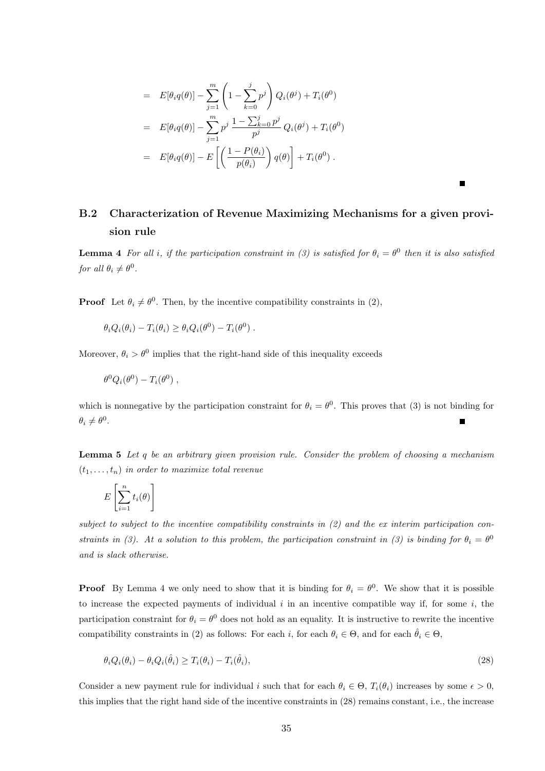$$
\begin{aligned}
&= E[\theta_i q(\theta)] - \sum_{j=1}^{m} \left(1 - \sum_{k=0}^{j} p^j\right) Q_i(\theta^j) + T_i(\theta^0) \\
&= E[\theta_i q(\theta)] - \sum_{j=1}^{m} p^j \, \frac{1 - \sum_{k=0}^{j} p^j}{p^j} \, Q_i(\theta^j) + T_i(\theta^0) \\
&= E[\theta_i q(\theta)] - E\left[\left(\frac{1 - P(\theta_i)}{p(\theta_i)}\right) q(\theta)\right] + T_i(\theta^0) \, .
\end{aligned}
$$

■

## B.2 Characterization of Revenue Maximizing Mechanisms for a given provision rule

**Lemma 4** *For all $i$, if the participation constraint in (3) is satisfied for $\theta_i = \theta^0$ then it is also satisfied for all $\theta_i \neq \theta^0$.*

**Proof** Let $\theta_i \neq \theta^0$. Then, by the incentive compatibility constraints in (2),

$$\theta_i Q_i(\theta_i) - T_i(\theta_i) \geq \theta_i Q_i(\theta^0) - T_i(\theta^0) \, .$$

Moreover, $\theta_i > \theta^0$ implies that the right-hand side of this inequality exceeds

$$\theta^0 Q_i(\theta^0) - T_i(\theta^0) \, ,$$

which is nonnegative by the participation constraint for $\theta_i = \theta^0$. This proves that (3) is not binding for $\theta_i \neq \theta^0$. ■

**Lemma 5** *Let $q$ be an arbitrary given provision rule. Consider the problem of choosing a mechanism $(t_1, \ldots, t_n)$ in order to maximize total revenue*

$$E\left[\sum_{i=1}^{n} t_i(\theta)\right]$$

*subject to subject to the incentive compatibility constraints in (2) and the ex interim participation constraints in (3). At a solution to this problem, the participation constraint in (3) is binding for $\theta_i = \theta^0$ and is slack otherwise.*

**Proof** By Lemma 4 we only need to show that it is binding for $\theta_i = \theta^0$. We show that it is possible to increase the expected payments of individual $i$ in an incentive compatible way if, for some $i$, the participation constraint for $\theta_i = \theta^0$ does not hold as an equality. It is instructive to rewrite the incentive compatibility constraints in (2) as follows: For each $i$, for each $\theta_i \in \Theta$, and for each $\hat{\theta}_i \in \Theta$,

$$\theta_i Q_i(\theta_i) - \theta_i Q_i(\hat{\theta}_i) \geq T_i(\theta_i) - T_i(\hat{\theta}_i), \tag{28}$$

Consider a new payment rule for individual $i$ such that for each $\theta_i \in \Theta$, $T_i(\theta_i)$ increases by some $\epsilon > 0$, this implies that the right hand side of the incentive constraints in (28) remains constant, i.e., the increase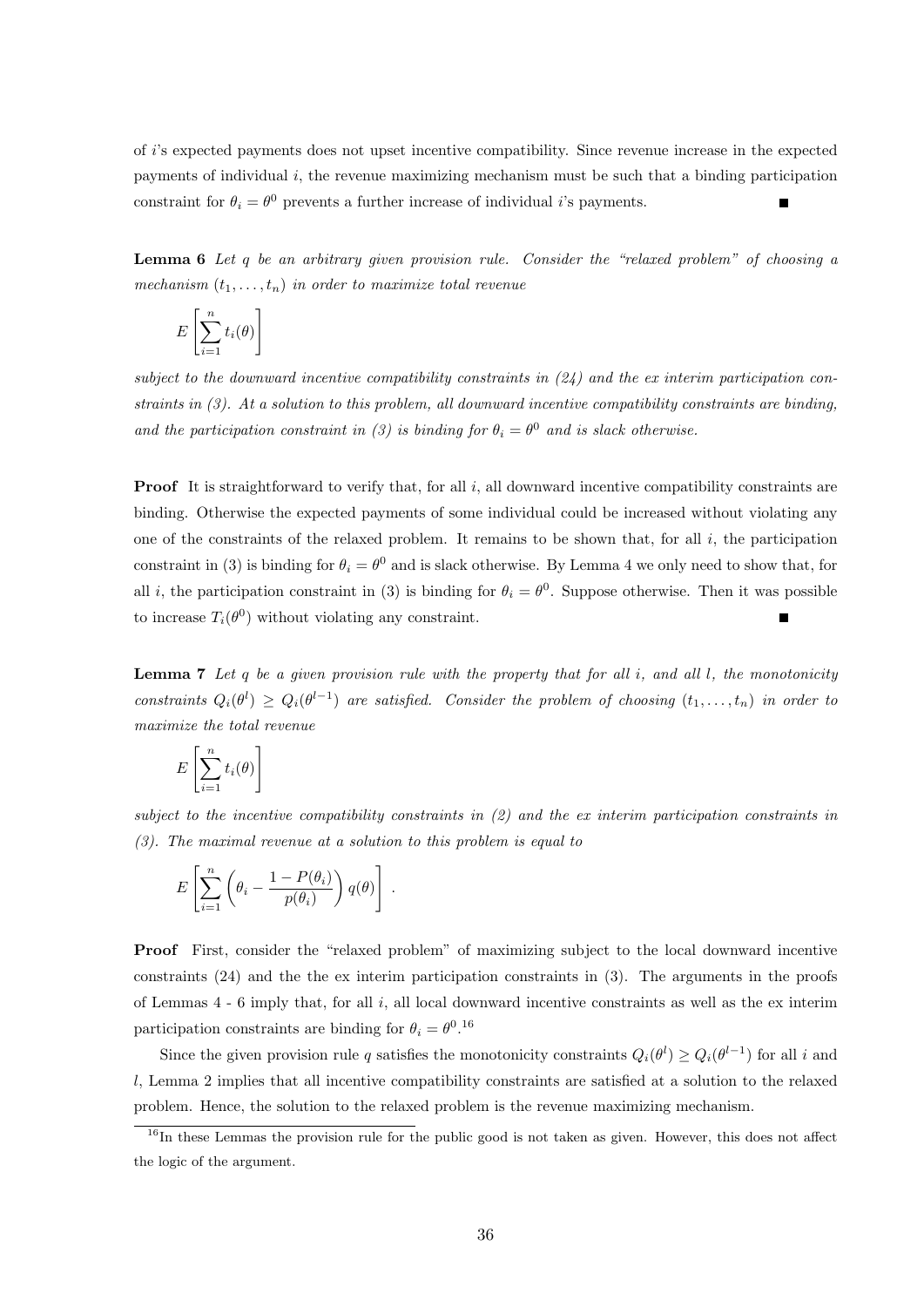of $i$'s expected payments does not upset incentive compatibility. Since revenue increase in the expected payments of individual $i$, the revenue maximizing mechanism must be such that a binding participation constraint for $\theta_i = \theta^0$ prevents a further increase of individual $i$'s payments. ■

**Lemma 6** *Let $q$ be an arbitrary given provision rule. Consider the "relaxed problem" of choosing a mechanism $(t_1, \ldots, t_n)$ in order to maximize total revenue*

$$E\left[\sum_{i=1}^{n} t_i(\theta)\right]$$

*subject to the downward incentive compatibility constraints in (24) and the ex interim participation constraints in (3). At a solution to this problem, all downward incentive compatibility constraints are binding, and the participation constraint in (3) is binding for $\theta_i = \theta^0$ and is slack otherwise.*

**Proof** It is straightforward to verify that, for all $i$, all downward incentive compatibility constraints are binding. Otherwise the expected payments of some individual could be increased without violating any one of the constraints of the relaxed problem. It remains to be shown that, for all $i$, the participation constraint in (3) is binding for $\theta_i = \theta^0$ and is slack otherwise. By Lemma 4 we only need to show that, for all $i$, the participation constraint in (3) is binding for $\theta_i = \theta^0$. Suppose otherwise. Then it was possible to increase $T_i(\theta^0)$ without violating any constraint. ■

**Lemma 7** *Let $q$ be a given provision rule with the property that for all $i$, and all $l$, the monotonicity constraints $Q_i(\theta^l) \geq Q_i(\theta^{l-1})$ are satisfied. Consider the problem of choosing $(t_1, \ldots, t_n)$ in order to maximize the total revenue*

$$E\left[\sum_{i=1}^{n} t_i(\theta)\right]$$

*subject to the incentive compatibility constraints in (2) and the ex interim participation constraints in (3). The maximal revenue at a solution to this problem is equal to*

$$E\left[\sum_{i=1}^{n} \left(\theta_i - \frac{1 - P(\theta_i)}{p(\theta_i)}\right) q(\theta)\right] .$$

**Proof** First, consider the "relaxed problem" of maximizing subject to the local downward incentive constraints (24) and the the ex interim participation constraints in (3). The arguments in the proofs of Lemmas 4 - 6 imply that, for all $i$, all local downward incentive constraints as well as the ex interim participation constraints are binding for $\theta_i = \theta^0$.[16]

Since the given provision rule $q$ satisfies the monotonicity constraints $Q_i(\theta^l) \geq Q_i(\theta^{l-1})$ for all $i$ and $l$, Lemma 2 implies that all incentive compatibility constraints are satisfied at a solution to the relaxed problem. Hence, the solution to the relaxed problem is the revenue maximizing mechanism.

[16] In these Lemmas the provision rule for the public good is not taken as given. However, this does not affect the logic of the argument.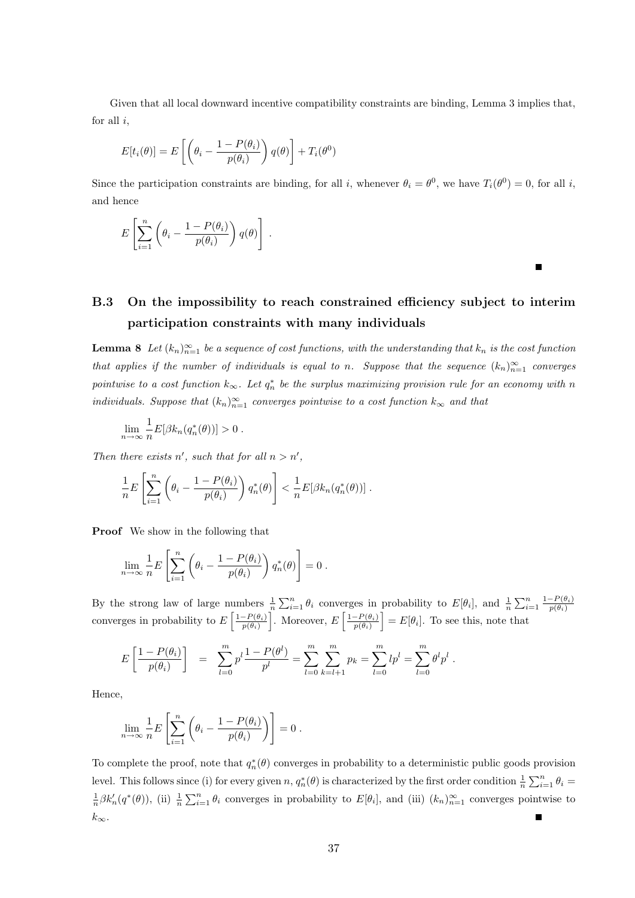Given that all local downward incentive compatibility constraints are binding, Lemma 3 implies that, for all $i$,

$$E[t_i(\theta)] = E\left[\left(\theta_i - \frac{1-P(\theta_i)}{p(\theta_i)}\right) q(\theta)\right] + T_i(\theta^0)$$

Since the participation constraints are binding, for all $i$, whenever $\theta_i = \theta^0$, we have $T_i(\theta^0) = 0$, for all $i$, and hence

$$E\left[\sum_{i=1}^{n}\left(\theta_i - \frac{1-P(\theta_i)}{p(\theta_i)}\right) q(\theta)\right] .$$

■

### B.3 On the impossibility to reach constrained efficiency subject to interim participation constraints with many individuals

**Lemma 8** *Let $(k_n)_{n=1}^{\infty}$ be a sequence of cost functions, with the understanding that $k_n$ is the cost function that applies if the number of individuals is equal to $n$. Suppose that the sequence $(k_n)_{n=1}^{\infty}$ converges pointwise to a cost function $k_{\infty}$. Let $q_n^*$ be the surplus maximizing provision rule for an economy with $n$ individuals. Suppose that $(k_n)_{n=1}^{\infty}$ converges pointwise to a cost function $k_{\infty}$ and that*

$$\lim_{n\to\infty} \frac{1}{n} E[\beta k_n(q_n^*(\theta))] > 0 .$$

*Then there exists $n'$, such that for all $n > n'$,*

$$\frac{1}{n} E\left[\sum_{i=1}^{n}\left(\theta_i - \frac{1-P(\theta_i)}{p(\theta_i)}\right) q_n^*(\theta)\right] < \frac{1}{n} E[\beta k_n(q_n^*(\theta))] .$$

**Proof** We show in the following that

$$\lim_{n\to\infty} \frac{1}{n} E\left[\sum_{i=1}^{n}\left(\theta_i - \frac{1-P(\theta_i)}{p(\theta_i)}\right) q_n^*(\theta)\right] = 0 .$$

By the strong law of large numbers $\frac{1}{n}\sum_{i=1}^{n}\theta_i$ converges in probability to $E[\theta_i]$, and $\frac{1}{n}\sum_{i=1}^{n}\frac{1-P(\theta_i)}{p(\theta_i)}$ converges in probability to $E\left[\frac{1-P(\theta_i)}{p(\theta_i)}\right]$. Moreover, $E\left[\frac{1-P(\theta_i)}{p(\theta_i)}\right] = E[\theta_i]$. To see this, note that

$$E\left[\frac{1-P(\theta_i)}{p(\theta_i)}\right] \;\; = \;\; \sum_{l=0}^{m} p^l \frac{1-P(\theta^l)}{p^l} = \sum_{l=0}^{m}\sum_{k=l+1}^{m} p_k = \sum_{l=0}^{m} l p^l = \sum_{l=0}^{m} \theta^l p^l .$$

Hence,

$$\lim_{n\to\infty} \frac{1}{n} E\left[\sum_{i=1}^{n}\left(\theta_i - \frac{1-P(\theta_i)}{p(\theta_i)}\right)\right] = 0 .$$

To complete the proof, note that $q_n^*(\theta)$ converges in probability to a deterministic public goods provision level. This follows since (i) for every given $n$, $q_n^*(\theta)$ is characterized by the first order condition $\frac{1}{n}\sum_{i=1}^{n}\theta_i = \frac{1}{n}\beta k_n'(q^*(\theta))$, (ii) $\frac{1}{n}\sum_{i=1}^{n}\theta_i$ converges in probability to $E[\theta_i]$, and (iii) $(k_n)_{n=1}^{\infty}$ converges pointwise to $k_{\infty}$. ■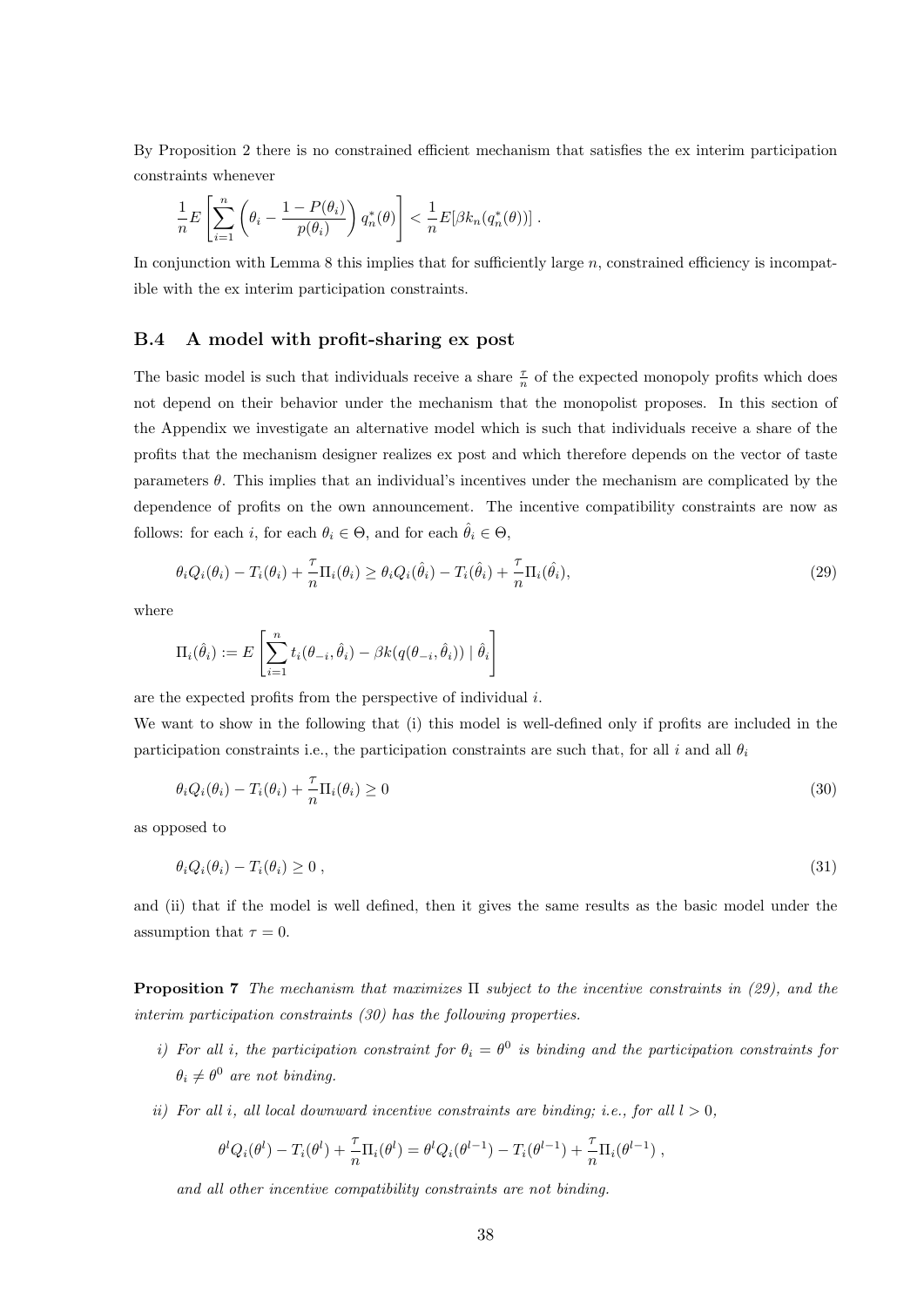By Proposition 2 there is no constrained efficient mechanism that satisfies the ex interim participation constraints whenever

$$\frac{1}{n}E\left[\sum_{i=1}^{n}\left(\theta_i - \frac{1-P(\theta_i)}{p(\theta_i)}\right)q_n^*(\theta)\right] < \frac{1}{n}E[\beta k_n(q_n^*(\theta))] \,.$$

In conjunction with Lemma 8 this implies that for sufficiently large $n$, constrained efficiency is incompatible with the ex interim participation constraints.

### B.4 A model with profit-sharing ex post

The basic model is such that individuals receive a share $\frac{\tau}{n}$ of the expected monopoly profits which does not depend on their behavior under the mechanism that the monopolist proposes. In this section of the Appendix we investigate an alternative model which is such that individuals receive a share of the profits that the mechanism designer realizes ex post and which therefore depends on the vector of taste parameters $\theta$. This implies that an individual's incentives under the mechanism are complicated by the dependence of profits on the own announcement. The incentive compatibility constraints are now as follows: for each $i$, for each $\theta_i \in \Theta$, and for each $\hat{\theta}_i \in \Theta$,

$$\theta_i Q_i(\theta_i) - T_i(\theta_i) + \frac{\tau}{n}\Pi_i(\theta_i) \geq \theta_i Q_i(\hat{\theta}_i) - T_i(\hat{\theta}_i) + \frac{\tau}{n}\Pi_i(\hat{\theta}_i), \tag{29}$$

where

$$\Pi_i(\hat{\theta}_i) := E\left[\sum_{i=1}^{n} t_i(\theta_{-i}, \hat{\theta}_i) - \beta k(q(\theta_{-i}, \hat{\theta}_i)) \mid \hat{\theta}_i\right]$$

are the expected profits from the perspective of individual $i$.

We want to show in the following that (i) this model is well-defined only if profits are included in the participation constraints i.e., the participation constraints are such that, for all $i$ and all $\theta_i$

$$\theta_i Q_i(\theta_i) - T_i(\theta_i) + \frac{\tau}{n}\Pi_i(\theta_i) \geq 0 \tag{30}$$

as opposed to

$$\theta_i Q_i(\theta_i) - T_i(\theta_i) \geq 0 \,, \tag{31}$$

and (ii) that if the model is well defined, then it gives the same results as the basic model under the assumption that $\tau = 0$.

**Proposition 7** *The mechanism that maximizes $\Pi$ subject to the incentive constraints in (29), and the interim participation constraints (30) has the following properties.*

- *i) For all $i$, the participation constraint for $\theta_i = \theta^0$ is binding and the participation constraints for $\theta_i \neq \theta^0$ are not binding.*
- *ii) For all $i$, all local downward incentive constraints are binding; i.e., for all $l > 0$,*

$$\theta^l Q_i(\theta^l) - T_i(\theta^l) + \frac{\tau}{n}\Pi_i(\theta^l) = \theta^l Q_i(\theta^{l-1}) - T_i(\theta^{l-1}) + \frac{\tau}{n}\Pi_i(\theta^{l-1}) \,,$$

*and all other incentive compatibility constraints are not binding.*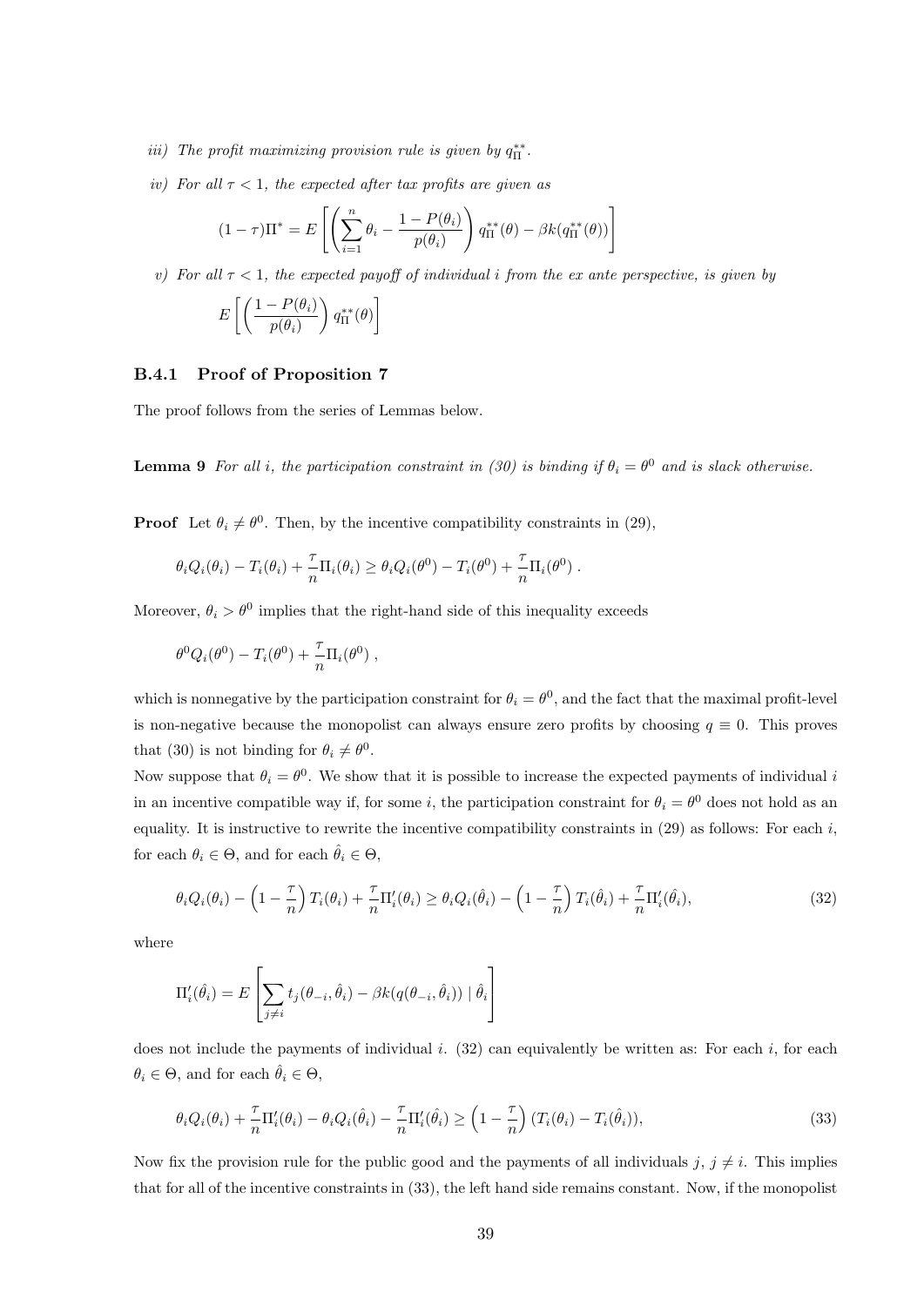*iii) The profit maximizing provision rule is given by $q^{**}_{\Pi}$.*

*iv) For all $\tau < 1$, the expected after tax profits are given as*

$$(1-\tau)\Pi^* = E\left[\left(\sum_{i=1}^{n} \theta_i - \frac{1-P(\theta_i)}{p(\theta_i)}\right) q^{**}_{\Pi}(\theta) - \beta k(q^{**}_{\Pi}(\theta))\right]$$

*v) For all $\tau < 1$, the expected payoff of individual $i$ from the ex ante perspective, is given by*

$$E\left[\left(\frac{1-P(\theta_i)}{p(\theta_i)}\right) q^{**}_{\Pi}(\theta)\right]$$

### B.4.1 Proof of Proposition 7

The proof follows from the series of Lemmas below.

**Lemma 9** *For all $i$, the participation constraint in (30) is binding if $\theta_i = \theta^0$ and is slack otherwise.*

**Proof** Let $\theta_i \neq \theta^0$. Then, by the incentive compatibility constraints in (29),

$$\theta_i Q_i(\theta_i) - T_i(\theta_i) + \frac{\tau}{n}\Pi_i(\theta_i) \geq \theta_i Q_i(\theta^0) - T_i(\theta^0) + \frac{\tau}{n}\Pi_i(\theta^0)\,.$$

Moreover, $\theta_i > \theta^0$ implies that the right-hand side of this inequality exceeds

$$\theta^0 Q_i(\theta^0) - T_i(\theta^0) + \frac{\tau}{n}\Pi_i(\theta^0)\,,$$

which is nonnegative by the participation constraint for $\theta_i = \theta^0$, and the fact that the maximal profit-level is non-negative because the monopolist can always ensure zero profits by choosing $q \equiv 0$. This proves that (30) is not binding for $\theta_i \neq \theta^0$.

Now suppose that $\theta_i = \theta^0$. We show that it is possible to increase the expected payments of individual $i$ in an incentive compatible way if, for some $i$, the participation constraint for $\theta_i = \theta^0$ does not hold as an equality. It is instructive to rewrite the incentive compatibility constraints in (29) as follows: For each $i$, for each $\theta_i \in \Theta$, and for each $\hat{\theta}_i \in \Theta$,

$$\theta_i Q_i(\theta_i) - \left(1-\frac{\tau}{n}\right) T_i(\theta_i) + \frac{\tau}{n}\Pi'_i(\theta_i) \geq \theta_i Q_i(\hat{\theta}_i) - \left(1-\frac{\tau}{n}\right) T_i(\hat{\theta}_i) + \frac{\tau}{n}\Pi'_i(\hat{\theta}_i), \tag{32}$$

where

$$\Pi'_i(\hat{\theta}_i) = E\left[\sum_{j\neq i} t_j(\theta_{-i}, \hat{\theta}_i) - \beta k(q(\theta_{-i}, \hat{\theta}_i)) \mid \hat{\theta}_i\right]$$

does not include the payments of individual $i$. (32) can equivalently be written as: For each $i$, for each $\theta_i \in \Theta$, and for each $\hat{\theta}_i \in \Theta$,

$$\theta_i Q_i(\theta_i) + \frac{\tau}{n}\Pi'_i(\theta_i) - \theta_i Q_i(\hat{\theta}_i) - \frac{\tau}{n}\Pi'_i(\hat{\theta}_i) \geq \left(1-\frac{\tau}{n}\right)(T_i(\theta_i) - T_i(\hat{\theta}_i)), \tag{33}$$

Now fix the provision rule for the public good and the payments of all individuals $j$, $j \neq i$. This implies that for all of the incentive constraints in (33), the left hand side remains constant. Now, if the monopolist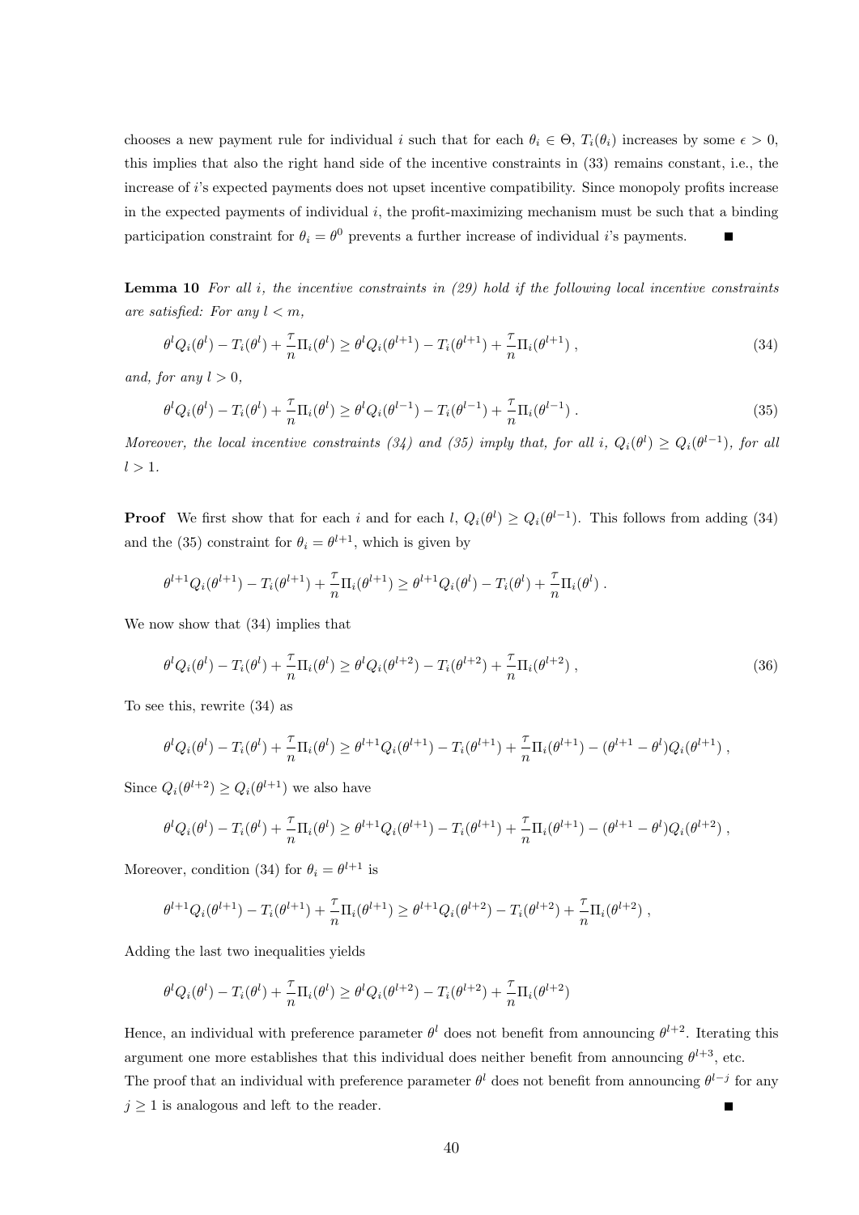chooses a new payment rule for individual $i$ such that for each $\theta_i \in \Theta$, $T_i(\theta_i)$ increases by some $\epsilon > 0$, this implies that also the right hand side of the incentive constraints in (33) remains constant, i.e., the increase of $i$'s expected payments does not upset incentive compatibility. Since monopoly profits increase in the expected payments of individual $i$, the profit-maximizing mechanism must be such that a binding participation constraint for $\theta_i = \theta^0$ prevents a further increase of individual $i$'s payments. ∎

**Lemma 10** *For all $i$, the incentive constraints in (29) hold if the following local incentive constraints are satisfied: For any $l < m$,*

$$\theta^l Q_i(\theta^l) - T_i(\theta^l) + \frac{\tau}{n}\Pi_i(\theta^l) \geq \theta^l Q_i(\theta^{l+1}) - T_i(\theta^{l+1}) + \frac{\tau}{n}\Pi_i(\theta^{l+1}) \,, \tag{34}$$

*and, for any $l > 0$,*

$$\theta^l Q_i(\theta^l) - T_i(\theta^l) + \frac{\tau}{n}\Pi_i(\theta^l) \geq \theta^l Q_i(\theta^{l-1}) - T_i(\theta^{l-1}) + \frac{\tau}{n}\Pi_i(\theta^{l-1}) \,. \tag{35}$$

*Moreover, the local incentive constraints (34) and (35) imply that, for all $i$, $Q_i(\theta^l) \geq Q_i(\theta^{l-1})$, for all $l > 1$.*

**Proof** We first show that for each $i$ and for each $l$, $Q_i(\theta^l) \geq Q_i(\theta^{l-1})$. This follows from adding (34) and the (35) constraint for $\theta_i = \theta^{l+1}$, which is given by

$$\theta^{l+1} Q_i(\theta^{l+1}) - T_i(\theta^{l+1}) + \frac{\tau}{n}\Pi_i(\theta^{l+1}) \geq \theta^{l+1} Q_i(\theta^l) - T_i(\theta^l) + \frac{\tau}{n}\Pi_i(\theta^l) \,.$$

We now show that (34) implies that

$$\theta^l Q_i(\theta^l) - T_i(\theta^l) + \frac{\tau}{n}\Pi_i(\theta^l) \geq \theta^l Q_i(\theta^{l+2}) - T_i(\theta^{l+2}) + \frac{\tau}{n}\Pi_i(\theta^{l+2}) \,, \tag{36}$$

To see this, rewrite (34) as

$$\theta^l Q_i(\theta^l) - T_i(\theta^l) + \frac{\tau}{n}\Pi_i(\theta^l) \geq \theta^{l+1} Q_i(\theta^{l+1}) - T_i(\theta^{l+1}) + \frac{\tau}{n}\Pi_i(\theta^{l+1}) - (\theta^{l+1} - \theta^l) Q_i(\theta^{l+1}) \,,$$

Since $Q_i(\theta^{l+2}) \geq Q_i(\theta^{l+1})$ we also have

$$\theta^l Q_i(\theta^l) - T_i(\theta^l) + \frac{\tau}{n}\Pi_i(\theta^l) \geq \theta^{l+1} Q_i(\theta^{l+1}) - T_i(\theta^{l+1}) + \frac{\tau}{n}\Pi_i(\theta^{l+1}) - (\theta^{l+1} - \theta^l) Q_i(\theta^{l+2}) \,,$$

Moreover, condition (34) for $\theta_i = \theta^{l+1}$ is

$$\theta^{l+1} Q_i(\theta^{l+1}) - T_i(\theta^{l+1}) + \frac{\tau}{n}\Pi_i(\theta^{l+1}) \geq \theta^{l+1} Q_i(\theta^{l+2}) - T_i(\theta^{l+2}) + \frac{\tau}{n}\Pi_i(\theta^{l+2}) \,,$$

Adding the last two inequalities yields

$$\theta^l Q_i(\theta^l) - T_i(\theta^l) + \frac{\tau}{n}\Pi_i(\theta^l) \geq \theta^l Q_i(\theta^{l+2}) - T_i(\theta^{l+2}) + \frac{\tau}{n}\Pi_i(\theta^{l+2})$$

Hence, an individual with preference parameter $\theta^l$ does not benefit from announcing $\theta^{l+2}$. Iterating this argument one more establishes that this individual does neither benefit from announcing $\theta^{l+3}$, etc.
The proof that an individual with preference parameter $\theta^l$ does not benefit from announcing $\theta^{l-j}$ for any $j \geq 1$ is analogous and left to the reader. ∎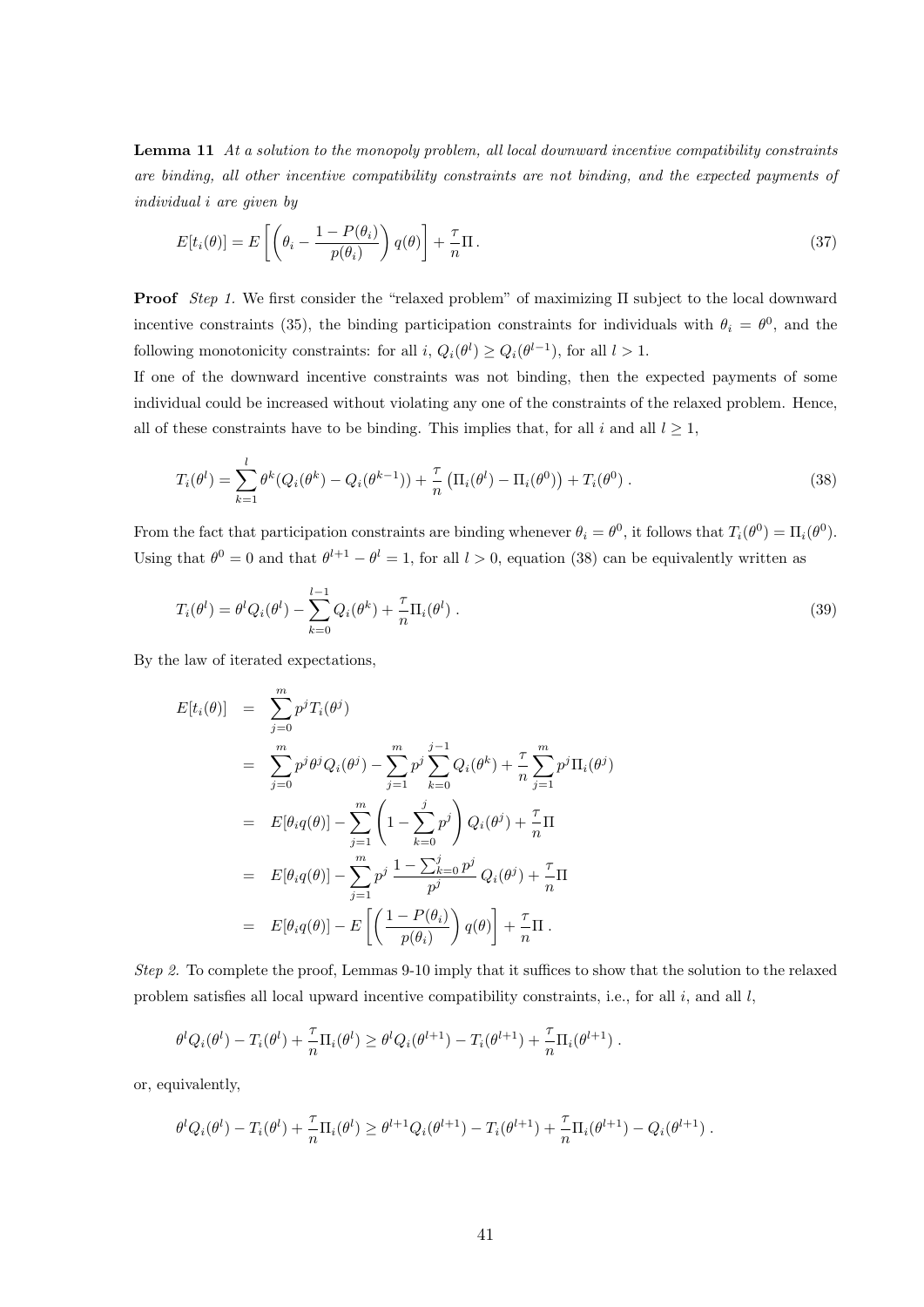**Lemma 11** *At a solution to the monopoly problem, all local downward incentive compatibility constraints are binding, all other incentive compatibility constraints are not binding, and the expected payments of individual $i$ are given by*

$$E[t_i(\theta)] = E\left[\left(\theta_i - \frac{1-P(\theta_i)}{p(\theta_i)}\right) q(\theta)\right] + \frac{\tau}{n}\Pi\,. \tag{37}$$

**Proof** *Step 1.* We first consider the "relaxed problem" of maximizing $\Pi$ subject to the local downward incentive constraints (35), the binding participation constraints for individuals with $\theta_i = \theta^0$, and the following monotonicity constraints: for all $i$, $Q_i(\theta^l) \geq Q_i(\theta^{l-1})$, for all $l > 1$.

If one of the downward incentive constraints was not binding, then the expected payments of some individual could be increased without violating any one of the constraints of the relaxed problem. Hence, all of these constraints have to be binding. This implies that, for all $i$ and all $l \geq 1$,

$$T_i(\theta^l) = \sum_{k=1}^{l} \theta^k (Q_i(\theta^k) - Q_i(\theta^{k-1})) + \frac{\tau}{n}\left(\Pi_i(\theta^l) - \Pi_i(\theta^0)\right) + T_i(\theta^0)\,. \tag{38}$$

From the fact that participation constraints are binding whenever $\theta_i = \theta^0$, it follows that $T_i(\theta^0) = \Pi_i(\theta^0)$. Using that $\theta^0 = 0$ and that $\theta^{l+1} - \theta^l = 1$, for all $l > 0$, equation (38) can be equivalently written as

$$T_i(\theta^l) = \theta^l Q_i(\theta^l) - \sum_{k=0}^{l-1} Q_i(\theta^k) + \frac{\tau}{n}\Pi_i(\theta^l)\,. \tag{39}$$

By the law of iterated expectations,

$$\begin{aligned}
E[t_i(\theta)] &= \sum_{j=0}^{m} p^j T_i(\theta^j) \\
&= \sum_{j=0}^{m} p^j \theta^j Q_i(\theta^j) - \sum_{j=1}^{m} p^j \sum_{k=0}^{j-1} Q_i(\theta^k) + \frac{\tau}{n}\sum_{j=1}^{m} p^j \Pi_i(\theta^j) \\
&= E[\theta_i q(\theta)] - \sum_{j=1}^{m}\left(1 - \sum_{k=0}^{j} p^j\right) Q_i(\theta^j) + \frac{\tau}{n}\Pi \\
&= E[\theta_i q(\theta)] - \sum_{j=1}^{m} p^j\, \frac{1 - \sum_{k=0}^{j} p^j}{p^j}\, Q_i(\theta^j) + \frac{\tau}{n}\Pi \\
&= E[\theta_i q(\theta)] - E\left[\left(\frac{1-P(\theta_i)}{p(\theta_i)}\right) q(\theta)\right] + \frac{\tau}{n}\Pi\,.
\end{aligned}$$

*Step 2.* To complete the proof, Lemmas 9-10 imply that it suffices to show that the solution to the relaxed problem satisfies all local upward incentive compatibility constraints, i.e., for all $i$, and all $l$,

$$\theta^l Q_i(\theta^l) - T_i(\theta^l) + \frac{\tau}{n}\Pi_i(\theta^l) \geq \theta^l Q_i(\theta^{l+1}) - T_i(\theta^{l+1}) + \frac{\tau}{n}\Pi_i(\theta^{l+1})\,.$$

or, equivalently,

$$\theta^l Q_i(\theta^l) - T_i(\theta^l) + \frac{\tau}{n}\Pi_i(\theta^l) \geq \theta^{l+1} Q_i(\theta^{l+1}) - T_i(\theta^{l+1}) + \frac{\tau}{n}\Pi_i(\theta^{l+1}) - Q_i(\theta^{l+1})\,.$$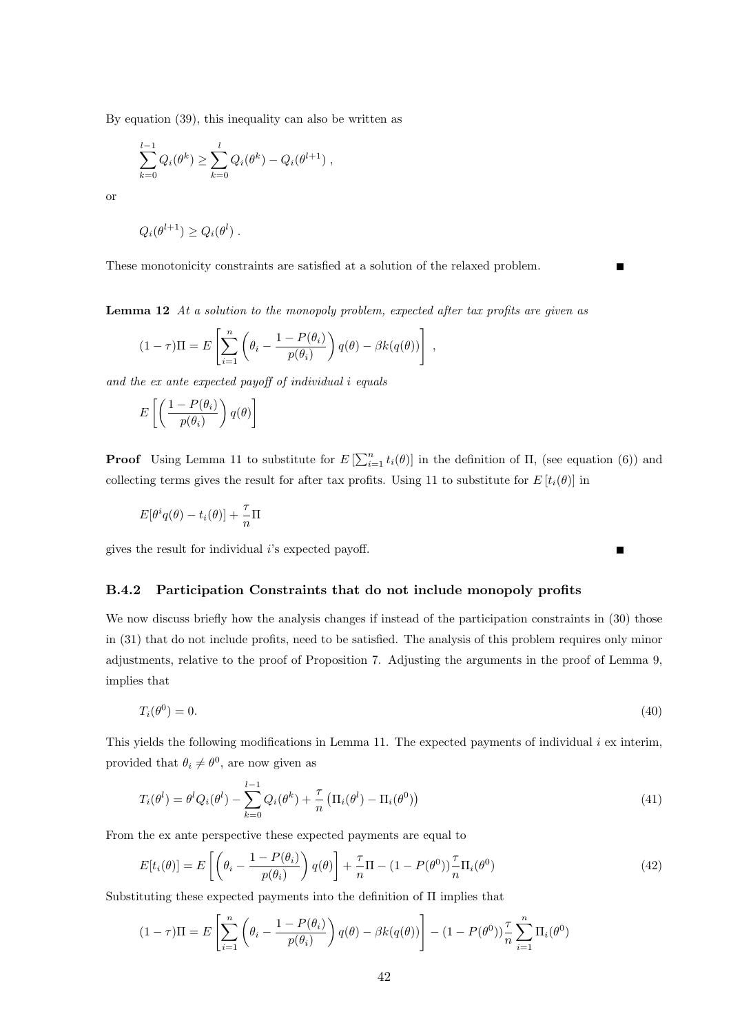By equation (39), this inequality can also be written as

$$\sum_{k=0}^{l-1} Q_i(\theta^k) \geq \sum_{k=0}^{l} Q_i(\theta^k) - Q_i(\theta^{l+1}) ,$$

or

$$Q_i(\theta^{l+1}) \geq Q_i(\theta^l) .$$

These monotonicity constraints are satisfied at a solution of the relaxed problem. ■

**Lemma 12** *At a solution to the monopoly problem, expected after tax profits are given as*

$$(1-\tau)\Pi = E\left[\sum_{i=1}^{n}\left(\theta_i - \frac{1-P(\theta_i)}{p(\theta_i)}\right) q(\theta) - \beta k(q(\theta))\right] ,$$

*and the ex ante expected payoff of individual $i$ equals*

$$E\left[\left(\frac{1-P(\theta_i)}{p(\theta_i)}\right) q(\theta)\right]$$

**Proof** Using Lemma 11 to substitute for $E\left[\sum_{i=1}^{n} t_i(\theta)\right]$ in the definition of $\Pi$, (see equation (6)) and collecting terms gives the result for after tax profits. Using 11 to substitute for $E\left[t_i(\theta)\right]$ in

$$E[\theta^i q(\theta) - t_i(\theta)] + \frac{\tau}{n}\Pi$$

gives the result for individual $i$'s expected payoff. ■

### B.4.2 Participation Constraints that do not include monopoly profits

We now discuss briefly how the analysis changes if instead of the participation constraints in (30) those in (31) that do not include profits, need to be satisfied. The analysis of this problem requires only minor adjustments, relative to the proof of Proposition 7. Adjusting the arguments in the proof of Lemma 9, implies that

$$T_i(\theta^0) = 0. \tag{40}$$

This yields the following modifications in Lemma 11. The expected payments of individual $i$ ex interim, provided that $\theta_i \neq \theta^0$, are now given as

$$T_i(\theta^l) = \theta^l Q_i(\theta^l) - \sum_{k=0}^{l-1} Q_i(\theta^k) + \frac{\tau}{n}\left(\Pi_i(\theta^l) - \Pi_i(\theta^0)\right) \tag{41}$$

From the ex ante perspective these expected payments are equal to

$$E[t_i(\theta)] = E\left[\left(\theta_i - \frac{1-P(\theta_i)}{p(\theta_i)}\right) q(\theta)\right] + \frac{\tau}{n}\Pi - (1-P(\theta^0))\frac{\tau}{n}\Pi_i(\theta^0) \tag{42}$$

Substituting these expected payments into the definition of $\Pi$ implies that

$$(1-\tau)\Pi = E\left[\sum_{i=1}^{n}\left(\theta_i - \frac{1-P(\theta_i)}{p(\theta_i)}\right) q(\theta) - \beta k(q(\theta))\right] - (1-P(\theta^0))\frac{\tau}{n}\sum_{i=1}^{n}\Pi_i(\theta^0)$$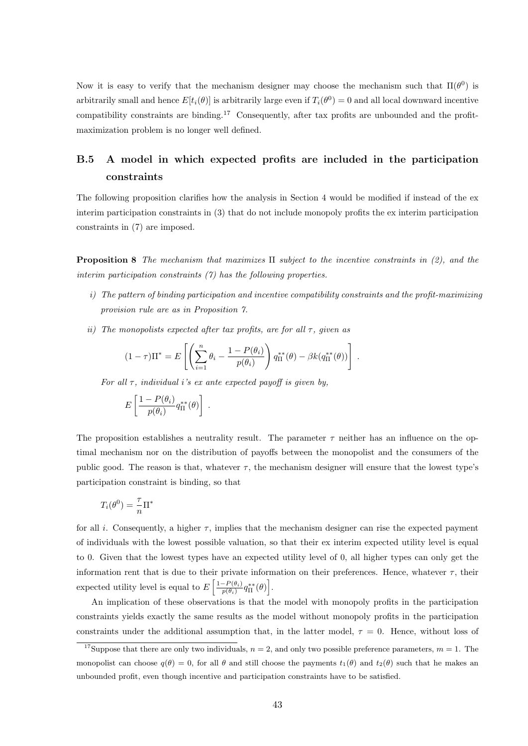Now it is easy to verify that the mechanism designer may choose the mechanism such that $\Pi(\theta^0)$ is arbitrarily small and hence $E[t_i(\theta)]$ is arbitrarily large even if $T_i(\theta^0) = 0$ and all local downward incentive compatibility constraints are binding.[17] Consequently, after tax profits are unbounded and the profit-maximization problem is no longer well defined.

## B.5 A model in which expected profits are included in the participation constraints

The following proposition clarifies how the analysis in Section 4 would be modified if instead of the ex interim participation constraints in (3) that do not include monopoly profits the ex interim participation constraints in (7) are imposed.

**Proposition 8** *The mechanism that maximizes $\Pi$ subject to the incentive constraints in (2), and the interim participation constraints (7) has the following properties.*

*i) The pattern of binding participation and incentive compatibility constraints and the profit-maximizing provision rule are as in Proposition 7.*

*ii) The monopolists expected after tax profits, are for all $\tau$, given as*

$$(1-\tau)\Pi^* = E\left[\left(\sum_{i=1}^{n} \theta_i - \frac{1-P(\theta_i)}{p(\theta_i)}\right) q_{\Pi}^{**}(\theta) - \beta k(q_{\Pi}^{**}(\theta))\right] .$$

*For all $\tau$, individual i's ex ante expected payoff is given by,*

$$E\left[\frac{1-P(\theta_i)}{p(\theta_i)} q_{\Pi}^{**}(\theta)\right] .$$

The proposition establishes a neutrality result. The parameter $\tau$ neither has an influence on the optimal mechanism nor on the distribution of payoffs between the monopolist and the consumers of the public good. The reason is that, whatever $\tau$, the mechanism designer will ensure that the lowest type's participation constraint is binding, so that

$$T_i(\theta^0) = \frac{\tau}{n}\Pi^*$$

for all $i$. Consequently, a higher $\tau$, implies that the mechanism designer can rise the expected payment of individuals with the lowest possible valuation, so that their ex interim expected utility level is equal to 0. Given that the lowest types have an expected utility level of 0, all higher types can only get the information rent that is due to their private information on their preferences. Hence, whatever $\tau$, their expected utility level is equal to $E\left[\frac{1-P(\theta_i)}{p(\theta_i)} q_{\Pi}^{**}(\theta)\right]$.

An implication of these observations is that the model with monopoly profits in the participation constraints yields exactly the same results as the model without monopoly profits in the participation constraints under the additional assumption that, in the latter model, $\tau = 0$. Hence, without loss of

[17] Suppose that there are only two individuals, $n = 2$, and only two possible preference parameters, $m = 1$. The monopolist can choose $q(\theta) = 0$, for all $\theta$ and still choose the payments $t_1(\theta)$ and $t_2(\theta)$ such that he makes an unbounded profit, even though incentive and participation constraints have to be satisfied.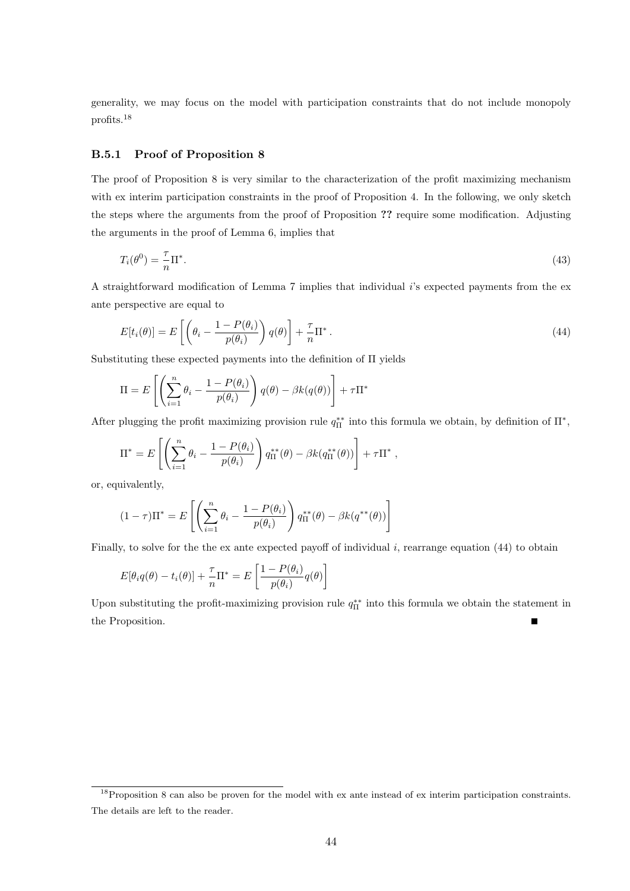generality, we may focus on the model with participation constraints that do not include monopoly profits.[18]

### B.5.1 Proof of Proposition 8

The proof of Proposition 8 is very similar to the characterization of the profit maximizing mechanism with ex interim participation constraints in the proof of Proposition 4. In the following, we only sketch the steps where the arguments from the proof of Proposition **??** require some modification. Adjusting the arguments in the proof of Lemma 6, implies that

$$T_i(\theta^0) = \frac{\tau}{n}\Pi^*. \tag{43}$$

A straightforward modification of Lemma 7 implies that individual $i$'s expected payments from the ex ante perspective are equal to

$$E[t_i(\theta)] = E\left[\left(\theta_i - \frac{1-P(\theta_i)}{p(\theta_i)}\right) q(\theta)\right] + \frac{\tau}{n}\Pi^*. \tag{44}$$

Substituting these expected payments into the definition of $\Pi$ yields

$$\Pi = E\left[\left(\sum_{i=1}^{n} \theta_i - \frac{1-P(\theta_i)}{p(\theta_i)}\right) q(\theta) - \beta k(q(\theta))\right] + \tau \Pi^*$$

After plugging the profit maximizing provision rule $q^{**}_{\Pi}$ into this formula we obtain, by definition of $\Pi^*$,

$$\Pi^* = E\left[\left(\sum_{i=1}^{n} \theta_i - \frac{1-P(\theta_i)}{p(\theta_i)}\right) q^{**}_{\Pi}(\theta) - \beta k(q^{**}_{\Pi}(\theta))\right] + \tau \Pi^*,$$

or, equivalently,

$$(1-\tau)\Pi^* = E\left[\left(\sum_{i=1}^{n} \theta_i - \frac{1-P(\theta_i)}{p(\theta_i)}\right) q^{**}_{\Pi}(\theta) - \beta k(q^{**}(\theta))\right]$$

Finally, to solve for the the ex ante expected payoff of individual $i$, rearrange equation (44) to obtain

$$E[\theta_i q(\theta) - t_i(\theta)] + \frac{\tau}{n}\Pi^* = E\left[\frac{1-P(\theta_i)}{p(\theta_i)} q(\theta)\right]$$

Upon substituting the profit-maximizing provision rule $q^{**}_{\Pi}$ into this formula we obtain the statement in the Proposition. ∎

[18] Proposition 8 can also be proven for the model with ex ante instead of ex interim participation constraints. The details are left to the reader.